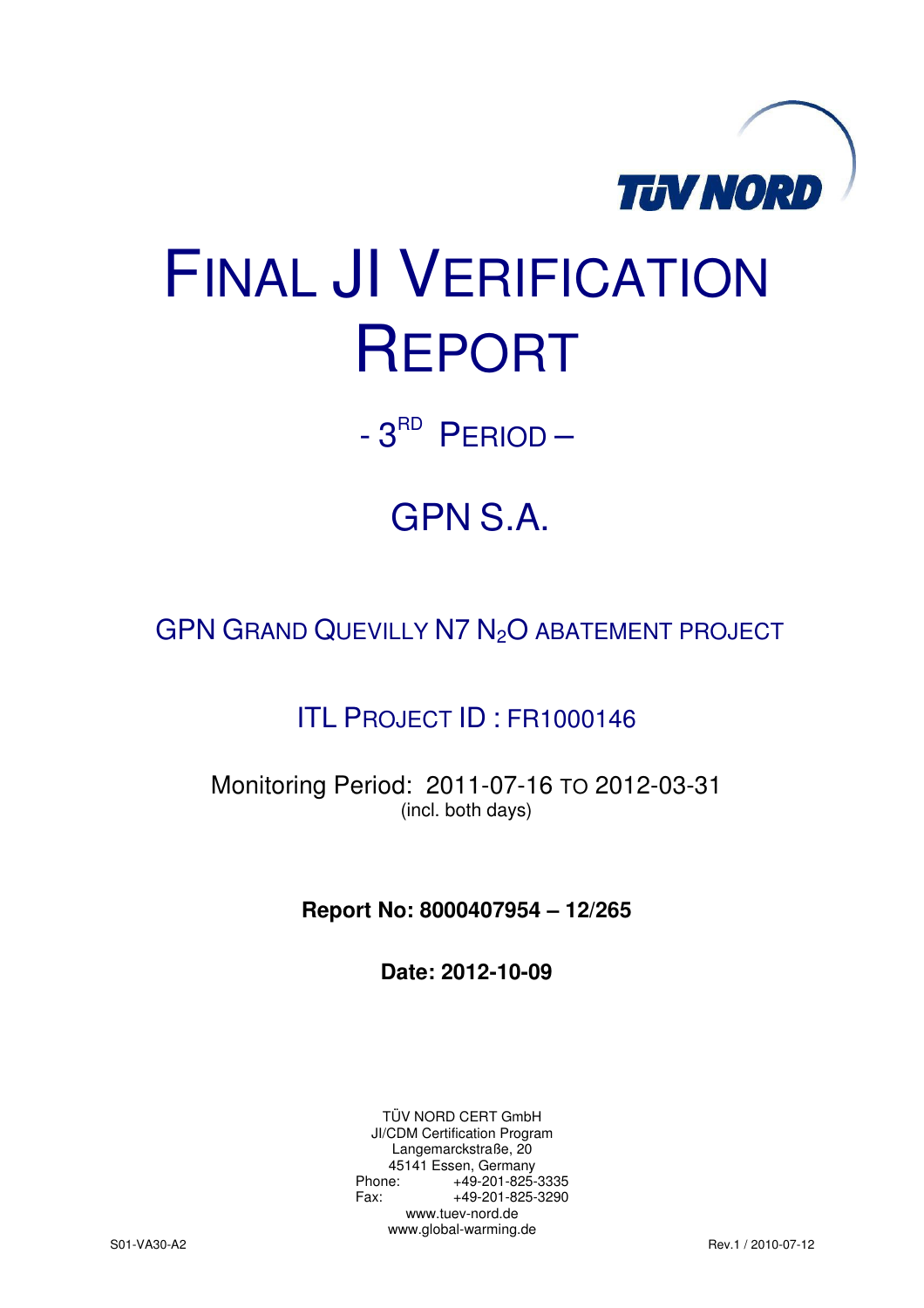TÜV NORD

# FINAL JI VERIFICATION REPORT

## - 3RD PERIOD –

## GPN S.A.

### GPN GRAND QUEVILLY N7 $N_2O$ ABATEMENT PROJECT

### ITL PROJECT ID : FR1000146

Monitoring Period: 2011-07-16 TO 2012-03-31
(incl. both days)

**Report No: 8000407954 – 12/265**

**Date: 2012-10-09**

TÜV NORD CERT GmbH
JI/CDM Certification Program
Langemarckstraße, 20
45141 Essen, Germany
Phone: +49-201-825-3335
Fax: +49-201-825-3290
www.tuev-nord.de
www.global-warming.de

S01-VA30-A2 Rev.1 / 2010-07-12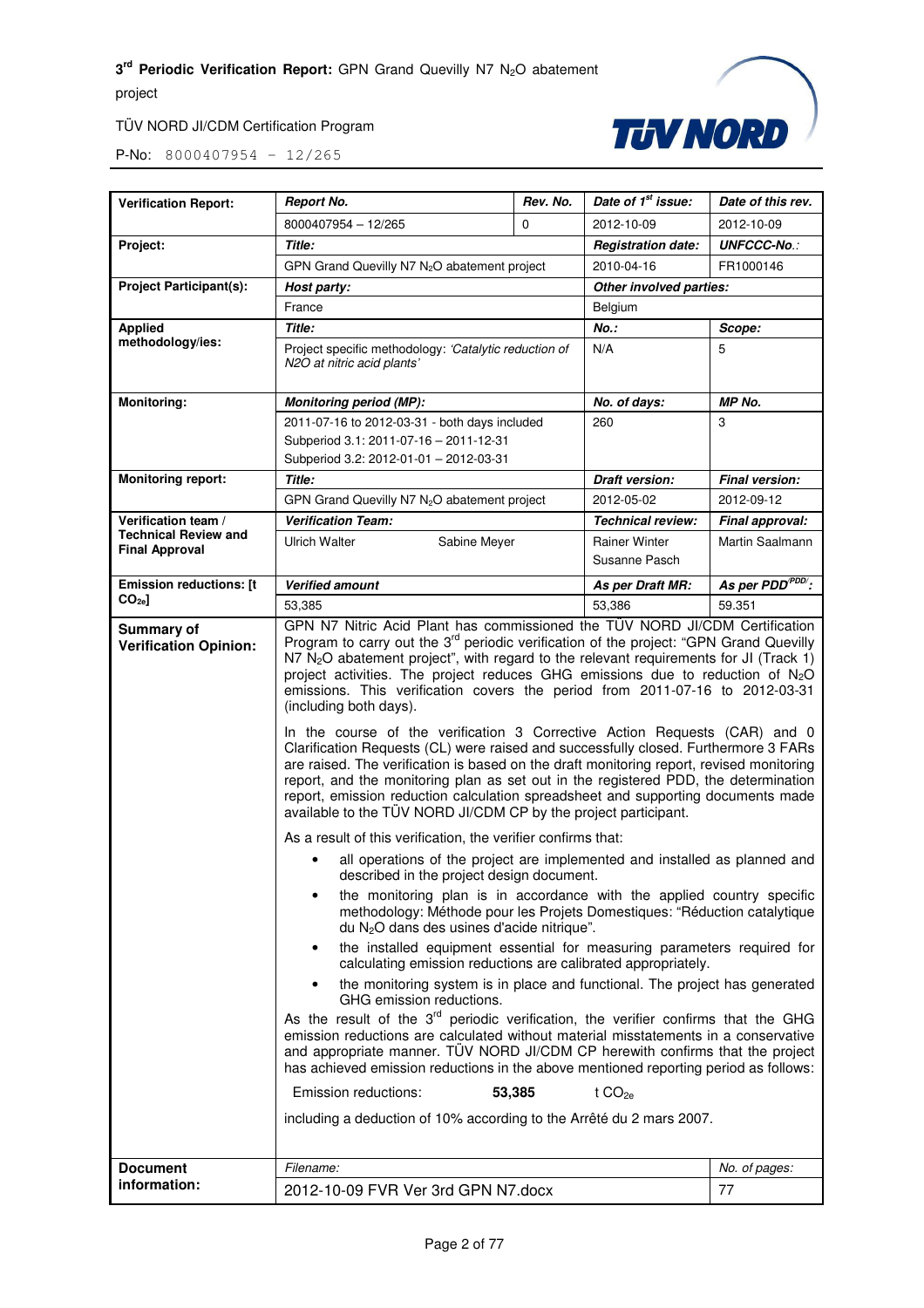| Verification Report: | *Report No.* | *Rev. No.* | *Date of 1[st] issue:* | *Date of this rev.* |
|---|---|---|---|---|
| | 8000407954 – 12/265 | 0 | 2012-10-09 | 2012-10-09 |
| **Project:** | *Title:* | | *Registration date:* | *UNFCCC-No.:* |
| | GPN Grand Quevilly N7 $N_2O$ abatement project | | 2010-04-16 | FR1000146 |
| **Project Participant(s):** | *Host party:* | | *Other involved parties:* | |
| | France | | Belgium | |
| **Applied methodology/ies:** | *Title:* | | *No.:* | *Scope:* |
| | Project specific methodology: *'Catalytic reduction of N2O at nitric acid plants'* | | N/A | 5 |
| **Monitoring:** | *Monitoring period (MP):* | | *No. of days:* | *MP No.* |
| | 2011-07-16 to 2012-03-31 - both days included<br>Subperiod 3.1: 2011-07-16 – 2011-12-31<br>Subperiod 3.2: 2012-01-01 – 2012-03-31 | | 260 | 3 |
| **Monitoring report:** | *Title:* | | *Draft version:* | *Final version:* |
| | GPN Grand Quevilly N7 $N_2O$ abatement project | | 2012-05-02 | 2012-09-12 |
| **Verification team / Technical Review and Final Approval** | *Verification Team:* | | *Technical review:* | *Final approval:* |
| | Ulrich Walter Sabine Meyer | | Rainer Winter<br>Susanne Pasch | Martin Saalmann |
| **Emission reductions: [t $CO_{2e}$]** | *Verified amount* | | *As per Draft MR:* | *As per PDD[PDD/]:* |
| | 53,385 | | 53,386 | 59.351 |

**Summary of Verification Opinion:**

GPN N7 Nitric Acid Plant has commissioned the TÜV NORD JI/CDM Certification Program to carry out the 3[rd] periodic verification of the project: "GPN Grand Quevilly N7 $N_2O$ abatement project", with regard to the relevant requirements for JI (Track 1) project activities. The project reduces GHG emissions due to reduction of $N_2O$ emissions. This verification covers the period from 2011-07-16 to 2012-03-31 (including both days).

In the course of the verification 3 Corrective Action Requests (CAR) and 0 Clarification Requests (CL) were raised and successfully closed. Furthermore 3 FARs are raised. The verification is based on the draft monitoring report, revised monitoring report, and the monitoring plan as set out in the registered PDD, the determination report, emission reduction calculation spreadsheet and supporting documents made available to the TÜV NORD JI/CDM CP by the project participant.

As a result of this verification, the verifier confirms that:

- all operations of the project are implemented and installed as planned and described in the project design document.
- the monitoring plan is in accordance with the applied country specific methodology: Méthode pour les Projets Domestiques: "Réduction catalytique du $N_2O$ dans des usines d'acide nitrique".
- the installed equipment essential for measuring parameters required for calculating emission reductions are calibrated appropriately.
- the monitoring system is in place and functional. The project has generated GHG emission reductions.

As the result of the 3[rd] periodic verification, the verifier confirms that the GHG emission reductions are calculated without material misstatements in a conservative and appropriate manner. TÜV NORD JI/CDM CP herewith confirms that the project has achieved emission reductions in the above mentioned reporting period as follows:

Emission reductions: **53,385** t $CO_{2e}$

including a deduction of 10% according to the Arrêté du 2 mars 2007.

| **Document information:** | *Filename:* | *No. of pages:* |
|---|---|---|
| | 2012-10-09 FVR Ver 3rd GPN N7.docx | 77 |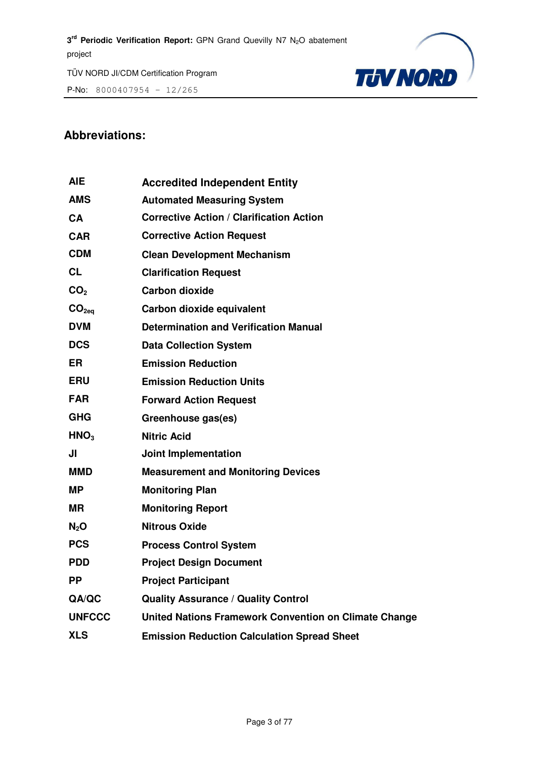## Abbreviations:

| | |
|---|---|
| **AIE** | **Accredited Independent Entity** |
| **AMS** | **Automated Measuring System** |
| **CA** | **Corrective Action / Clarification Action** |
| **CAR** | **Corrective Action Request** |
| **CDM** | **Clean Development Mechanism** |
| **CL** | **Clarification Request** |
| **$CO_2$** | **Carbon dioxide** |
| **$CO_{2eq}$** | **Carbon dioxide equivalent** |
| **DVM** | **Determination and Verification Manual** |
| **DCS** | **Data Collection System** |
| **ER** | **Emission Reduction** |
| **ERU** | **Emission Reduction Units** |
| **FAR** | **Forward Action Request** |
| **GHG** | **Greenhouse gas(es)** |
| **$HNO_3$** | **Nitric Acid** |
| **JI** | **Joint Implementation** |
| **MMD** | **Measurement and Monitoring Devices** |
| **MP** | **Monitoring Plan** |
| **MR** | **Monitoring Report** |
| **$N_2O$** | **Nitrous Oxide** |
| **PCS** | **Process Control System** |
| **PDD** | **Project Design Document** |
| **PP** | **Project Participant** |
| **QA/QC** | **Quality Assurance / Quality Control** |
| **UNFCCC** | **United Nations Framework Convention on Climate Change** |
| **XLS** | **Emission Reduction Calculation Spread Sheet** |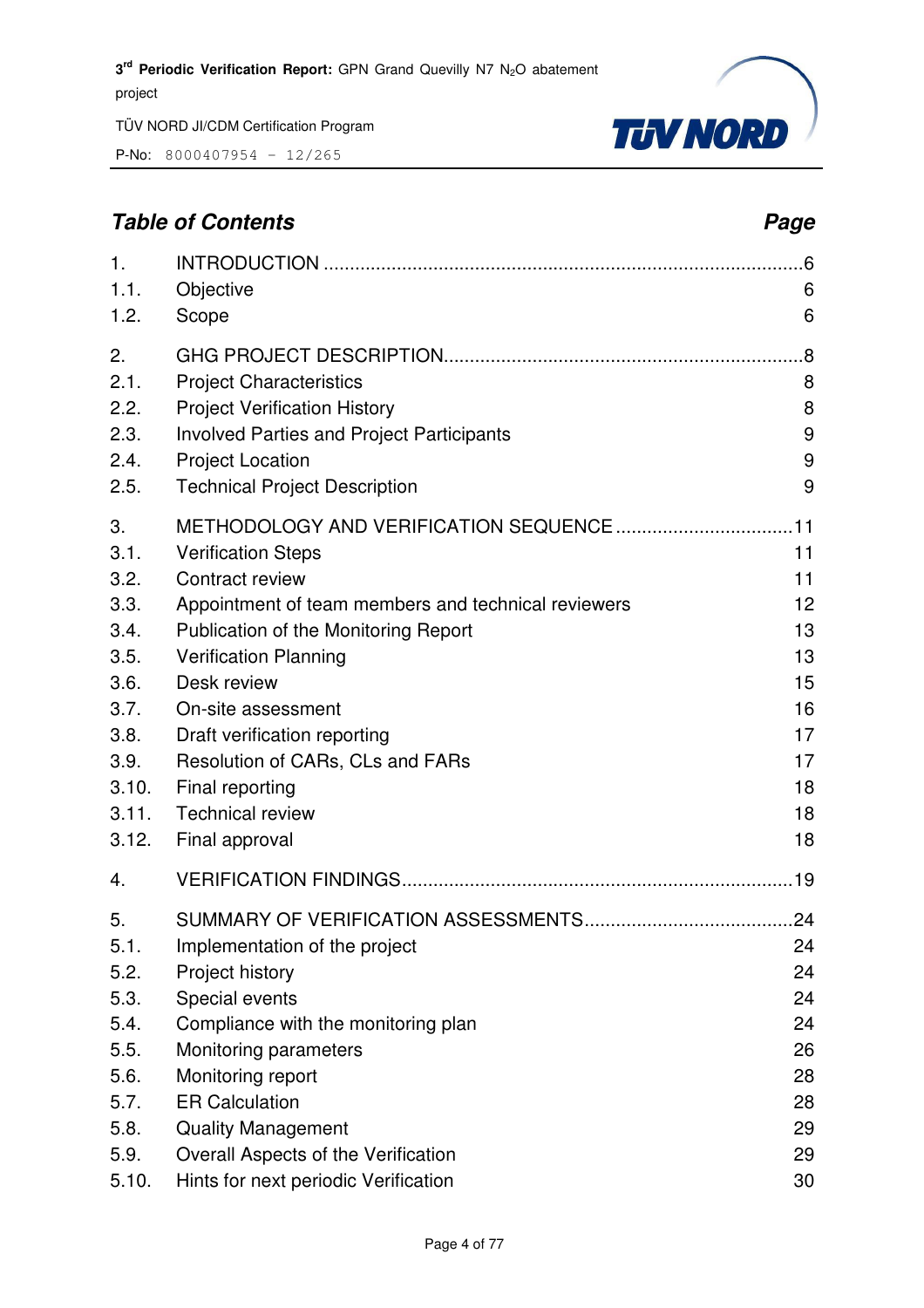## Table of Contents

| | | Page |
|---|---|---|
| 1. | INTRODUCTION | 6 |
| 1.1. | Objective | 6 |
| 1.2. | Scope | 6 |
| 2. | GHG PROJECT DESCRIPTION | 8 |
| 2.1. | Project Characteristics | 8 |
| 2.2. | Project Verification History | 8 |
| 2.3. | Involved Parties and Project Participants | 9 |
| 2.4. | Project Location | 9 |
| 2.5. | Technical Project Description | 9 |
| 3. | METHODOLOGY AND VERIFICATION SEQUENCE | 11 |
| 3.1. | Verification Steps | 11 |
| 3.2. | Contract review | 11 |
| 3.3. | Appointment of team members and technical reviewers | 12 |
| 3.4. | Publication of the Monitoring Report | 13 |
| 3.5. | Verification Planning | 13 |
| 3.6. | Desk review | 15 |
| 3.7. | On-site assessment | 16 |
| 3.8. | Draft verification reporting | 17 |
| 3.9. | Resolution of CARs, CLs and FARs | 17 |
| 3.10. | Final reporting | 18 |
| 3.11. | Technical review | 18 |
| 3.12. | Final approval | 18 |
| 4. | VERIFICATION FINDINGS | 19 |
| 5. | SUMMARY OF VERIFICATION ASSESSMENTS | 24 |
| 5.1. | Implementation of the project | 24 |
| 5.2. | Project history | 24 |
| 5.3. | Special events | 24 |
| 5.4. | Compliance with the monitoring plan | 24 |
| 5.5. | Monitoring parameters | 26 |
| 5.6. | Monitoring report | 28 |
| 5.7. | ER Calculation | 28 |
| 5.8. | Quality Management | 29 |
| 5.9. | Overall Aspects of the Verification | 29 |
| 5.10. | Hints for next periodic Verification | 30 |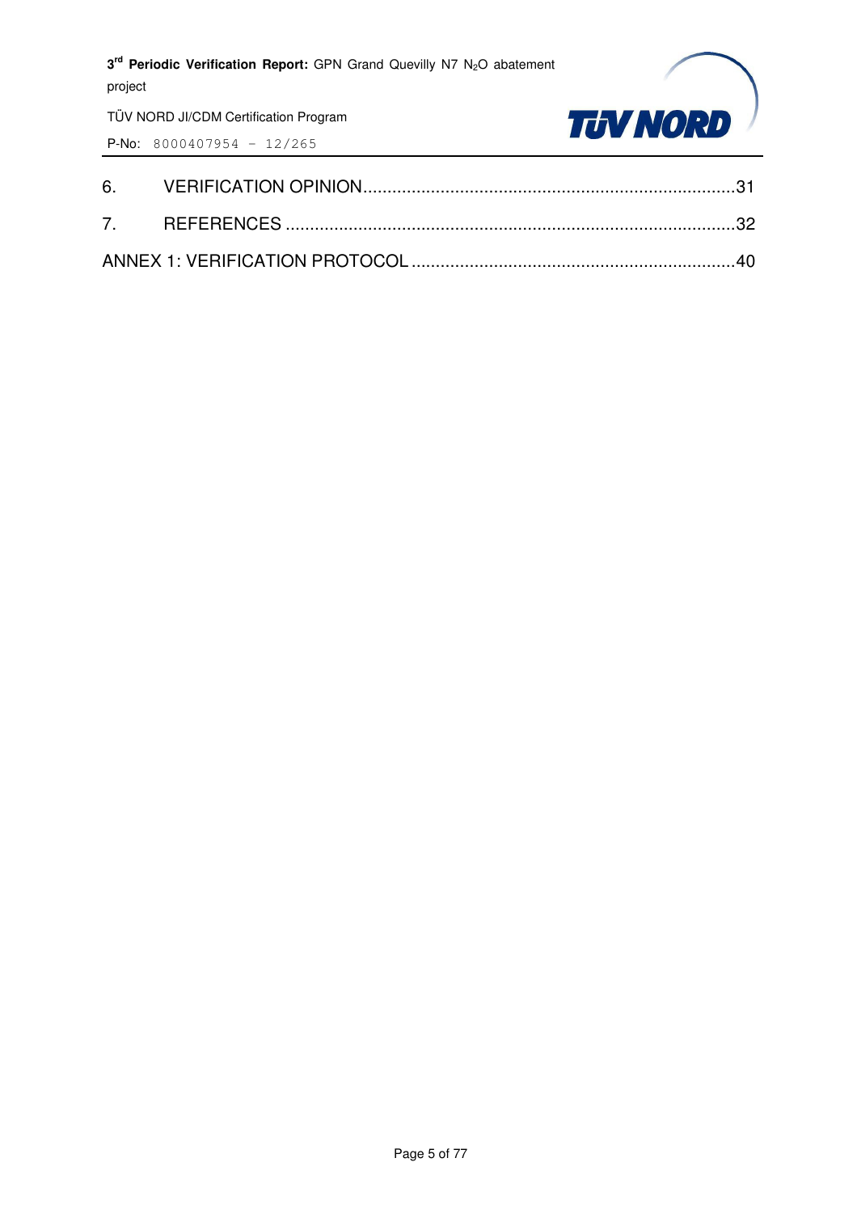6. VERIFICATION OPINION............................................................................31

7. REFERENCES ............................................................................................32

ANNEX 1: VERIFICATION PROTOCOL ..................................................................40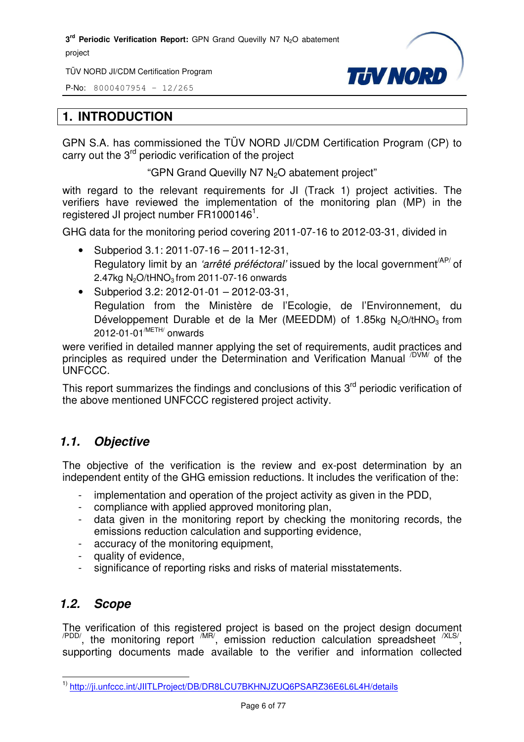# 1. INTRODUCTION

GPN S.A. has commissioned the TÜV NORD JI/CDM Certification Program (CP) to carry out the 3rd periodic verification of the project

"GPN Grand Quevilly N7 $N_2O$ abatement project"

with regard to the relevant requirements for JI (Track 1) project activities. The verifiers have reviewed the implementation of the monitoring plan (MP) in the registered JI project number FR1000146[1].

GHG data for the monitoring period covering 2011-07-16 to 2012-03-31, divided in

- Subperiod 3.1: 2011-07-16 – 2011-12-31,
  Regulatory limit by an *'arrêté préféctoral'* issued by the local government /AP/ of 2.47kg $N_2O/tHNO_3$ from 2011-07-16 onwards
- Subperiod 3.2: 2012-01-01 – 2012-03-31,
  Regulation from the Ministère de l'Ecologie, de l'Environnement, du Développement Durable et de la Mer (MEEDDM) of 1.85kg $N_2O/tHNO_3$ from 2012-01-01 /METH/ onwards

were verified in detailed manner applying the set of requirements, audit practices and principles as required under the Determination and Verification Manual /DVM/ of the UNFCCC.

This report summarizes the findings and conclusions of this 3rd periodic verification of the above mentioned UNFCCC registered project activity.

## 1.1. Objective

The objective of the verification is the review and ex-post determination by an independent entity of the GHG emission reductions. It includes the verification of the:

- implementation and operation of the project activity as given in the PDD,
- compliance with applied approved monitoring plan,
- data given in the monitoring report by checking the monitoring records, the emissions reduction calculation and supporting evidence,
- accuracy of the monitoring equipment,
- quality of evidence,
- significance of reporting risks and risks of material misstatements.

## 1.2. Scope

The verification of this registered project is based on the project design document /PDD/, the monitoring report /MR/, emission reduction calculation spreadsheet /XLS/, supporting documents made available to the verifier and information collected

---

[1] http://ji.unfccc.int/JIITLProject/DB/DR8LCU7BKHNJZUQ6PSARZ36E6L6L4H/details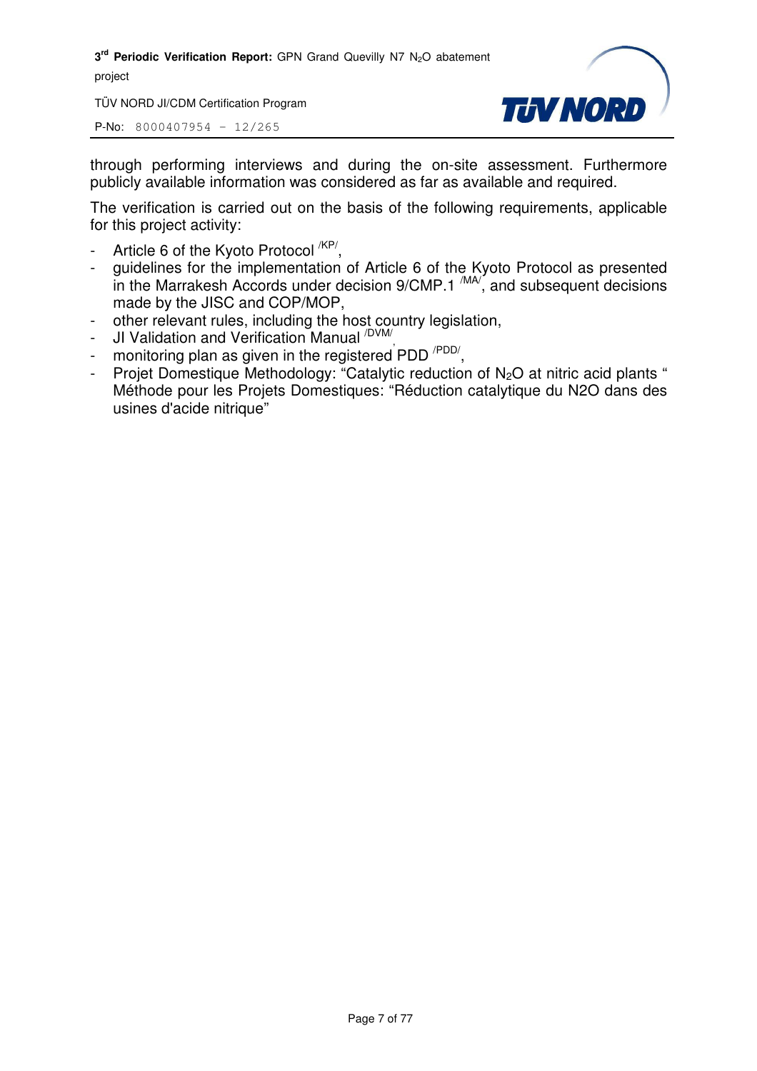through performing interviews and during the on-site assessment. Furthermore publicly available information was considered as far as available and required.

The verification is carried out on the basis of the following requirements, applicable for this project activity:

- Article 6 of the Kyoto Protocol [/KP/],
- guidelines for the implementation of Article 6 of the Kyoto Protocol as presented in the Marrakesh Accords under decision 9/CMP.1 [/MA/], and subsequent decisions made by the JISC and COP/MOP,
- other relevant rules, including the host country legislation,
- JI Validation and Verification Manual [/DVM/],
- monitoring plan as given in the registered PDD [/PDD/],
- Projet Domestique Methodology: “Catalytic reduction of $N_2O$ at nitric acid plants “ Méthode pour les Projets Domestiques: “Réduction catalytique du N2O dans des usines d'acide nitrique”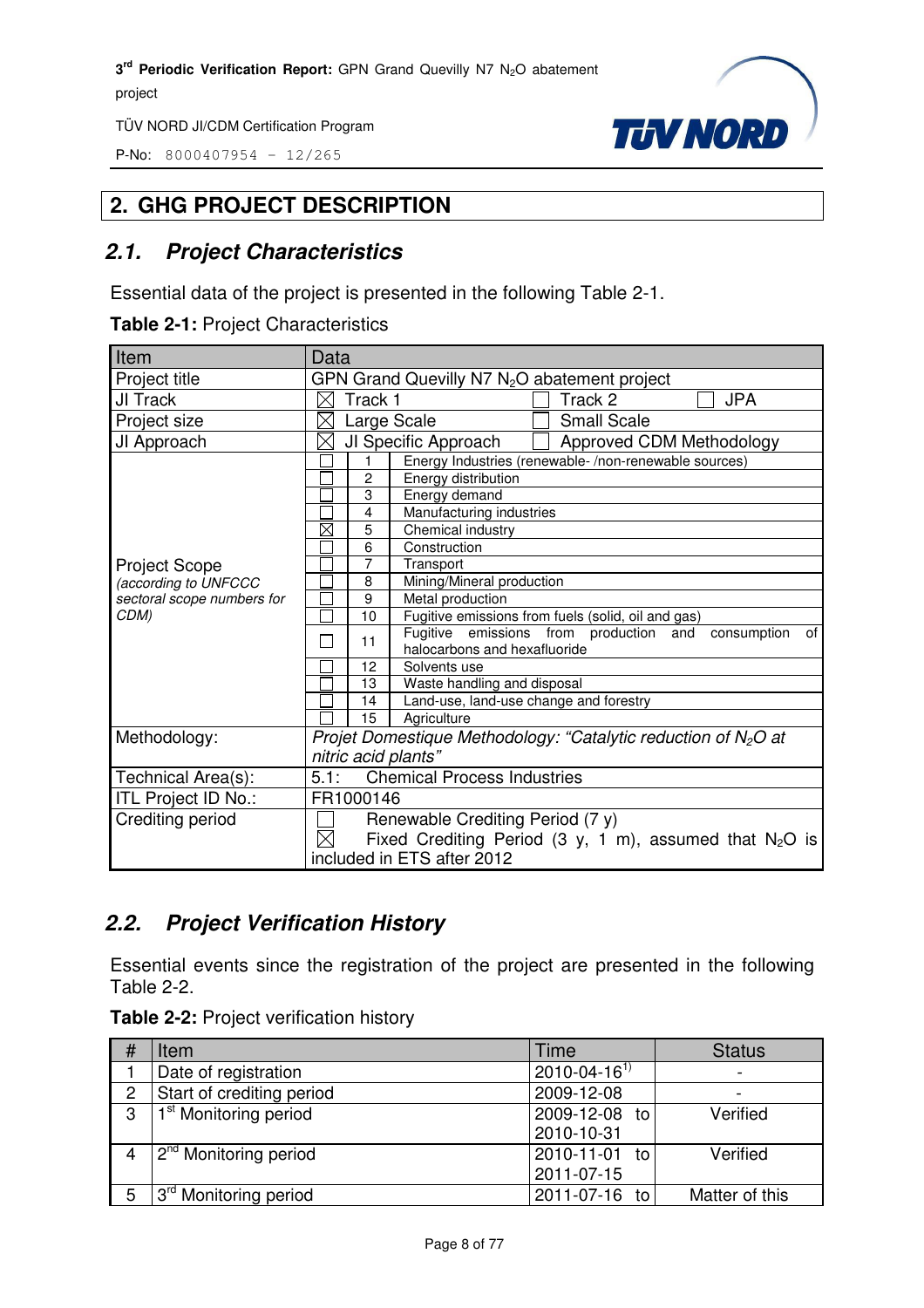# 2. GHG PROJECT DESCRIPTION

## 2.1. Project Characteristics

Essential data of the project is presented in the following Table 2-1.

**Table 2-1:** Project Characteristics

| Item | Data | | |
|---|---|---|---|
| Project title | GPN Grand Quevilly N7 $N_2O$ abatement project | | |
| JI Track | ☒ Track 1 | ☐ Track 2 | ☐ JPA |
| Project size | ☒ Large Scale | ☐ Small Scale | |
| JI Approach | ☒ JI Specific Approach | ☐ Approved CDM Methodology | |
| Project Scope *(according to UNFCCC sectoral scope numbers for CDM)* | ☐ | 1 | Energy Industries (renewable- /non-renewable sources) |
| | ☐ | 2 | Energy distribution |
| | ☐ | 3 | Energy demand |
| | ☐ | 4 | Manufacturing industries |
| | ☒ | 5 | Chemical industry |
| | ☐ | 6 | Construction |
| | ☐ | 7 | Transport |
| | ☐ | 8 | Mining/Mineral production |
| | ☐ | 9 | Metal production |
| | ☐ | 10 | Fugitive emissions from fuels (solid, oil and gas) |
| | ☐ | 11 | Fugitive emissions from production and consumption of halocarbons and hexafluoride |
| | ☐ | 12 | Solvents use |
| | ☐ | 13 | Waste handling and disposal |
| | ☐ | 14 | Land-use, land-use change and forestry |
| | ☐ | 15 | Agriculture |
| Methodology: | *Projet Domestique Methodology: "Catalytic reduction of $N_2O$ at nitric acid plants"* | | |
| Technical Area(s): | 5.1: Chemical Process Industries | | |
| ITL Project ID No.: | FR1000146 | | |
| Crediting period | ☐ Renewable Crediting Period (7 y)<br>☒ Fixed Crediting Period (3 y, 1 m), assumed that $N_2O$ is included in ETS after 2012 | | |

## 2.2. Project Verification History

Essential events since the registration of the project are presented in the following Table 2-2.

**Table 2-2:** Project verification history

| # | Item | Time | Status |
|---|---|---|---|
| 1 | Date of registration | 2010-04-16[1)] | - |
| 2 | Start of crediting period | 2009-12-08 | - |
| 3 | 1st Monitoring period | 2009-12-08 to 2010-10-31 | Verified |
| 4 | 2nd Monitoring period | 2010-11-01 to 2011-07-15 | Verified |
| 5 | 3rd Monitoring period | 2011-07-16 to | Matter of this |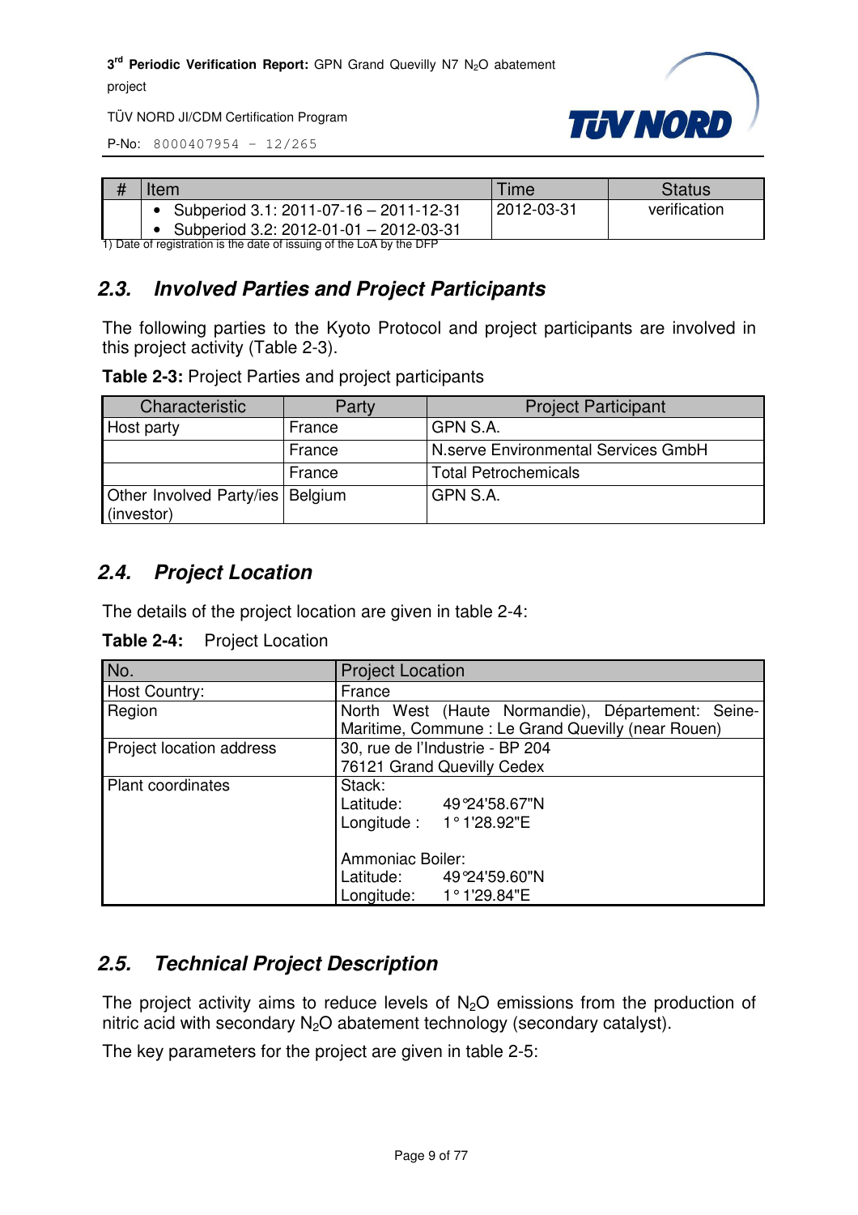| # | Item | Time | Status |
|---|---|---|---|
| | • Subperiod 3.1: 2011-07-16 – 2011-12-31<br>• Subperiod 3.2: 2012-01-01 – 2012-03-31 | 2012-03-31 | verification |

1) Date of registration is the date of issuing of the LoA by the DFP

## 2.3. Involved Parties and Project Participants

The following parties to the Kyoto Protocol and project participants are involved in this project activity (Table 2-3).

**Table 2-3:** Project Parties and project participants

| Characteristic | Party | Project Participant |
|---|---|---|
| Host party | France | GPN S.A. |
| | France | N.serve Environmental Services GmbH |
| | France | Total Petrochemicals |
| Other Involved Party/ies (investor) | Belgium | GPN S.A. |

## 2.4. Project Location

The details of the project location are given in table 2-4:

**Table 2-4:** Project Location

| No. | Project Location |
|---|---|
| Host Country: | France |
| Region | North West (Haute Normandie), Département: Seine-Maritime, Commune : Le Grand Quevilly (near Rouen) |
| Project location address | 30, rue de l'Industrie - BP 204<br>76121 Grand Quevilly Cedex |
| Plant coordinates | Stack:<br>Latitude: 49°24'58.67"N<br>Longitude : 1° 1'28.92"E<br><br>Ammoniac Boiler:<br>Latitude: 49°24'59.60"N<br>Longitude: 1° 1'29.84"E |

## 2.5. Technical Project Description

The project activity aims to reduce levels of $N_2O$ emissions from the production of nitric acid with secondary $N_2O$ abatement technology (secondary catalyst).

The key parameters for the project are given in table 2-5: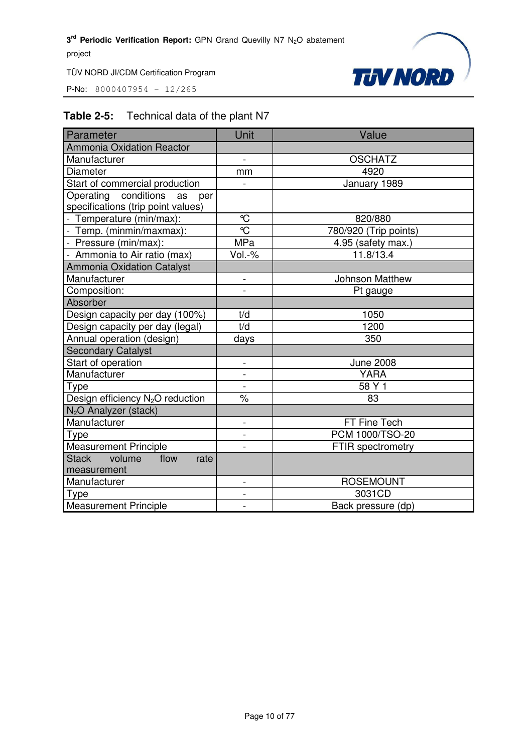**Table 2-5:** Technical data of the plant N7

| Parameter | Unit | Value |
|---|---|---|
| Ammonia Oxidation Reactor | | |
| Manufacturer | - | OSCHATZ |
| Diameter | mm | 4920 |
| Start of commercial production | - | January 1989 |
| Operating conditions as per specifications (trip point values) | | |
| - Temperature (min/max): | °C | 820/880 |
| - Temp. (minmin/maxmax): | °C | 780/920 (Trip points) |
| - Pressure (min/max): | MPa | 4.95 (safety max.) |
| - Ammonia to Air ratio (max) | Vol.-% | 11.8/13.4 |
| Ammonia Oxidation Catalyst | | |
| Manufacturer | - | Johnson Matthew |
| Composition: | - | Pt gauge |
| Absorber | | |
| Design capacity per day (100%) | t/d | 1050 |
| Design capacity per day (legal) | t/d | 1200 |
| Annual operation (design) | days | 350 |
| Secondary Catalyst | | |
| Start of operation | - | June 2008 |
| Manufacturer | - | YARA |
| Type | - | 58 Y 1 |
| Design efficiency $N_2O$ reduction | % | 83 |
| $N_2O$ Analyzer (stack) | | |
| Manufacturer | - | FT Fine Tech |
| Type | - | PCM 1000/TSO-20 |
| Measurement Principle | - | FTIR spectrometry |
| Stack volume flow rate measurement | | |
| Manufacturer | - | ROSEMOUNT |
| Type | - | 3031CD |
| Measurement Principle | - | Back pressure (dp) |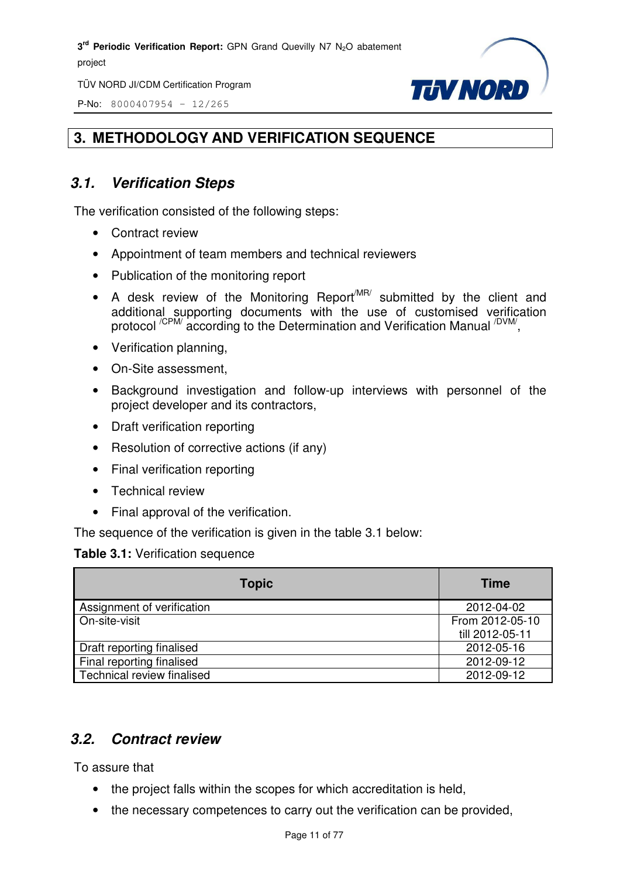# 3. METHODOLOGY AND VERIFICATION SEQUENCE

## *3.1. Verification Steps*

The verification consisted of the following steps:

- Contract review
- Appointment of team members and technical reviewers
- Publication of the monitoring report
- A desk review of the Monitoring Report[/MR/] submitted by the client and additional supporting documents with the use of customised verification protocol [/CPM/] according to the Determination and Verification Manual [/DVM/],
- Verification planning,
- On-Site assessment,
- Background investigation and follow-up interviews with personnel of the project developer and its contractors,
- Draft verification reporting
- Resolution of corrective actions (if any)
- Final verification reporting
- Technical review
- Final approval of the verification.

The sequence of the verification is given in the table 3.1 below:

**Table 3.1:** Verification sequence

| Topic | Time |
|---|---|
| Assignment of verification | 2012-04-02 |
| On-site-visit | From 2012-05-10 till 2012-05-11 |
| Draft reporting finalised | 2012-05-16 |
| Final reporting finalised | 2012-09-12 |
| Technical review finalised | 2012-09-12 |

## *3.2. Contract review*

To assure that

- the project falls within the scopes for which accreditation is held,
- the necessary competences to carry out the verification can be provided,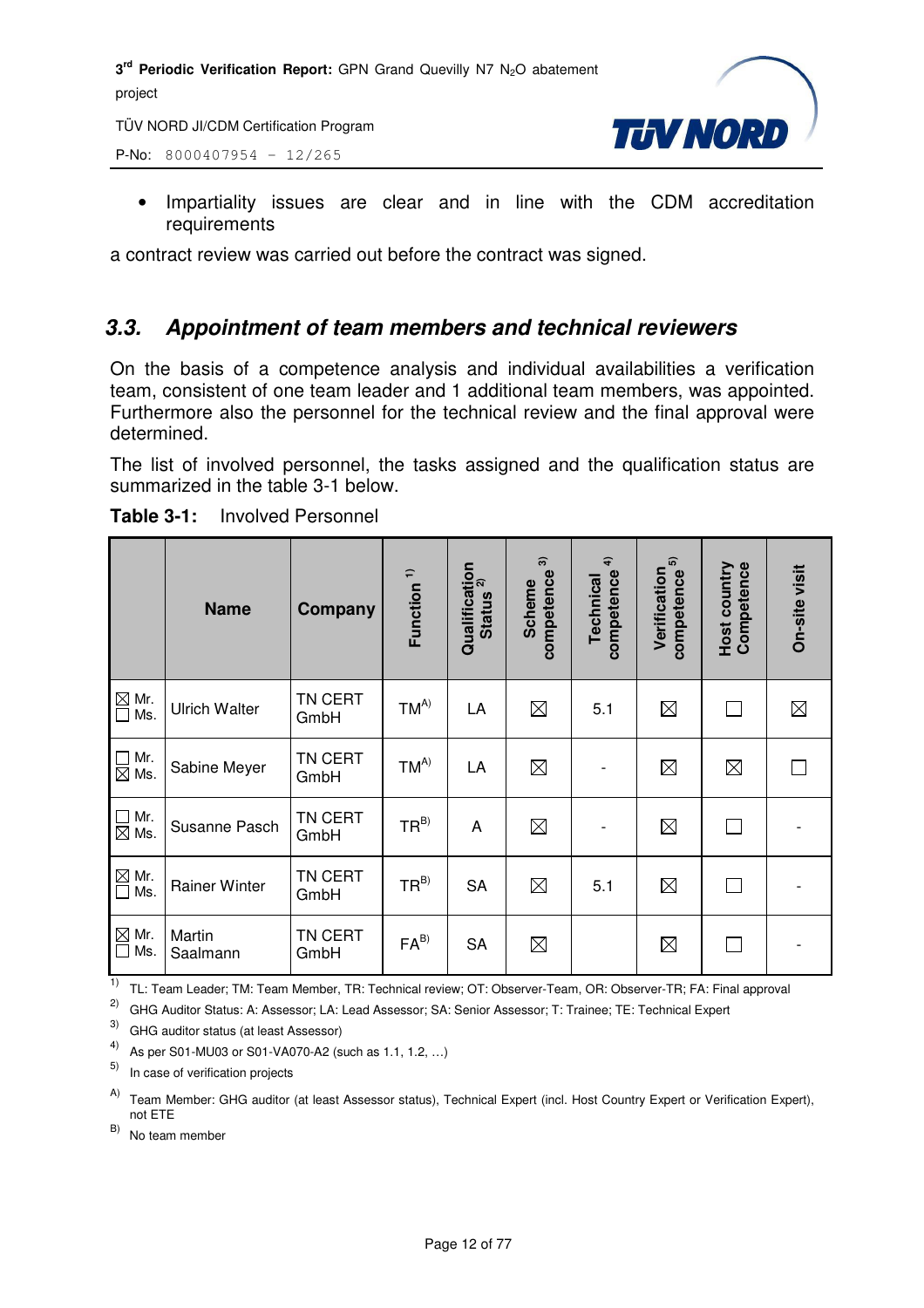- Impartiality issues are clear and in line with the CDM accreditation requirements

a contract review was carried out before the contract was signed.

### 3.3. Appointment of team members and technical reviewers

On the basis of a competence analysis and individual availabilities a verification team, consistent of one team leader and 1 additional team members, was appointed. Furthermore also the personnel for the technical review and the final approval were determined.

The list of involved personnel, the tasks assigned and the qualification status are summarized in the table 3-1 below.

**Table 3-1:** Involved Personnel

| | Name | Company | Function [1] | Qualification Status [2] | Scheme competence [3] | Technical competence [4] | Verification competence [5] | Host country Competence | On-site visit |
|---|---|---|---|---|---|---|---|---|---|
| ☒ Mr. ☐ Ms. | Ulrich Walter | TN CERT GmbH | TM[A] | LA | ☒ | 5.1 | ☒ | ☐ | ☒ |
| ☐ Mr. ☒ Ms. | Sabine Meyer | TN CERT GmbH | TM[A] | LA | ☒ | - | ☒ | ☒ | ☐ |
| ☐ Mr. ☒ Ms. | Susanne Pasch | TN CERT GmbH | TR[B] | A | ☒ | - | ☒ | ☐ | - |
| ☒ Mr. ☐ Ms. | Rainer Winter | TN CERT GmbH | TR[B] | SA | ☒ | 5.1 | ☒ | ☐ | - |
| ☒ Mr. ☐ Ms. | Martin Saalmann | TN CERT GmbH | FA[B] | SA | ☒ | | ☒ | ☐ | - |

[1] TL: Team Leader; TM: Team Member, TR: Technical review; OT: Observer-Team, OR: Observer-TR; FA: Final approval

[2] GHG Auditor Status: A: Assessor; LA: Lead Assessor; SA: Senior Assessor; T: Trainee; TE: Technical Expert

[3] GHG auditor status (at least Assessor)

[4] As per S01-MU03 or S01-VA070-A2 (such as 1.1, 1.2, …)

[5] In case of verification projects

[A] Team Member: GHG auditor (at least Assessor status), Technical Expert (incl. Host Country Expert or Verification Expert), not ETE

[B] No team member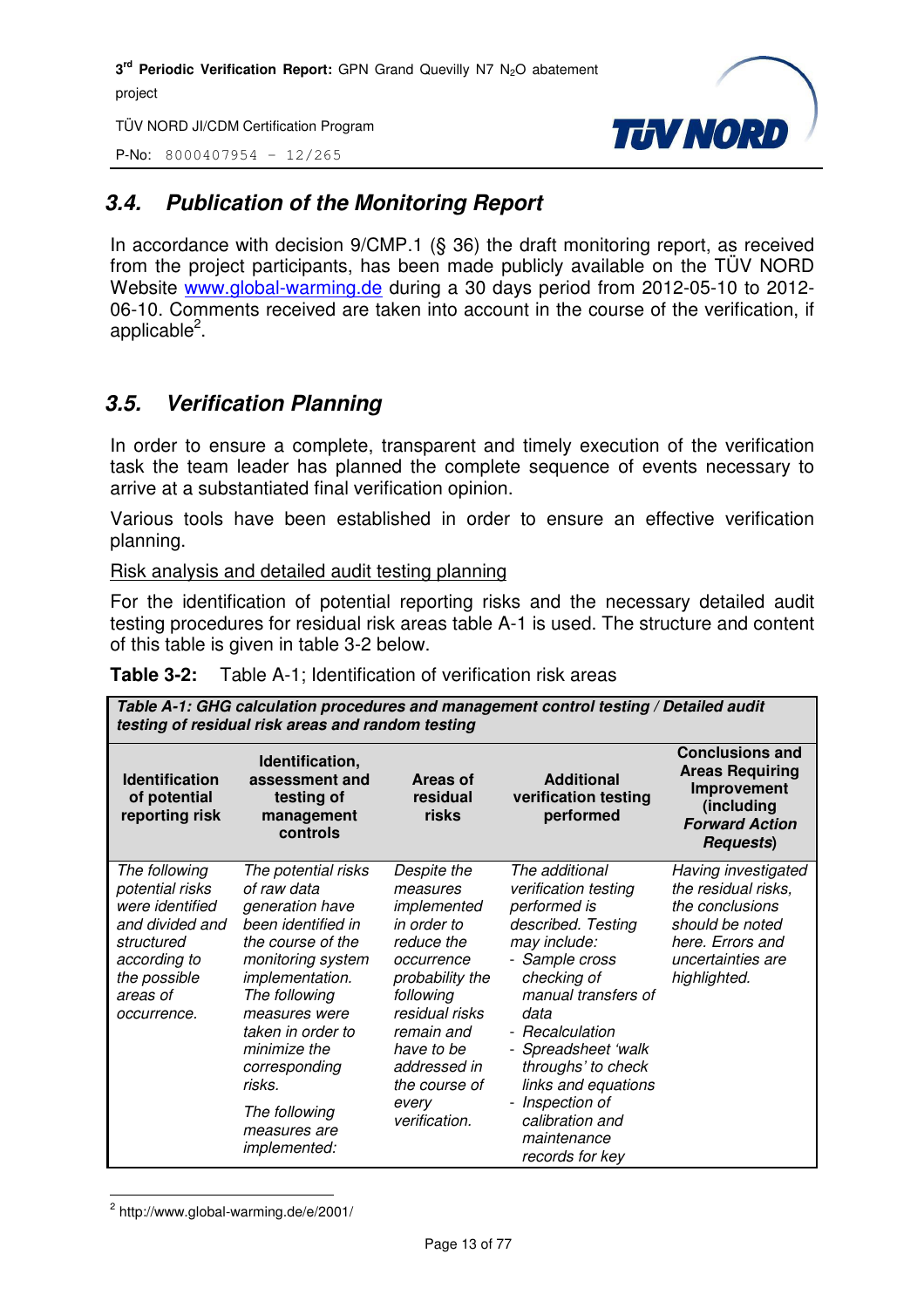## 3.4. Publication of the Monitoring Report

In accordance with decision 9/CMP.1 (§ 36) the draft monitoring report, as received from the project participants, has been made publicly available on the TÜV NORD Website www.global-warming.de during a 30 days period from 2012-05-10 to 2012-06-10. Comments received are taken into account in the course of the verification, if applicable[2].

## 3.5. Verification Planning

In order to ensure a complete, transparent and timely execution of the verification task the team leader has planned the complete sequence of events necessary to arrive at a substantiated final verification opinion.

Various tools have been established in order to ensure an effective verification planning.

Risk analysis and detailed audit testing planning

For the identification of potential reporting risks and the necessary detailed audit testing procedures for residual risk areas table A-1 is used. The structure and content of this table is given in table 3-2 below.

**Table 3-2:** Table A-1; Identification of verification risk areas

| ***Table A-1: GHG calculation procedures and management control testing / Detailed audit testing of residual risk areas and random testing*** | | | | |
|---|---|---|---|---|
| **Identification of potential reporting risk** | **Identification, assessment and testing of management controls** | **Areas of residual risks** | **Additional verification testing performed** | **Conclusions and Areas Requiring Improvement (including *Forward Action Requests*)** |
| *The following potential risks were identified and divided and structured according to the possible areas of occurrence.* | *The potential risks of raw data generation have been identified in the course of the monitoring system implementation. The following measures were taken in order to minimize the corresponding risks.* <br><br> *The following measures are implemented:* | *Despite the measures implemented in order to reduce the occurrence probability the following residual risks remain and have to be addressed in the course of every verification.* | *The additional verification testing performed is described. Testing may include:* <br> *- Sample cross checking of manual transfers of data* <br> *- Recalculation* <br> *- Spreadsheet 'walk throughs' to check links and equations* <br> *- Inspection of calibration and maintenance records for key* | *Having investigated the residual risks, the conclusions should be noted here. Errors and uncertainties are highlighted.* |

[2] http://www.global-warming.de/e/2001/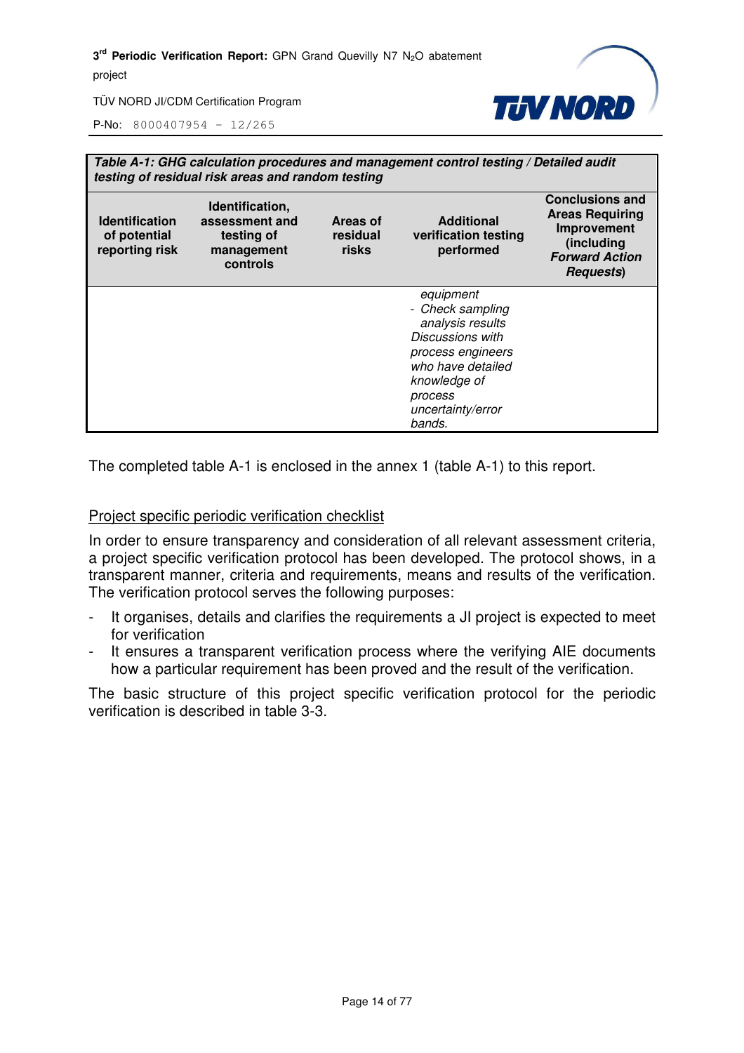| *Table A-1: GHG calculation procedures and management control testing / Detailed audit testing of residual risk areas and random testing* | | | | |
|---|---|---|---|---|
| **Identification of potential reporting risk** | **Identification, assessment and testing of management controls** | **Areas of residual risks** | **Additional verification testing performed** | **Conclusions and Areas Requiring Improvement (including *Forward Action Requests*)** |
| | | | *equipment*<br>- *Check sampling analysis results*<br>*Discussions with process engineers who have detailed knowledge of process uncertainty/error bands.* | |

The completed table A-1 is enclosed in the annex 1 (table A-1) to this report.

Project specific periodic verification checklist

In order to ensure transparency and consideration of all relevant assessment criteria, a project specific verification protocol has been developed. The protocol shows, in a transparent manner, criteria and requirements, means and results of the verification. The verification protocol serves the following purposes:

- It organises, details and clarifies the requirements a JI project is expected to meet for verification
- It ensures a transparent verification process where the verifying AIE documents how a particular requirement has been proved and the result of the verification.

The basic structure of this project specific verification protocol for the periodic verification is described in table 3-3.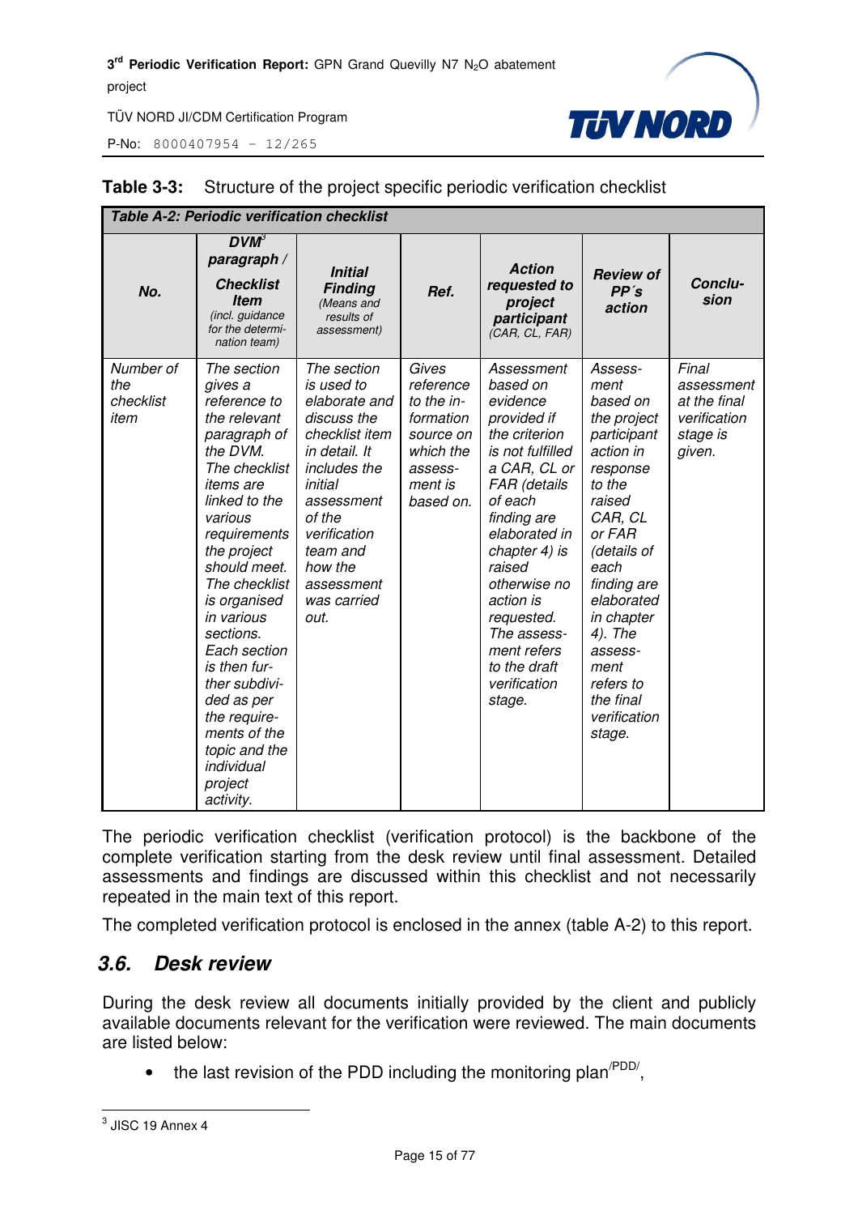**Table 3-3:** Structure of the project specific periodic verification checklist

| ***Table A-2: Periodic verification checklist*** | | | | | | |
|---|---|---|---|---|---|---|
| ***No.*** | ***DVM[3] paragraph / Checklist Item*** *(incl. guidance for the determination team)* | ***Initial Finding*** *(Means and results of assessment)* | ***Ref.*** | ***Action requested to project participant*** *(CAR, CL, FAR)* | ***Review of PP´s action*** | ***Conclusion*** |
| *Number of the checklist item* | *The section gives a reference to the relevant paragraph of the DVM. The checklist items are linked to the various requirements the project should meet. The checklist is organised in various sections. Each section is then further subdivided as per the requirements of the topic and the individual project activity.* | *The section is used to elaborate and discuss the checklist item in detail. It includes the initial assessment of the verification team and how the assessment was carried out.* | *Gives reference to the information source on which the assessment is based on.* | *Assessment based on evidence provided if the criterion is not fulfilled a CAR, CL or FAR (details of each finding are elaborated in chapter 4) is raised otherwise no action is requested. The assessment refers to the draft verification stage.* | *Assessment based on the project participant action in response to the raised CAR, CL or FAR (details of each finding are elaborated in chapter 4). The assessment refers to the final verification stage.* | *Final assessment at the final verification stage is given.* |

The periodic verification checklist (verification protocol) is the backbone of the complete verification starting from the desk review until final assessment. Detailed assessments and findings are discussed within this checklist and not necessarily repeated in the main text of this report.

The completed verification protocol is enclosed in the annex (table A-2) to this report.

## 3.6. Desk review

During the desk review all documents initially provided by the client and publicly available documents relevant for the verification were reviewed. The main documents are listed below:

- the last revision of the PDD including the monitoring plan[/PDD/],

---

[3] JISC 19 Annex 4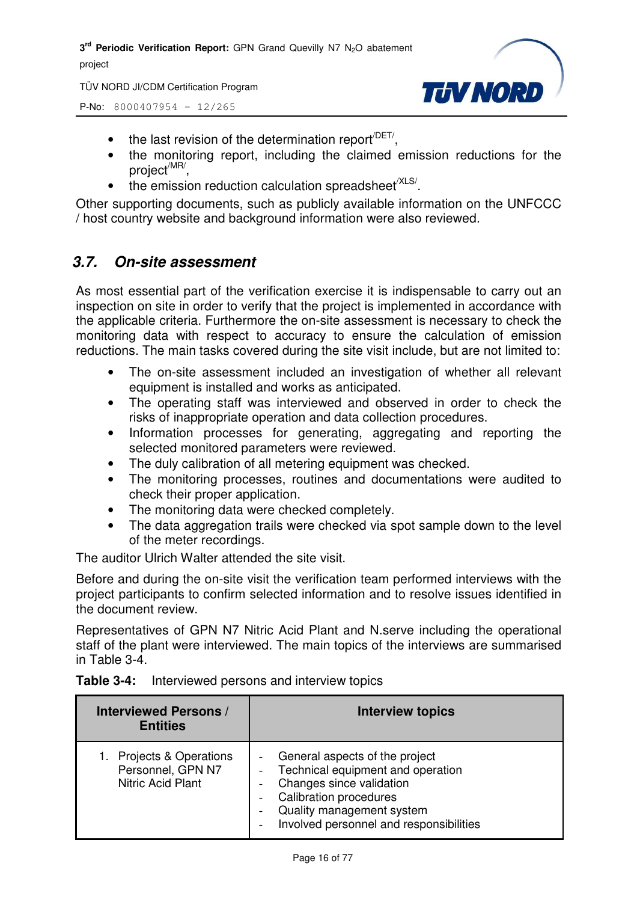- the last revision of the determination report[/DET/],
- the monitoring report, including the claimed emission reductions for the project[/MR/],
- the emission reduction calculation spreadsheet[/XLS/].

Other supporting documents, such as publicly available information on the UNFCCC / host country website and background information were also reviewed.

## *3.7. On-site assessment*

As most essential part of the verification exercise it is indispensable to carry out an inspection on site in order to verify that the project is implemented in accordance with the applicable criteria. Furthermore the on-site assessment is necessary to check the monitoring data with respect to accuracy to ensure the calculation of emission reductions. The main tasks covered during the site visit include, but are not limited to:

- The on-site assessment included an investigation of whether all relevant equipment is installed and works as anticipated.
- The operating staff was interviewed and observed in order to check the risks of inappropriate operation and data collection procedures.
- Information processes for generating, aggregating and reporting the selected monitored parameters were reviewed.
- The duly calibration of all metering equipment was checked.
- The monitoring processes, routines and documentations were audited to check their proper application.
- The monitoring data were checked completely.
- The data aggregation trails were checked via spot sample down to the level of the meter recordings.

The auditor Ulrich Walter attended the site visit.

Before and during the on-site visit the verification team performed interviews with the project participants to confirm selected information and to resolve issues identified in the document review.

Representatives of GPN N7 Nitric Acid Plant and N.serve including the operational staff of the plant were interviewed. The main topics of the interviews are summarised in Table 3-4.

**Table 3-4:** Interviewed persons and interview topics

| Interviewed Persons / Entities | Interview topics |
|---|---|
| 1. Projects & Operations Personnel, GPN N7 Nitric Acid Plant | - General aspects of the project<br>- Technical equipment and operation<br>- Changes since validation<br>- Calibration procedures<br>- Quality management system<br>- Involved personnel and responsibilities |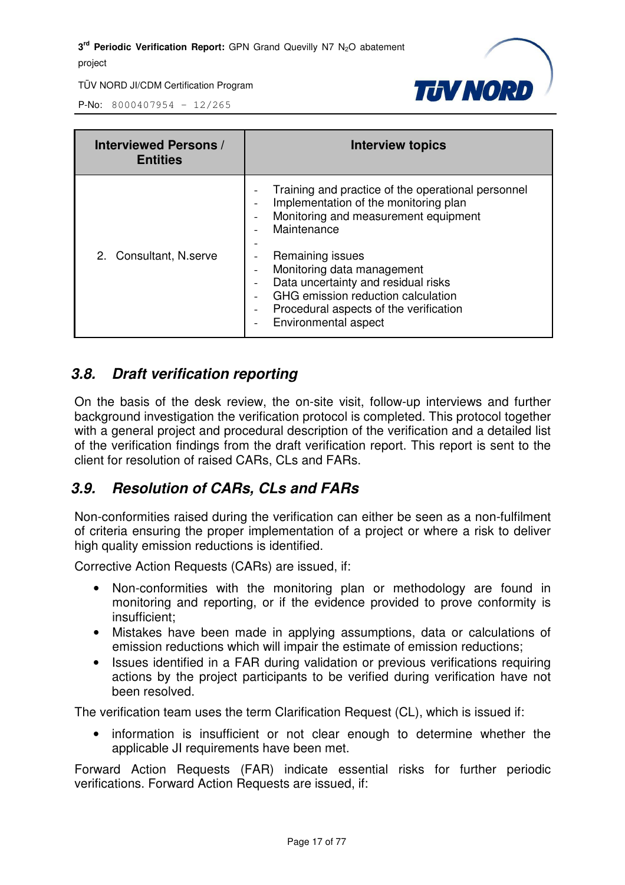| Interviewed Persons / Entities | Interview topics |
|---|---|
| 2. Consultant, N.serve | - Training and practice of the operational personnel<br>- Implementation of the monitoring plan<br>- Monitoring and measurement equipment<br>- Maintenance<br>-<br>- Remaining issues<br>- Monitoring data management<br>- Data uncertainty and residual risks<br>- GHG emission reduction calculation<br>- Procedural aspects of the verification<br>- Environmental aspect |

## 3.8. Draft verification reporting

On the basis of the desk review, the on-site visit, follow-up interviews and further background investigation the verification protocol is completed. This protocol together with a general project and procedural description of the verification and a detailed list of the verification findings from the draft verification report. This report is sent to the client for resolution of raised CARs, CLs and FARs.

## 3.9. Resolution of CARs, CLs and FARs

Non-conformities raised during the verification can either be seen as a non-fulfilment of criteria ensuring the proper implementation of a project or where a risk to deliver high quality emission reductions is identified.

Corrective Action Requests (CARs) are issued, if:

- Non-conformities with the monitoring plan or methodology are found in monitoring and reporting, or if the evidence provided to prove conformity is insufficient;
- Mistakes have been made in applying assumptions, data or calculations of emission reductions which will impair the estimate of emission reductions;
- Issues identified in a FAR during validation or previous verifications requiring actions by the project participants to be verified during verification have not been resolved.

The verification team uses the term Clarification Request (CL), which is issued if:

- information is insufficient or not clear enough to determine whether the applicable JI requirements have been met.

Forward Action Requests (FAR) indicate essential risks for further periodic verifications. Forward Action Requests are issued, if: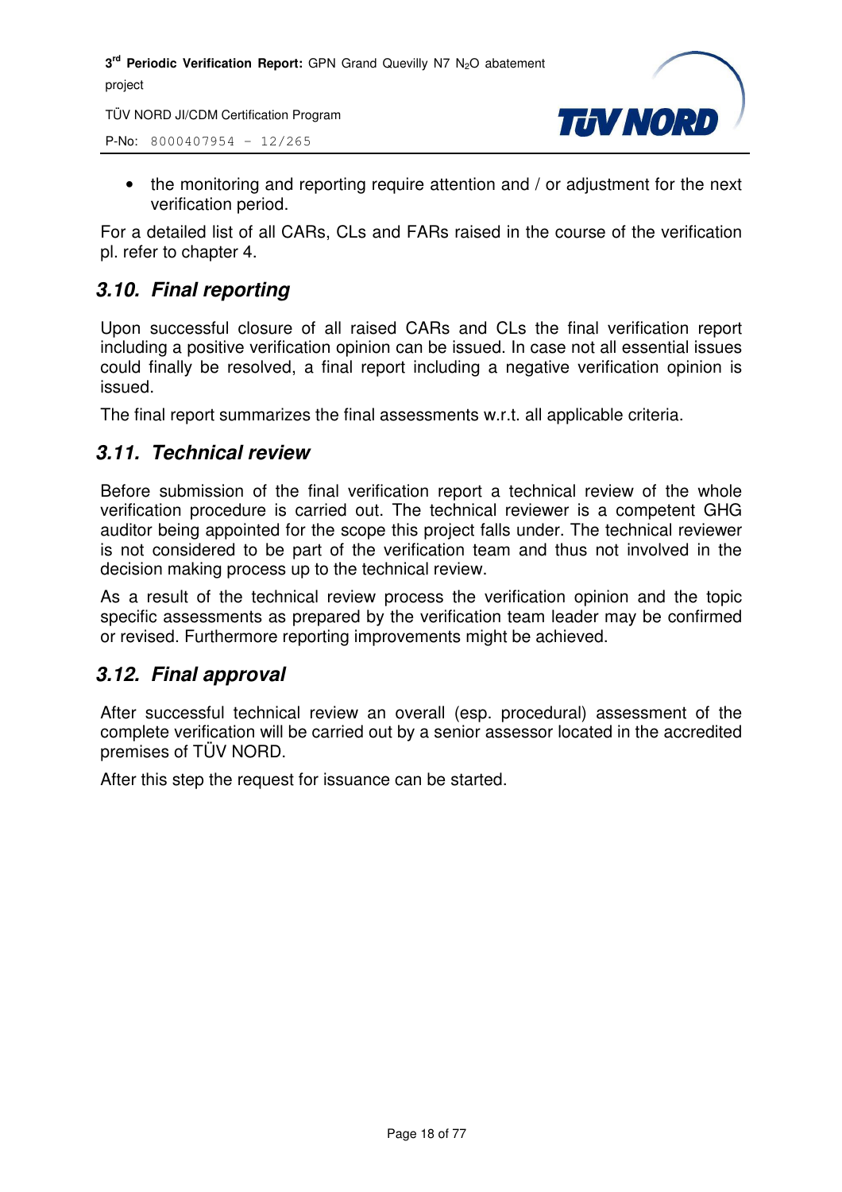- the monitoring and reporting require attention and / or adjustment for the next verification period.

For a detailed list of all CARs, CLs and FARs raised in the course of the verification pl. refer to chapter 4.

## 3.10. Final reporting

Upon successful closure of all raised CARs and CLs the final verification report including a positive verification opinion can be issued. In case not all essential issues could finally be resolved, a final report including a negative verification opinion is issued.

The final report summarizes the final assessments w.r.t. all applicable criteria.

## 3.11. Technical review

Before submission of the final verification report a technical review of the whole verification procedure is carried out. The technical reviewer is a competent GHG auditor being appointed for the scope this project falls under. The technical reviewer is not considered to be part of the verification team and thus not involved in the decision making process up to the technical review.

As a result of the technical review process the verification opinion and the topic specific assessments as prepared by the verification team leader may be confirmed or revised. Furthermore reporting improvements might be achieved.

## 3.12. Final approval

After successful technical review an overall (esp. procedural) assessment of the complete verification will be carried out by a senior assessor located in the accredited premises of TÜV NORD.

After this step the request for issuance can be started.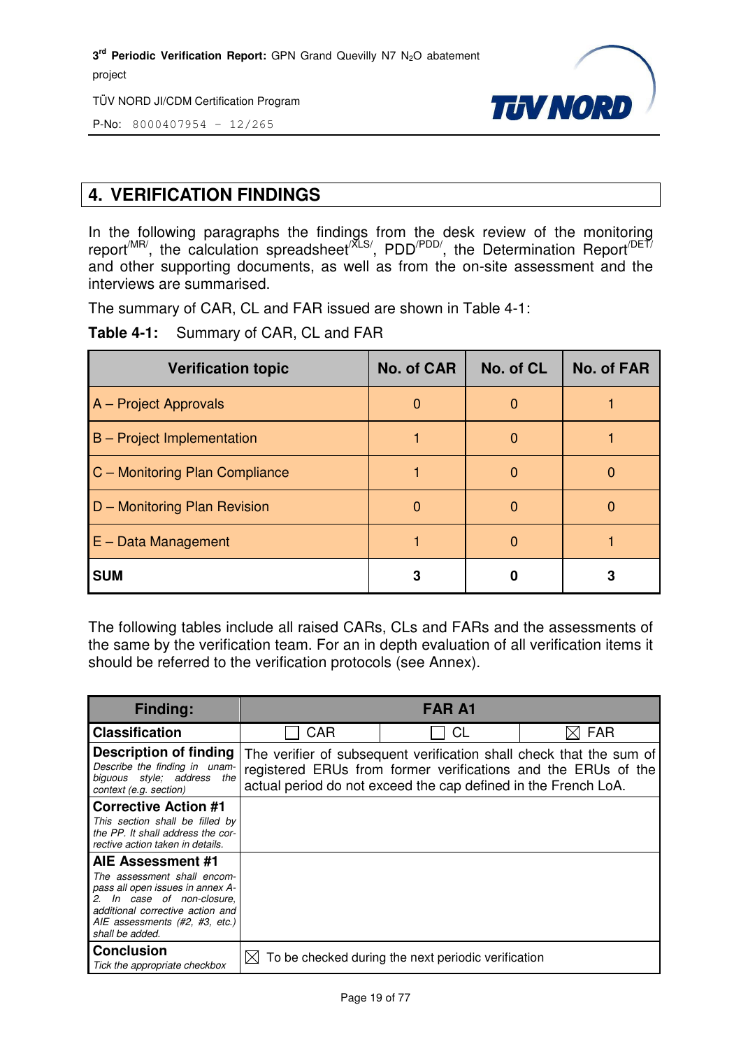# 4. VERIFICATION FINDINGS

In the following paragraphs the findings from the desk review of the monitoring report[/MR/], the calculation spreadsheet[/XLS/], PDD[/PDD/], the Determination Report[/DET/] and other supporting documents, as well as from the on-site assessment and the interviews are summarised.

The summary of CAR, CL and FAR issued are shown in Table 4-1:

**Table 4-1:** Summary of CAR, CL and FAR

| Verification topic | No. of CAR | No. of CL | No. of FAR |
|---|---|---|---|
| A – Project Approvals | 0 | 0 | 1 |
| B – Project Implementation | 1 | 0 | 1 |
| C – Monitoring Plan Compliance | 1 | 0 | 0 |
| D – Monitoring Plan Revision | 0 | 0 | 0 |
| E – Data Management | 1 | 0 | 1 |
| **SUM** | **3** | **0** | **3** |

The following tables include all raised CARs, CLs and FARs and the assessments of the same by the verification team. For an in depth evaluation of all verification items it should be referred to the verification protocols (see Annex).

| **Finding:** | **FAR A1** | | |
|---|---|---|---|
| **Classification** | ☐ CAR | ☐ CL | ☒ FAR |
| **Description of finding**<br>*Describe the finding in unambiguous style; address the context (e.g. section)* | The verifier of subsequent verification shall check that the sum of registered ERUs from former verifications and the ERUs of the actual period do not exceed the cap defined in the French LoA. | | |
| **Corrective Action #1**<br>*This section shall be filled by the PP. It shall address the corrective action taken in details.* | | | |
| **AIE Assessment #1**<br>*The assessment shall encompass all open issues in annex A-2. In case of non-closure, additional corrective action and AIE assessments (#2, #3, etc.) shall be added.* | | | |
| **Conclusion**<br>*Tick the appropriate checkbox* | ☒ To be checked during the next periodic verification | | |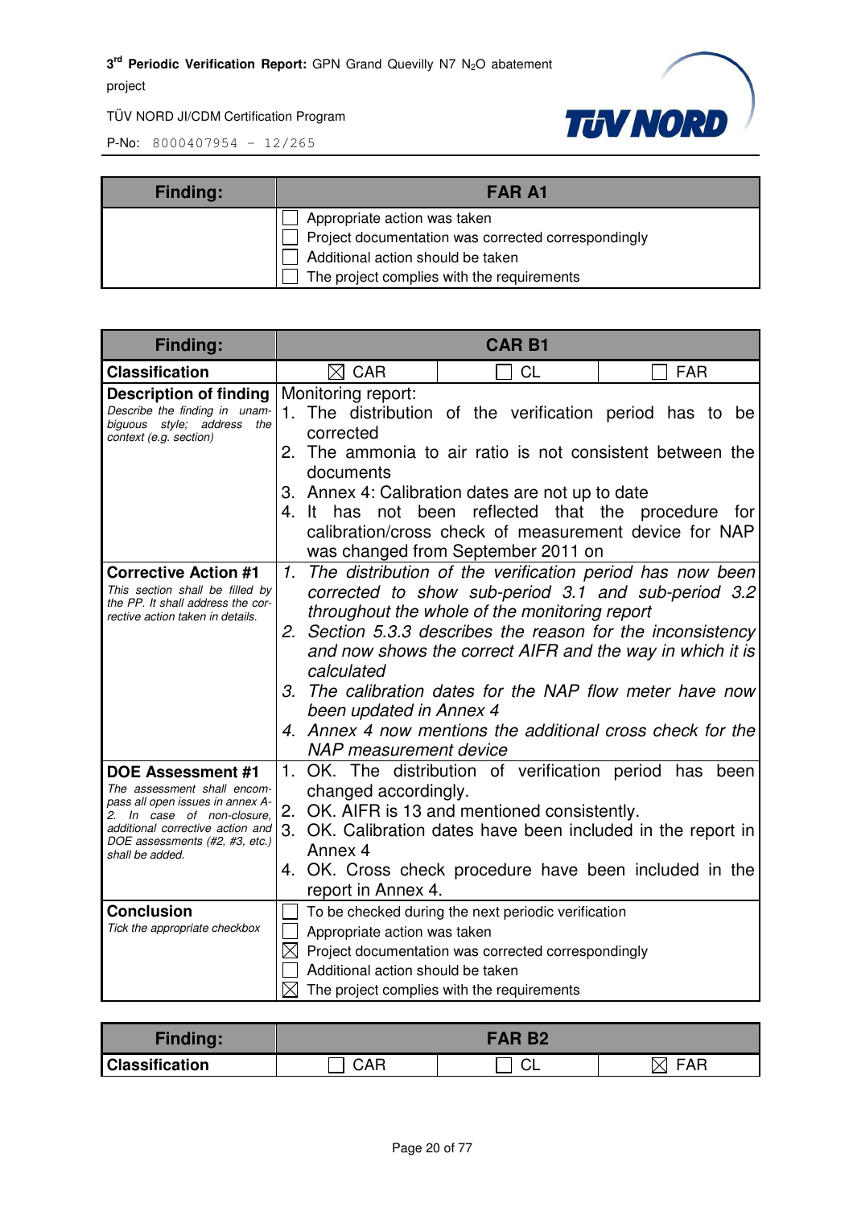| Finding: | FAR A1 |
|---|---|
| | ☐ Appropriate action was taken<br>☐ Project documentation was corrected correspondingly<br>☐ Additional action should be taken<br>☐ The project complies with the requirements |

| Finding: | CAR B1 | | |
|---|---|---|---|
| **Classification** | ☒ CAR | ☐ CL | ☐ FAR |
| **Description of finding**<br>*Describe the finding in unambiguous style; address the context (e.g. section)* | Monitoring report:<br>1. The distribution of the verification period has to be corrected<br>2. The ammonia to air ratio is not consistent between the documents<br>3. Annex 4: Calibration dates are not up to date<br>4. It has not been reflected that the procedure for calibration/cross check of measurement device for NAP was changed from September 2011 on | | |
| **Corrective Action #1**<br>*This section shall be filled by the PP. It shall address the corrective action taken in details.* | *1. The distribution of the verification period has now been corrected to show sub-period 3.1 and sub-period 3.2 throughout the whole of the monitoring report*<br>*2. Section 5.3.3 describes the reason for the inconsistency and now shows the correct AIFR and the way in which it is calculated*<br>*3. The calibration dates for the NAP flow meter have now been updated in Annex 4*<br>*4. Annex 4 now mentions the additional cross check for the NAP measurement device* | | |
| **DOE Assessment #1**<br>*The assessment shall encompass all open issues in annex A-2. In case of non-closure, additional corrective action and DOE assessments (#2, #3, etc.) shall be added.* | 1. OK. The distribution of verification period has been changed accordingly.<br>2. OK. AIFR is 13 and mentioned consistently.<br>3. OK. Calibration dates have been included in the report in Annex 4<br>4. OK. Cross check procedure have been included in the report in Annex 4. | | |
| **Conclusion**<br>*Tick the appropriate checkbox* | ☐ To be checked during the next periodic verification<br>☐ Appropriate action was taken<br>☒ Project documentation was corrected correspondingly<br>☐ Additional action should be taken<br>☒ The project complies with the requirements | | |

| Finding: | FAR B2 | | |
|---|---|---|---|
| **Classification** | ☐ CAR | ☐ CL | ☒ FAR |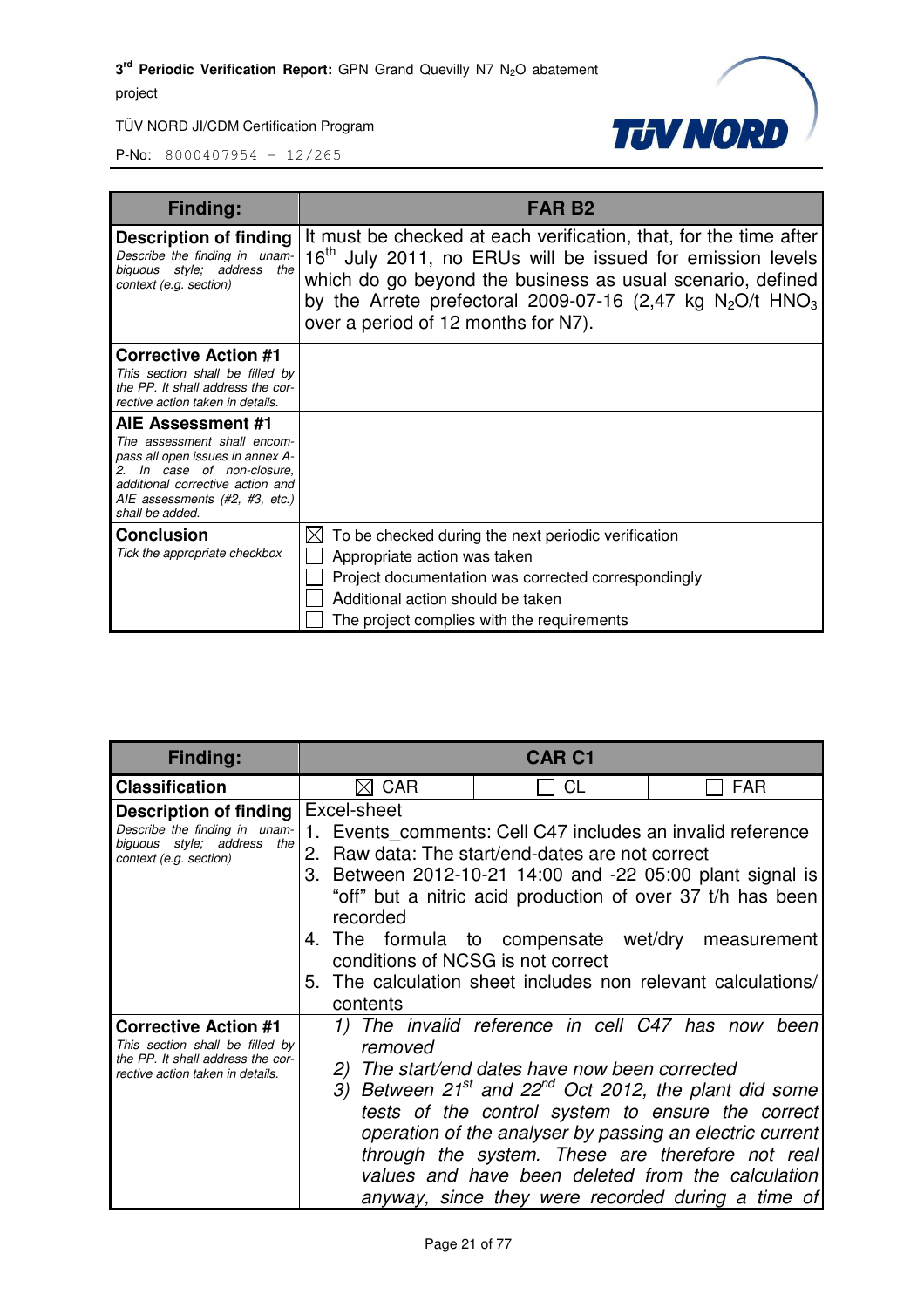| Finding: | FAR B2 |
|---|---|
| **Description of finding**<br>*Describe the finding in unambiguous style; address the context (e.g. section)* | It must be checked at each verification, that, for the time after 16th July 2011, no ERUs will be issued for emission levels which do go beyond the business as usual scenario, defined by the Arrete prefectoral 2009-07-16 (2,47 kg $N_2O$/t $HNO_3$ over a period of 12 months for N7). |
| **Corrective Action #1**<br>*This section shall be filled by the PP. It shall address the corrective action taken in details.* | |
| **AIE Assessment #1**<br>*The assessment shall encompass all open issues in annex A-2. In case of non-closure, additional corrective action and AIE assessments (#2, #3, etc.) shall be added.* | |
| **Conclusion**<br>*Tick the appropriate checkbox* | ☒ To be checked during the next periodic verification<br>☐ Appropriate action was taken<br>☐ Project documentation was corrected correspondingly<br>☐ Additional action should be taken<br>☐ The project complies with the requirements |

| Finding: | CAR C1 | | |
|---|---|---|---|
| **Classification** | ☒ CAR | ☐ CL | ☐ FAR |
| **Description of finding**<br>*Describe the finding in unambiguous style; address the context (e.g. section)* | Excel-sheet<br>1. Events_comments: Cell C47 includes an invalid reference<br>2. Raw data: The start/end-dates are not correct<br>3. Between 2012-10-21 14:00 and -22 05:00 plant signal is "off" but a nitric acid production of over 37 t/h has been recorded<br>4. The formula to compensate wet/dry measurement conditions of NCSG is not correct<br>5. The calculation sheet includes non relevant calculations/ contents | | |
| **Corrective Action #1**<br>*This section shall be filled by the PP. It shall address the corrective action taken in details.* | *1) The invalid reference in cell C47 has now been removed*<br>*2) The start/end dates have now been corrected*<br>*3) Between 21st and 22nd Oct 2012, the plant did some tests of the control system to ensure the correct operation of the analyser by passing an electric current through the system. These are therefore not real values and have been deleted from the calculation anyway, since they were recorded during a time of* | | |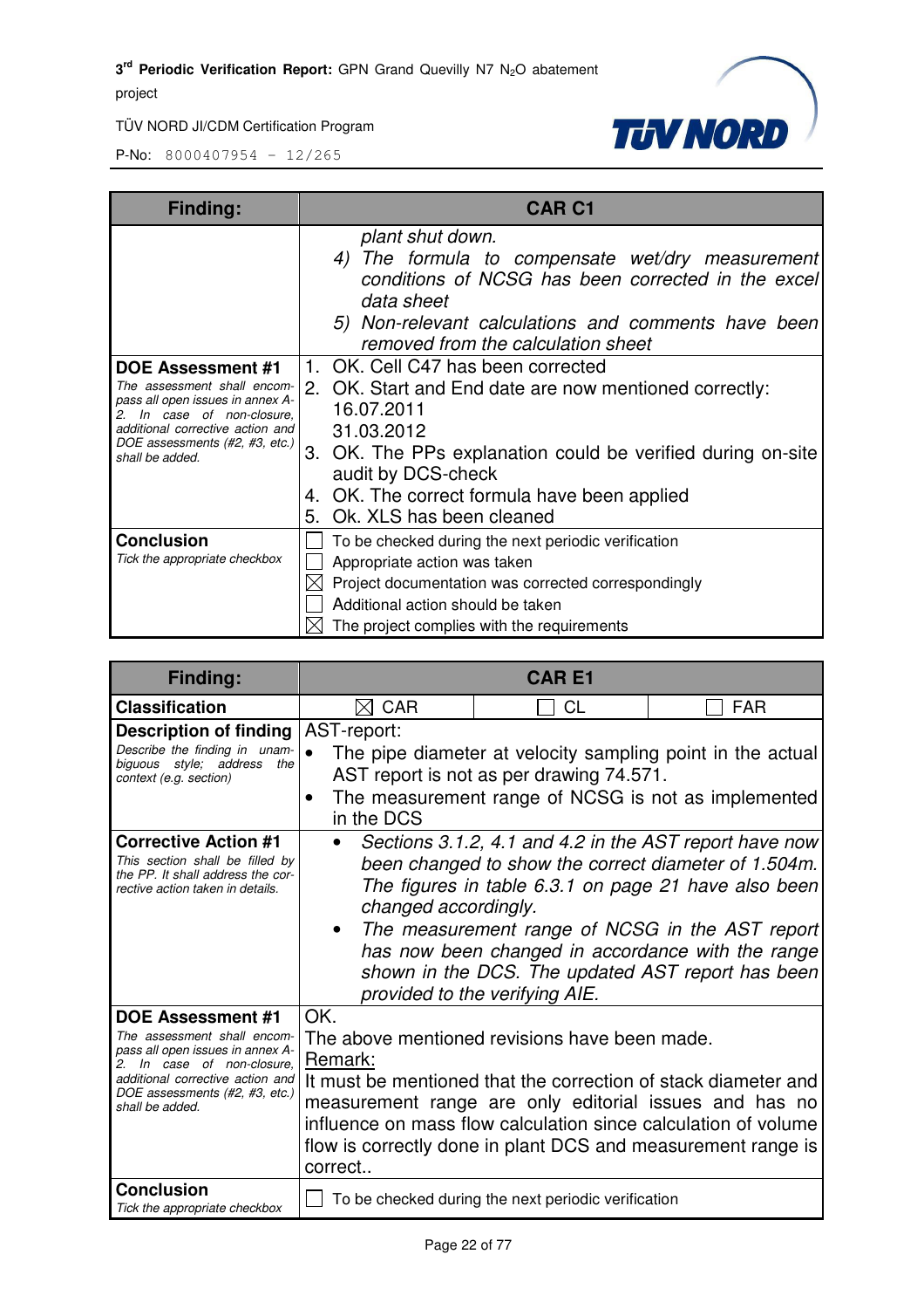| Finding: | CAR C1 |
|---|---|
| | *plant shut down.*<br>*4) The formula to compensate wet/dry measurement conditions of NCSG has been corrected in the excel data sheet*<br>*5) Non-relevant calculations and comments have been removed from the calculation sheet* |
| **DOE Assessment #1**<br>*The assessment shall encompass all open issues in annex A-2. In case of non-closure, additional corrective action and DOE assessments (#2, #3, etc.) shall be added.* | 1. OK. Cell C47 has been corrected<br>2. OK. Start and End date are now mentioned correctly: 16.07.2011 31.03.2012<br>3. OK. The PPs explanation could be verified during on-site audit by DCS-check<br>4. OK. The correct formula have been applied<br>5. Ok. XLS has been cleaned |
| **Conclusion**<br>*Tick the appropriate checkbox* | ☐ To be checked during the next periodic verification<br>☐ Appropriate action was taken<br>☒ Project documentation was corrected correspondingly<br>☐ Additional action should be taken<br>☒ The project complies with the requirements |

| Finding: | CAR E1 | | |
|---|---|---|---|
| **Classification** | ☒ CAR | ☐ CL | ☐ FAR |
| **Description of finding**<br>*Describe the finding in unambiguous style; address the context (e.g. section)* | AST-report:<br>• The pipe diameter at velocity sampling point in the actual AST report is not as per drawing 74.571.<br>• The measurement range of NCSG is not as implemented in the DCS | | |
| **Corrective Action #1**<br>*This section shall be filled by the PP. It shall address the corrective action taken in details.* | • *Sections 3.1.2, 4.1 and 4.2 in the AST report have now been changed to show the correct diameter of 1.504m. The figures in table 6.3.1 on page 21 have also been changed accordingly.*<br>• *The measurement range of NCSG in the AST report has now been changed in accordance with the range shown in the DCS. The updated AST report has been provided to the verifying AIE.* | | |
| **DOE Assessment #1**<br>*The assessment shall encompass all open issues in annex A-2. In case of non-closure, additional corrective action and DOE assessments (#2, #3, etc.) shall be added.* | OK.<br>The above mentioned revisions have been made.<br>Remark:<br>It must be mentioned that the correction of stack diameter and measurement range are only editorial issues and has no influence on mass flow calculation since calculation of volume flow is correctly done in plant DCS and measurement range is correct.. | | |
| **Conclusion**<br>*Tick the appropriate checkbox* | ☐ To be checked during the next periodic verification | | |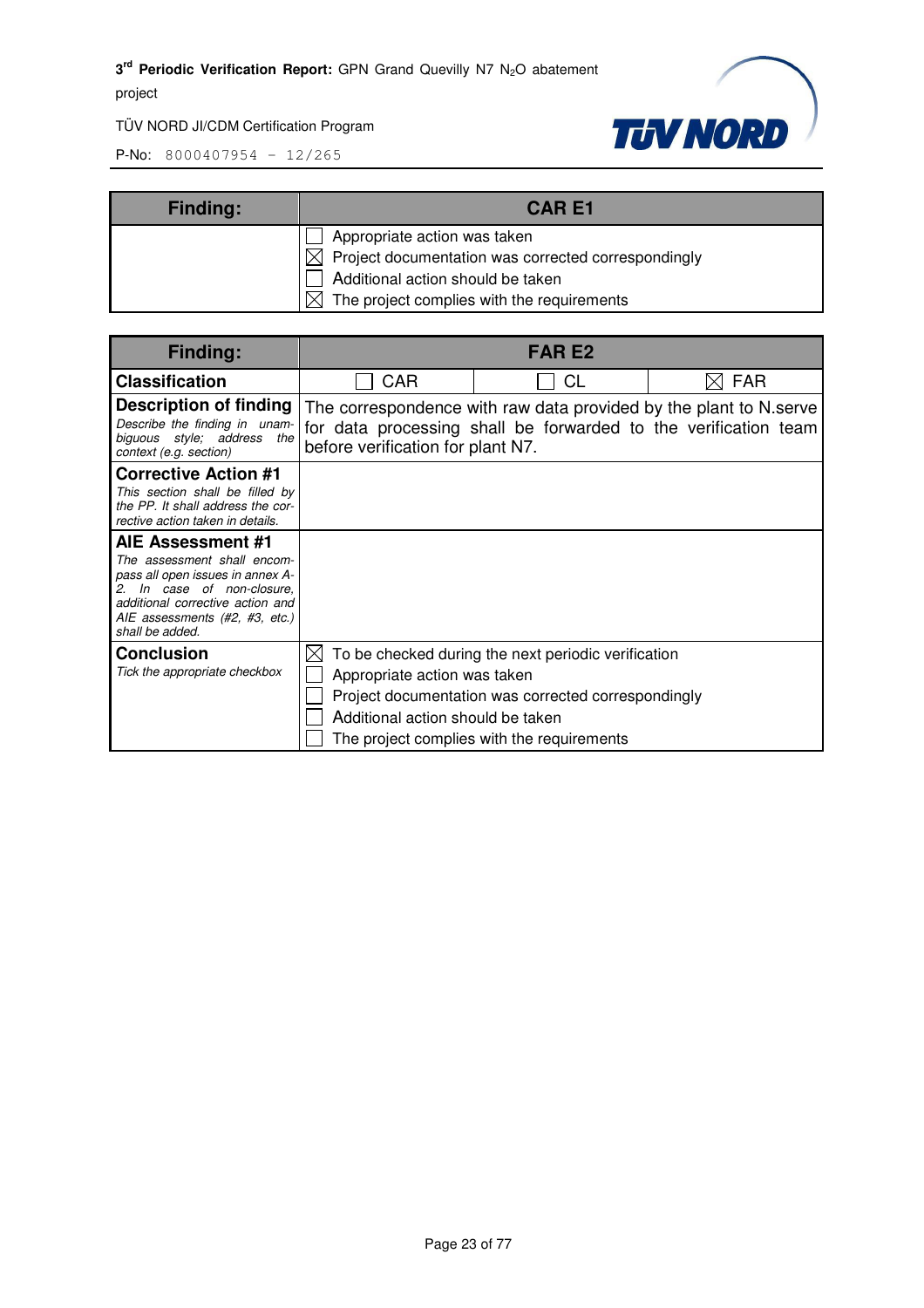| Finding: | CAR E1 |
|---|---|
| | ☐ Appropriate action was taken<br>☒ Project documentation was corrected correspondingly<br>☐ Additional action should be taken<br>☒ The project complies with the requirements |

| Finding: | FAR E2 | | |
|---|---|---|---|
| **Classification** | ☐ CAR | ☐ CL | ☒ FAR |
| **Description of finding**<br>*Describe the finding in unambiguous style; address the context (e.g. section)* | The correspondence with raw data provided by the plant to N.serve for data processing shall be forwarded to the verification team before verification for plant N7. | | |
| **Corrective Action #1**<br>*This section shall be filled by the PP. It shall address the corrective action taken in details.* | | | |
| **AIE Assessment #1**<br>*The assessment shall encompass all open issues in annex A-2. In case of non-closure, additional corrective action and AIE assessments (#2, #3, etc.) shall be added.* | | | |
| **Conclusion**<br>*Tick the appropriate checkbox* | ☒ To be checked during the next periodic verification<br>☐ Appropriate action was taken<br>☐ Project documentation was corrected correspondingly<br>☐ Additional action should be taken<br>☐ The project complies with the requirements | | |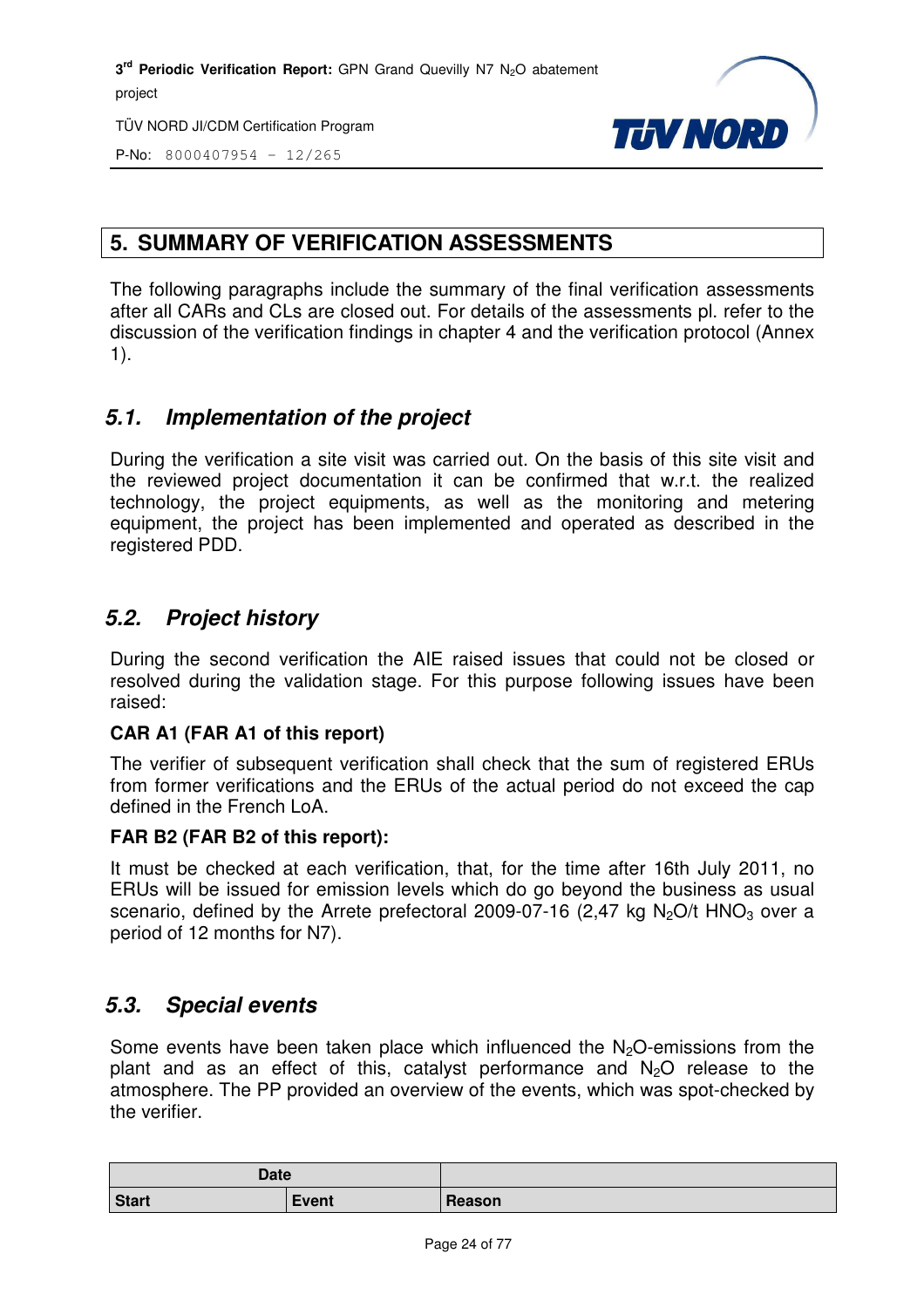## 5. SUMMARY OF VERIFICATION ASSESSMENTS

The following paragraphs include the summary of the final verification assessments after all CARs and CLs are closed out. For details of the assessments pl. refer to the discussion of the verification findings in chapter 4 and the verification protocol (Annex 1).

### *5.1. Implementation of the project*

During the verification a site visit was carried out. On the basis of this site visit and the reviewed project documentation it can be confirmed that w.r.t. the realized technology, the project equipments, as well as the monitoring and metering equipment, the project has been implemented and operated as described in the registered PDD.

### *5.2. Project history*

During the second verification the AIE raised issues that could not be closed or resolved during the validation stage. For this purpose following issues have been raised:

**CAR A1 (FAR A1 of this report)**

The verifier of subsequent verification shall check that the sum of registered ERUs from former verifications and the ERUs of the actual period do not exceed the cap defined in the French LoA.

**FAR B2 (FAR B2 of this report):**

It must be checked at each verification, that, for the time after 16th July 2011, no ERUs will be issued for emission levels which do go beyond the business as usual scenario, defined by the Arrete prefectoral 2009-07-16 (2,47 kg $N_2O$/t $HNO_3$ over a period of 12 months for N7).

### *5.3. Special events*

Some events have been taken place which influenced the $N_2O$-emissions from the plant and as an effect of this, catalyst performance and $N_2O$ release to the atmosphere. The PP provided an overview of the events, which was spot-checked by the verifier.

| Date | | |
|---|---|---|
| **Start** | **Event** | **Reason** |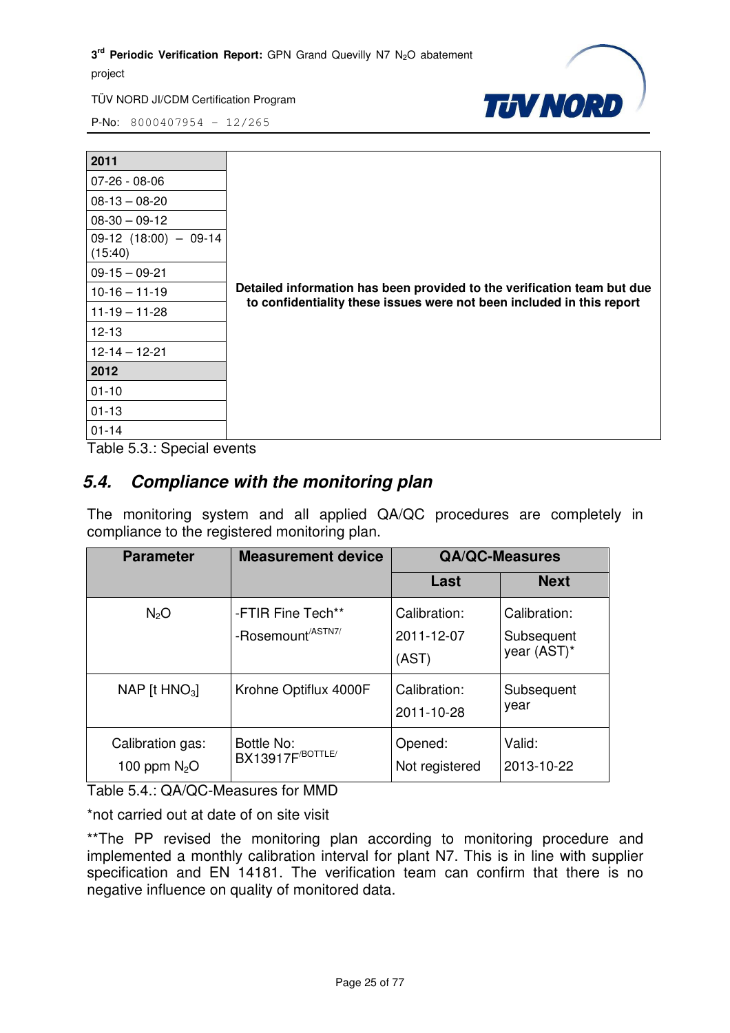| 2011 | |
|---|---|
| 07-26 - 08-06 | Detailed information has been provided to the verification team but due to confidentiality these issues were not been included in this report |
| 08-13 – 08-20 | |
| 08-30 – 09-12 | |
| 09-12 (18:00) – 09-14 (15:40) | |
| 09-15 – 09-21 | |
| 10-16 – 11-19 | |
| 11-19 – 11-28 | |
| 12-13 | |
| 12-14 – 12-21 | |
| **2012** | |
| 01-10 | |
| 01-13 | |
| 01-14 | |

Table 5.3.: Special events

## 5.4. Compliance with the monitoring plan

The monitoring system and all applied QA/QC procedures are completely in compliance to the registered monitoring plan.

| Parameter | Measurement device | QA/QC-Measures | |
|---|---|---|---|
| | | Last | Next |
| $N_2O$ | -FTIR Fine Tech** -Rosemount/ASTN7/ | Calibration: 2011-12-07 (AST) | Calibration: Subsequent year (AST)* |
| NAP [t $HNO_3$] | Krohne Optiflux 4000F | Calibration: 2011-10-28 | Subsequent year |
| Calibration gas: 100 ppm $N_2O$ | Bottle No: BX13917F/BOTTLE/ | Opened: Not registered | Valid: 2013-10-22 |

Table 5.4.: QA/QC-Measures for MMD

*not carried out at date of on site visit

**The PP revised the monitoring plan according to monitoring procedure and implemented a monthly calibration interval for plant N7. This is in line with supplier specification and EN 14181. The verification team can confirm that there is no negative influence on quality of monitored data.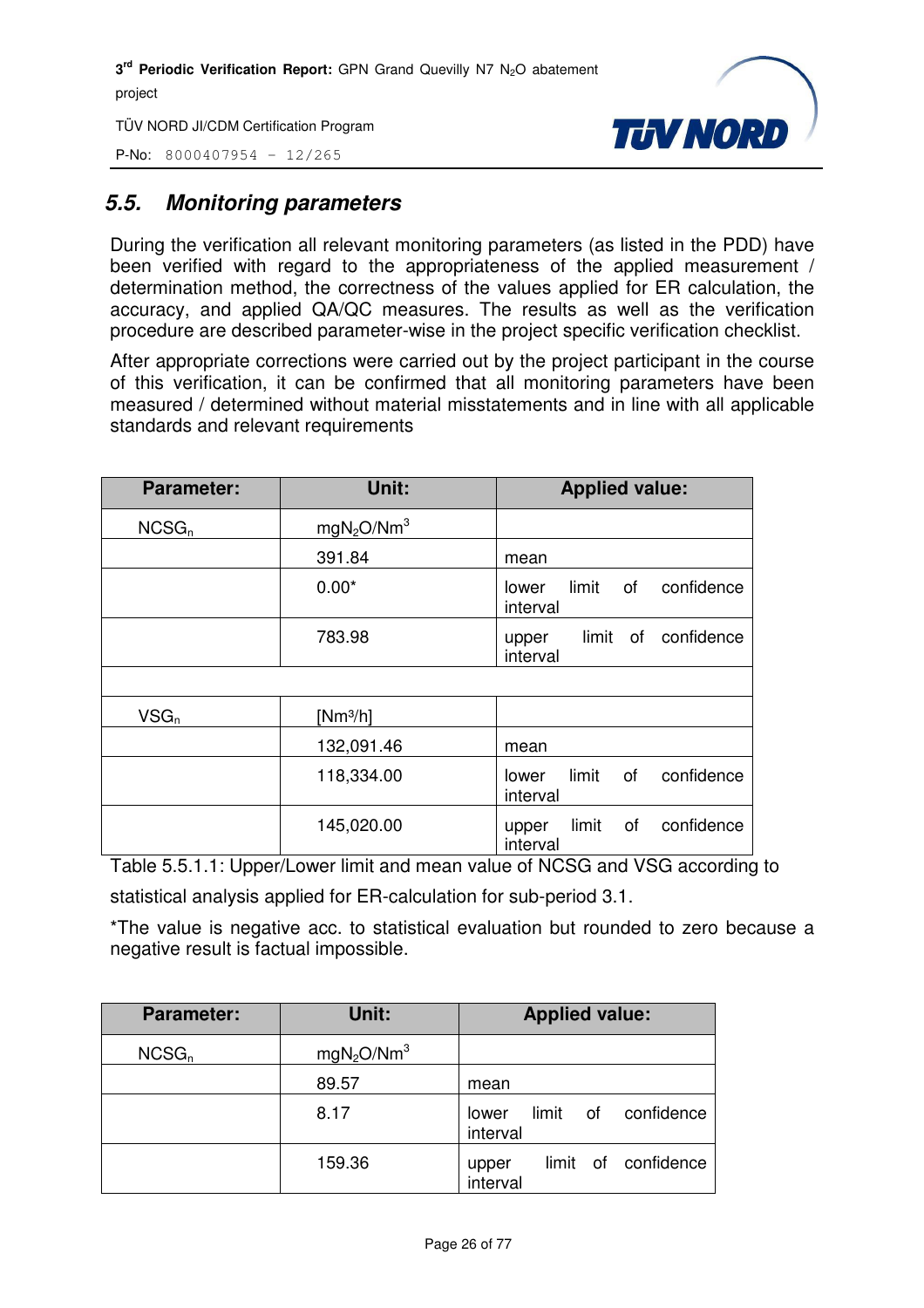## 5.5. Monitoring parameters

During the verification all relevant monitoring parameters (as listed in the PDD) have been verified with regard to the appropriateness of the applied measurement / determination method, the correctness of the values applied for ER calculation, the accuracy, and applied QA/QC measures. The results as well as the verification procedure are described parameter-wise in the project specific verification checklist.

After appropriate corrections were carried out by the project participant in the course of this verification, it can be confirmed that all monitoring parameters have been measured / determined without material misstatements and in line with all applicable standards and relevant requirements

| Parameter: | Unit: | Applied value: |
|---|---|---|
| $NCSG_n$ | $mgN_2O/Nm^3$ | |
| | 391.84 | mean |
| | 0.00* | lower limit of confidence interval |
| | 783.98 | upper limit of confidence interval |
| | | |
| $VSG_n$ | [Nm³/h] | |
| | 132,091.46 | mean |
| | 118,334.00 | lower limit of confidence interval |
| | 145,020.00 | upper limit of confidence interval |

Table 5.5.1.1: Upper/Lower limit and mean value of NCSG and VSG according to statistical analysis applied for ER-calculation for sub-period 3.1.

*The value is negative acc. to statistical evaluation but rounded to zero because a negative result is factual impossible.

| Parameter: | Unit: | Applied value: |
|---|---|---|
| $NCSG_n$ | $mgN_2O/Nm^3$ | |
| | 89.57 | mean |
| | 8.17 | lower limit of confidence interval |
| | 159.36 | upper limit of confidence interval |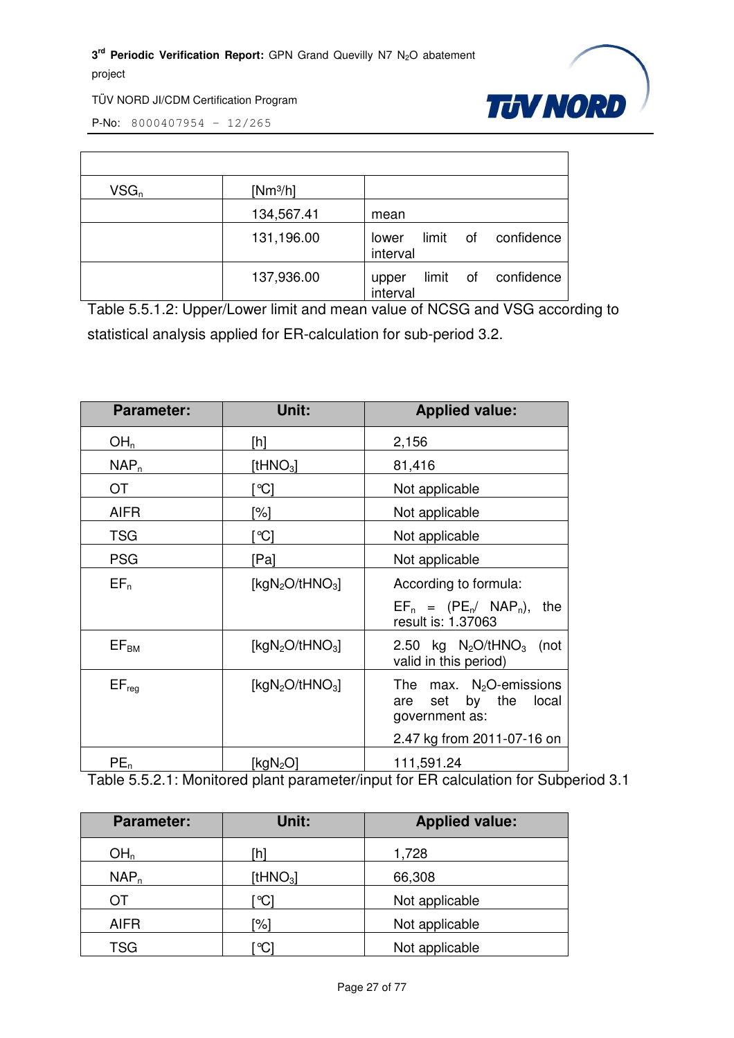| | | |
|---|---|---|
| $VSG_n$ | [$Nm^3/h$] | |
| | 134,567.41 | mean |
| | 131,196.00 | lower limit of confidence interval |
| | 137,936.00 | upper limit of confidence interval |

Table 5.5.1.2: Upper/Lower limit and mean value of NCSG and VSG according to statistical analysis applied for ER-calculation for sub-period 3.2.

| Parameter: | Unit: | Applied value: |
|---|---|---|
| $OH_n$ | [h] | 2,156 |
| $NAP_n$ | [$tHNO_3$] | 81,416 |
| OT | [°C] | Not applicable |
| AIFR | [%] | Not applicable |
| TSG | [°C] | Not applicable |
| PSG | [Pa] | Not applicable |
| $EF_n$ | [$kgN_2O/tHNO_3$] | According to formula: $EF_n$ = ($PE_n$/ $NAP_n$), the result is: 1.37063 |
| $EF_{BM}$ | [$kgN_2O/tHNO_3$] | 2.50 kg $N_2O/tHNO_3$ (not valid in this period) |
| $EF_{reg}$ | [$kgN_2O/tHNO_3$] | The max. $N_2O$-emissions are set by the local government as: 2.47 kg from 2011-07-16 on |
| $PE_n$ | [$kgN_2O$] | 111,591.24 |

Table 5.5.2.1: Monitored plant parameter/input for ER calculation for Subperiod 3.1

| Parameter: | Unit: | Applied value: |
|---|---|---|
| $OH_n$ | [h] | 1,728 |
| $NAP_n$ | [$tHNO_3$] | 66,308 |
| OT | [°C] | Not applicable |
| AIFR | [%] | Not applicable |
| TSG | [°C] | Not applicable |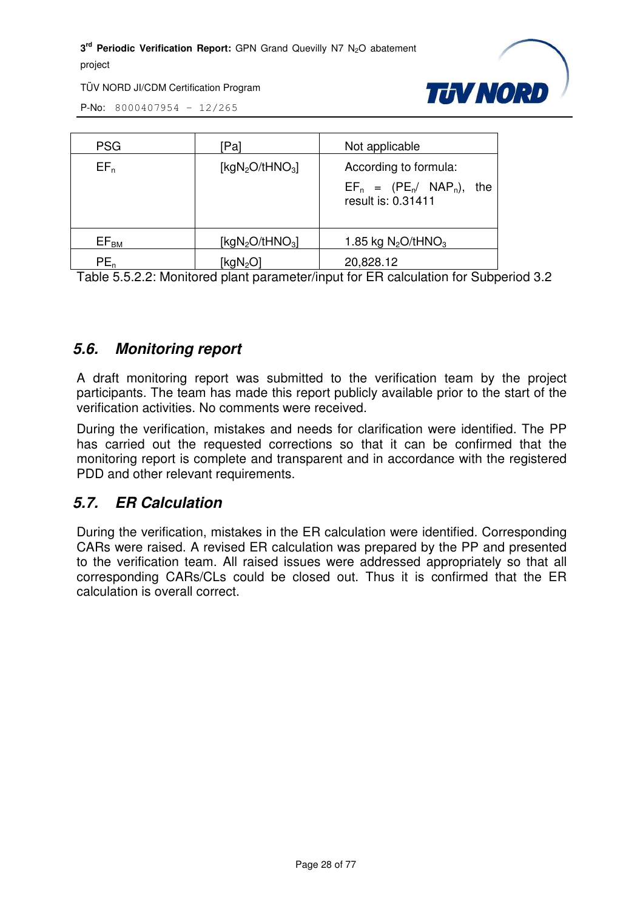| PSG | [Pa] | Not applicable |
| --- | --- | --- |
| $EF_n$ | [$kgN_2O/tHNO_3$] | According to formula: $EF_n$ = ($PE_n$/ $NAP_n$), the result is: 0.31411 |
| $EF_{BM}$ | [$kgN_2O/tHNO_3$] | 1.85 kg $N_2O/tHNO_3$ |
| $PE_n$ | [$kgN_2O$] | 20,828.12 |

Table 5.5.2.2: Monitored plant parameter/input for ER calculation for Subperiod 3.2

## 5.6. Monitoring report

A draft monitoring report was submitted to the verification team by the project participants. The team has made this report publicly available prior to the start of the verification activities. No comments were received.

During the verification, mistakes and needs for clarification were identified. The PP has carried out the requested corrections so that it can be confirmed that the monitoring report is complete and transparent and in accordance with the registered PDD and other relevant requirements.

## 5.7. ER Calculation

During the verification, mistakes in the ER calculation were identified. Corresponding CARs were raised. A revised ER calculation was prepared by the PP and presented to the verification team. All raised issues were addressed appropriately so that all corresponding CARs/CLs could be closed out. Thus it is confirmed that the ER calculation is overall correct.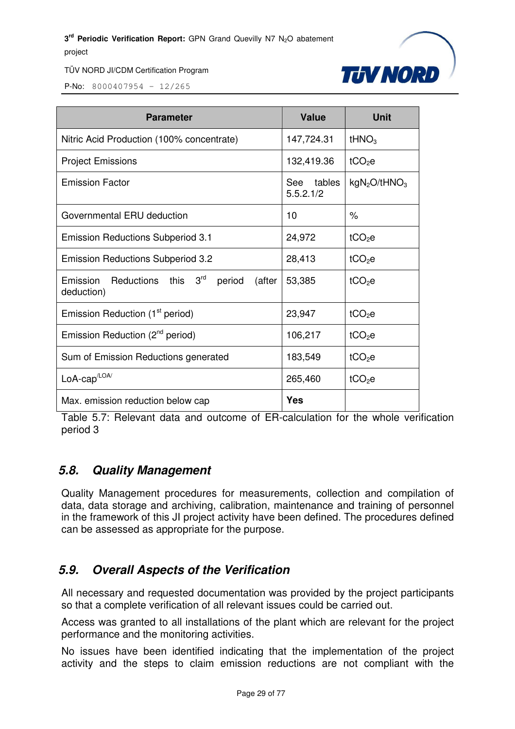| Parameter | Value | Unit |
|---|---|---|
| Nitric Acid Production (100% concentrate) | 147,724.31 | $tHNO_3$ |
| Project Emissions | 132,419.36 | $tCO_2e$ |
| Emission Factor | See tables 5.5.2.1/2 | $kgN_2O/tHNO_3$ |
| Governmental ERU deduction | 10 | % |
| Emission Reductions Subperiod 3.1 | 24,972 | $tCO_2e$ |
| Emission Reductions Subperiod 3.2 | 28,413 | $tCO_2e$ |
| Emission Reductions this 3rd period (after deduction) | 53,385 | $tCO_2e$ |
| Emission Reduction (1st period) | 23,947 | $tCO_2e$ |
| Emission Reduction (2nd period) | 106,217 | $tCO_2e$ |
| Sum of Emission Reductions generated | 183,549 | $tCO_2e$ |
| LoA-cap[/LOA/] | 265,460 | $tCO_2e$ |
| Max. emission reduction below cap | **Yes** | |

Table 5.7: Relevant data and outcome of ER-calculation for the whole verification period 3

## 5.8. Quality Management

Quality Management procedures for measurements, collection and compilation of data, data storage and archiving, calibration, maintenance and training of personnel in the framework of this JI project activity have been defined. The procedures defined can be assessed as appropriate for the purpose.

## 5.9. Overall Aspects of the Verification

All necessary and requested documentation was provided by the project participants so that a complete verification of all relevant issues could be carried out.

Access was granted to all installations of the plant which are relevant for the project performance and the monitoring activities.

No issues have been identified indicating that the implementation of the project activity and the steps to claim emission reductions are not compliant with the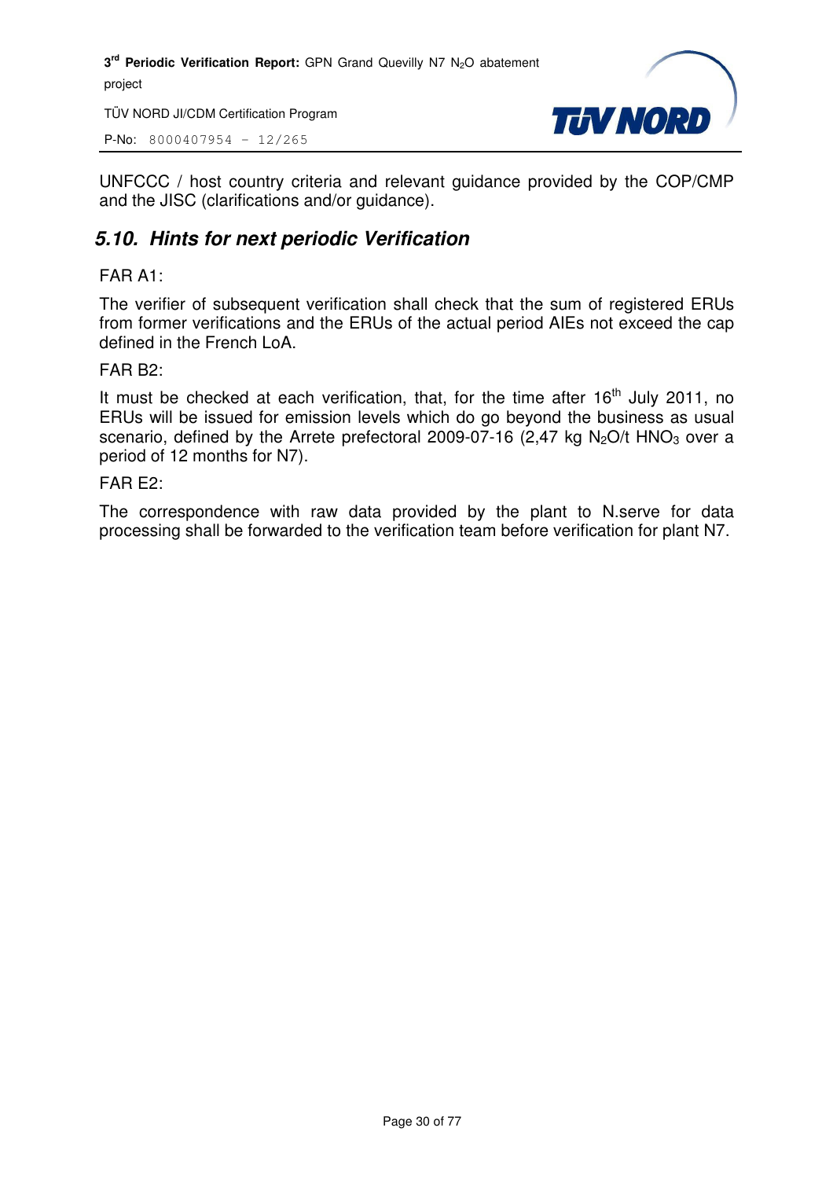UNFCCC / host country criteria and relevant guidance provided by the COP/CMP and the JISC (clarifications and/or guidance).

## 5.10. Hints for next periodic Verification

FAR A1:

The verifier of subsequent verification shall check that the sum of registered ERUs from former verifications and the ERUs of the actual period AIEs not exceed the cap defined in the French LoA.

FAR B2:

It must be checked at each verification, that, for the time after 16th July 2011, no ERUs will be issued for emission levels which do go beyond the business as usual scenario, defined by the Arrete prefectoral 2009-07-16 (2,47 kg $N_2O$/t $HNO_3$ over a period of 12 months for N7).

FAR E2:

The correspondence with raw data provided by the plant to N.serve for data processing shall be forwarded to the verification team before verification for plant N7.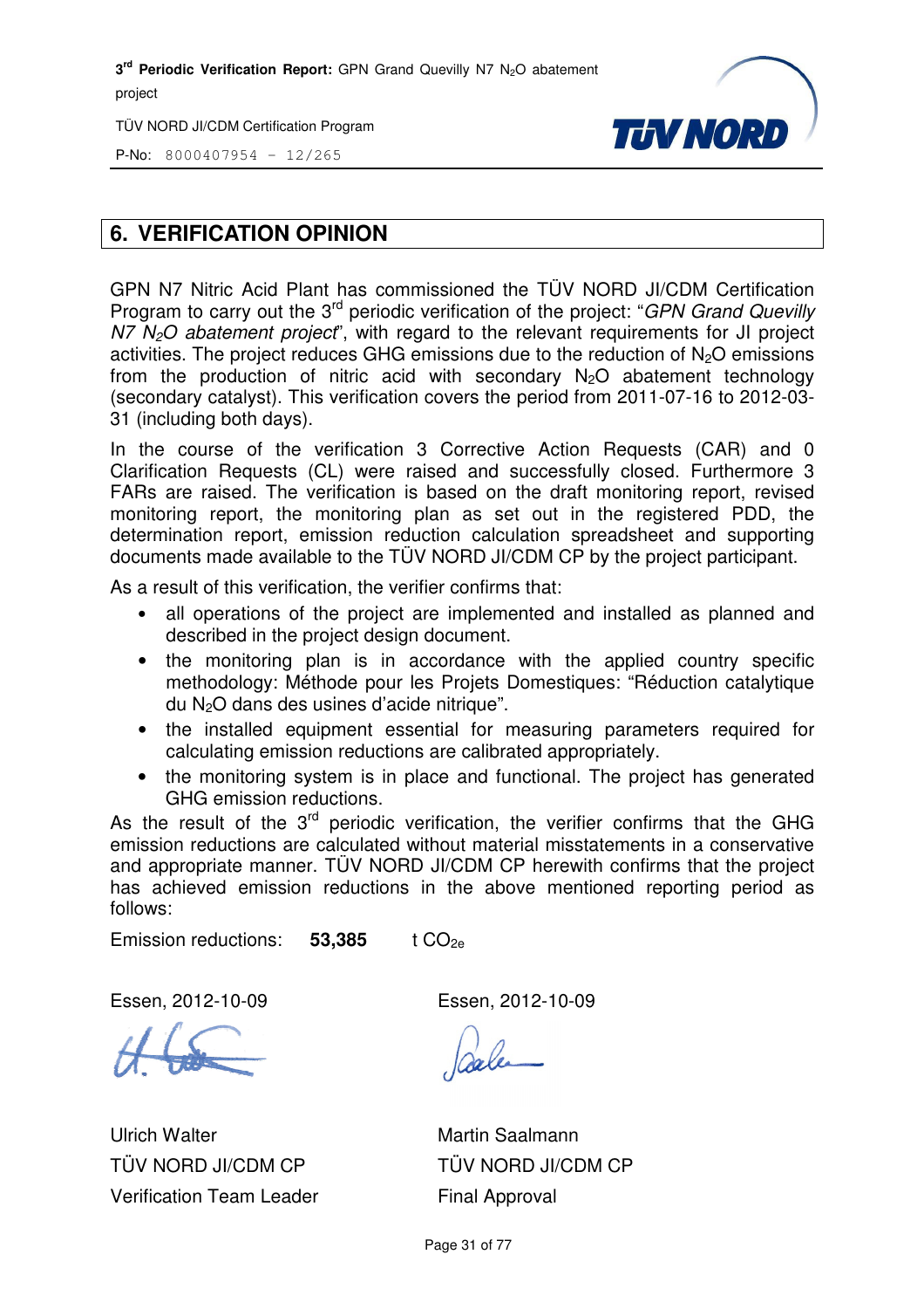## 6. VERIFICATION OPINION

GPN N7 Nitric Acid Plant has commissioned the TÜV NORD JI/CDM Certification Program to carry out the 3rd periodic verification of the project: "*GPN Grand Quevilly N7 $N_2O$ abatement project*", with regard to the relevant requirements for JI project activities. The project reduces GHG emissions due to the reduction of $N_2O$ emissions from the production of nitric acid with secondary $N_2O$ abatement technology (secondary catalyst). This verification covers the period from 2011-07-16 to 2012-03-31 (including both days).

In the course of the verification 3 Corrective Action Requests (CAR) and 0 Clarification Requests (CL) were raised and successfully closed. Furthermore 3 FARs are raised. The verification is based on the draft monitoring report, revised monitoring report, the monitoring plan as set out in the registered PDD, the determination report, emission reduction calculation spreadsheet and supporting documents made available to the TÜV NORD JI/CDM CP by the project participant.

As a result of this verification, the verifier confirms that:

- all operations of the project are implemented and installed as planned and described in the project design document.
- the monitoring plan is in accordance with the applied country specific methodology: Méthode pour les Projets Domestiques: "Réduction catalytique du $N_2O$ dans des usines d'acide nitrique".
- the installed equipment essential for measuring parameters required for calculating emission reductions are calibrated appropriately.
- the monitoring system is in place and functional. The project has generated GHG emission reductions.

As the result of the 3rd periodic verification, the verifier confirms that the GHG emission reductions are calculated without material misstatements in a conservative and appropriate manner. TÜV NORD JI/CDM CP herewith confirms that the project has achieved emission reductions in the above mentioned reporting period as follows:

Emission reductions: **53,385** t $CO_{2e}$

Essen, 2012-10-09

Ulrich Walter
TÜV NORD JI/CDM CP
Verification Team Leader

Essen, 2012-10-09

Martin Saalmann
TÜV NORD JI/CDM CP
Final Approval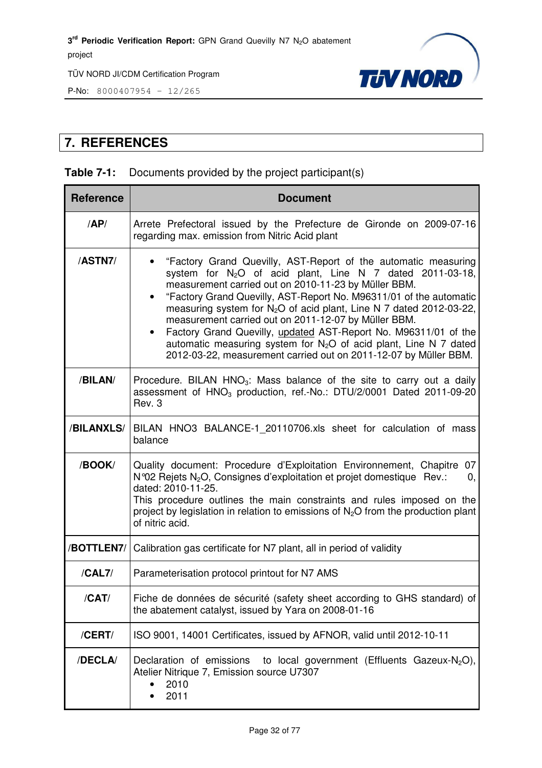# 7. REFERENCES

**Table 7-1:** Documents provided by the project participant(s)

| Reference | Document |
|---|---|
| /AP/ | Arrete Prefectoral issued by the Prefecture de Gironde on 2009-07-16 regarding max. emission from Nitric Acid plant |
| /ASTN7/ | • "Factory Grand Quevilly, AST-Report of the automatic measuring system for $N_2O$ of acid plant, Line N 7 dated 2011-03-18, measurement carried out on 2010-11-23 by Müller BBM.<br>• "Factory Grand Quevilly, AST-Report No. M96311/01 of the automatic measuring system for $N_2O$ of acid plant, Line N 7 dated 2012-03-22, measurement carried out on 2011-12-07 by Müller BBM.<br>• Factory Grand Quevilly, updated AST-Report No. M96311/01 of the automatic measuring system for $N_2O$ of acid plant, Line N 7 dated 2012-03-22, measurement carried out on 2011-12-07 by Müller BBM. |
| /BILAN/ | Procedure. BILAN $HNO_3$: Mass balance of the site to carry out a daily assessment of $HNO_3$ production, ref.-No.: DTU/2/0001 Dated 2011-09-20 Rev. 3 |
| /BILANXLS/ | BILAN HNO3 BALANCE-1_20110706.xls sheet for calculation of mass balance |
| /BOOK/ | Quality document: Procedure d'Exploitation Environnement, Chapitre 07 N°02 Rejets $N_2O$, Consignes d'exploitation et projet domestique Rev.: 0, dated: 2010-11-25.<br>This procedure outlines the main constraints and rules imposed on the project by legislation in relation to emissions of $N_2O$ from the production plant of nitric acid. |
| /BOTTLEN7/ | Calibration gas certificate for N7 plant, all in period of validity |
| /CAL7/ | Parameterisation protocol printout for N7 AMS |
| /CAT/ | Fiche de données de sécurité (safety sheet according to GHS standard) of the abatement catalyst, issued by Yara on 2008-01-16 |
| /CERT/ | ISO 9001, 14001 Certificates, issued by AFNOR, valid until 2012-10-11 |
| /DECLA/ | Declaration of emissions to local government (Effluents Gazeux-$N_2O$), Atelier Nitrique 7, Emission source U7307<br>• 2010<br>• 2011 |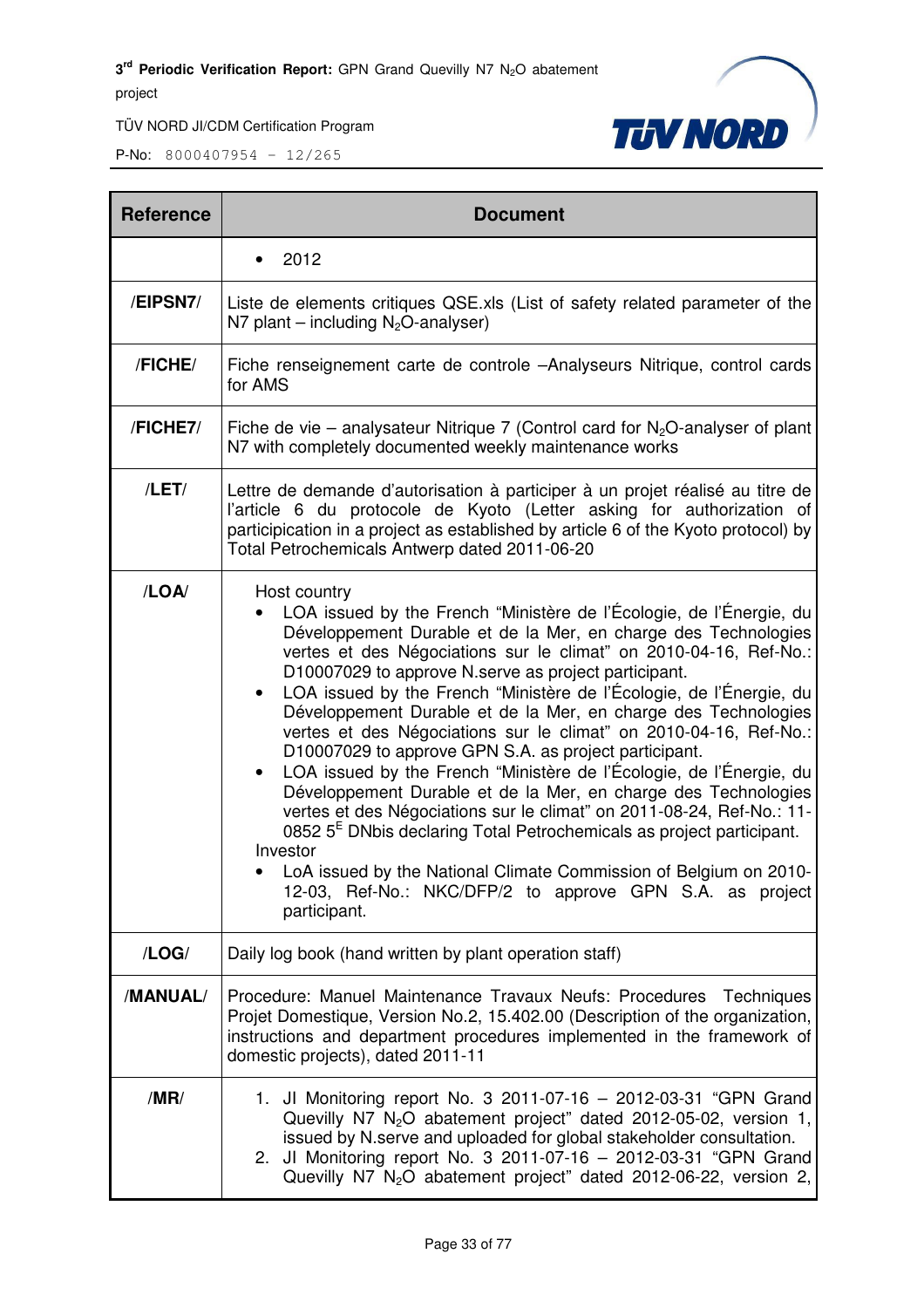| Reference | Document |
|---|---|
| | • 2012 |
| **/EIPSN7/** | Liste de elements critiques QSE.xls (List of safety related parameter of the N7 plant – including $N_2O$-analyser) |
| **/FICHE/** | Fiche renseignement carte de controle –Analyseurs Nitrique, control cards for AMS |
| **/FICHE7/** | Fiche de vie – analysateur Nitrique 7 (Control card for $N_2O$-analyser of plant N7 with completely documented weekly maintenance works |
| **/LET/** | Lettre de demande d'autorisation à participer à un projet réalisé au titre de l'article 6 du protocole de Kyoto (Letter asking for authorization of participication in a project as established by article 6 of the Kyoto protocol) by Total Petrochemicals Antwerp dated 2011-06-20 |
| **/LOA/** | Host country<br>• LOA issued by the French "Ministère de l'Écologie, de l'Énergie, du Développement Durable et de la Mer, en charge des Technologies vertes et des Négociations sur le climat" on 2010-04-16, Ref-No.: D10007029 to approve N.serve as project participant.<br>• LOA issued by the French "Ministère de l'Écologie, de l'Énergie, du Développement Durable et de la Mer, en charge des Technologies vertes et des Négociations sur le climat" on 2010-04-16, Ref-No.: D10007029 to approve GPN S.A. as project participant.<br>• LOA issued by the French "Ministère de l'Écologie, de l'Énergie, du Développement Durable et de la Mer, en charge des Technologies vertes et des Négociations sur le climat" on 2011-08-24, Ref-No.: 11-0852 5[E] DNbis declaring Total Petrochemicals as project participant.<br>Investor<br>• LoA issued by the National Climate Commission of Belgium on 2010-12-03, Ref-No.: NKC/DFP/2 to approve GPN S.A. as project participant. |
| **/LOG/** | Daily log book (hand written by plant operation staff) |
| **/MANUAL/** | Procedure: Manuel Maintenance Travaux Neufs: Procedures Techniques Projet Domestique, Version No.2, 15.402.00 (Description of the organization, instructions and department procedures implemented in the framework of domestic projects), dated 2011-11 |
| **/MR/** | 1. JI Monitoring report No. 3 2011-07-16 – 2012-03-31 "GPN Grand Quevilly N7 $N_2O$ abatement project" dated 2012-05-02, version 1, issued by N.serve and uploaded for global stakeholder consultation.<br>2. JI Monitoring report No. 3 2011-07-16 – 2012-03-31 "GPN Grand Quevilly N7 $N_2O$ abatement project" dated 2012-06-22, version 2, |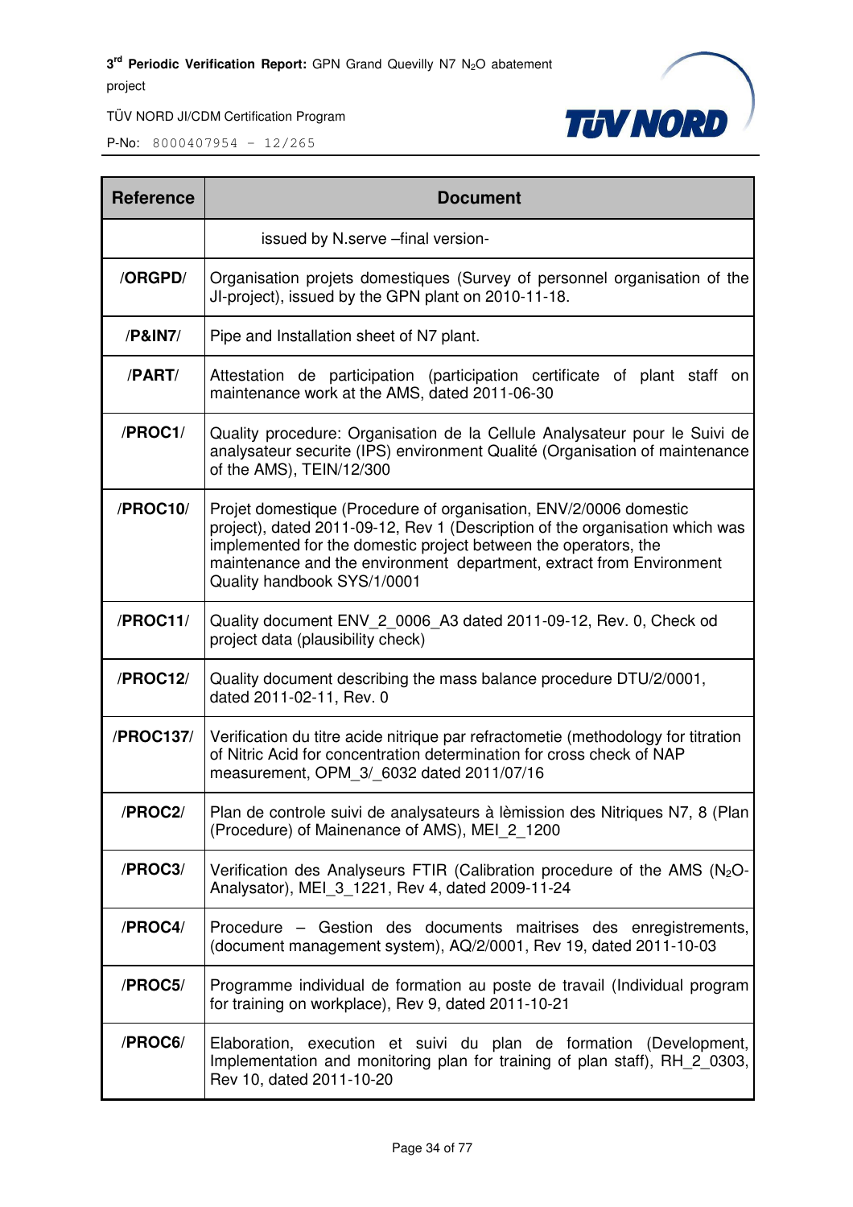| Reference | Document |
|---|---|
| | issued by N.serve –final version- |
| /ORGPD/ | Organisation projets domestiques (Survey of personnel organisation of the JI-project), issued by the GPN plant on 2010-11-18. |
| /P&IN7/ | Pipe and Installation sheet of N7 plant. |
| /PART/ | Attestation de participation (participation certificate of plant staff on maintenance work at the AMS, dated 2011-06-30 |
| /PROC1/ | Quality procedure: Organisation de la Cellule Analysateur pour le Suivi de analysateur securite (IPS) environment Qualité (Organisation of maintenance of the AMS), TEIN/12/300 |
| /PROC10/ | Projet domestique (Procedure of organisation, ENV/2/0006 domestic project), dated 2011-09-12, Rev 1 (Description of the organisation which was implemented for the domestic project between the operators, the maintenance and the environment department, extract from Environment Quality handbook SYS/1/0001 |
| /PROC11/ | Quality document ENV_2_0006_A3 dated 2011-09-12, Rev. 0, Check od project data (plausibility check) |
| /PROC12/ | Quality document describing the mass balance procedure DTU/2/0001, dated 2011-02-11, Rev. 0 |
| /PROC137/ | Verification du titre acide nitrique par refractometie (methodology for titration of Nitric Acid for concentration determination for cross check of NAP measurement, OPM_3/_6032 dated 2011/07/16 |
| /PROC2/ | Plan de controle suivi de analysateurs à lèmission des Nitriques N7, 8 (Plan (Procedure) of Mainenance of AMS), MEI_2_1200 |
| /PROC3/ | Verification des Analyseurs FTIR (Calibration procedure of the AMS ($N_2O$-Analysator), MEI_3_1221, Rev 4, dated 2009-11-24 |
| /PROC4/ | Procedure – Gestion des documents maitrises des enregistrements, (document management system), AQ/2/0001, Rev 19, dated 2011-10-03 |
| /PROC5/ | Programme individual de formation au poste de travail (Individual program for training on workplace), Rev 9, dated 2011-10-21 |
| /PROC6/ | Elaboration, execution et suivi du plan de formation (Development, Implementation and monitoring plan for training of plan staff), RH_2_0303, Rev 10, dated 2011-10-20 |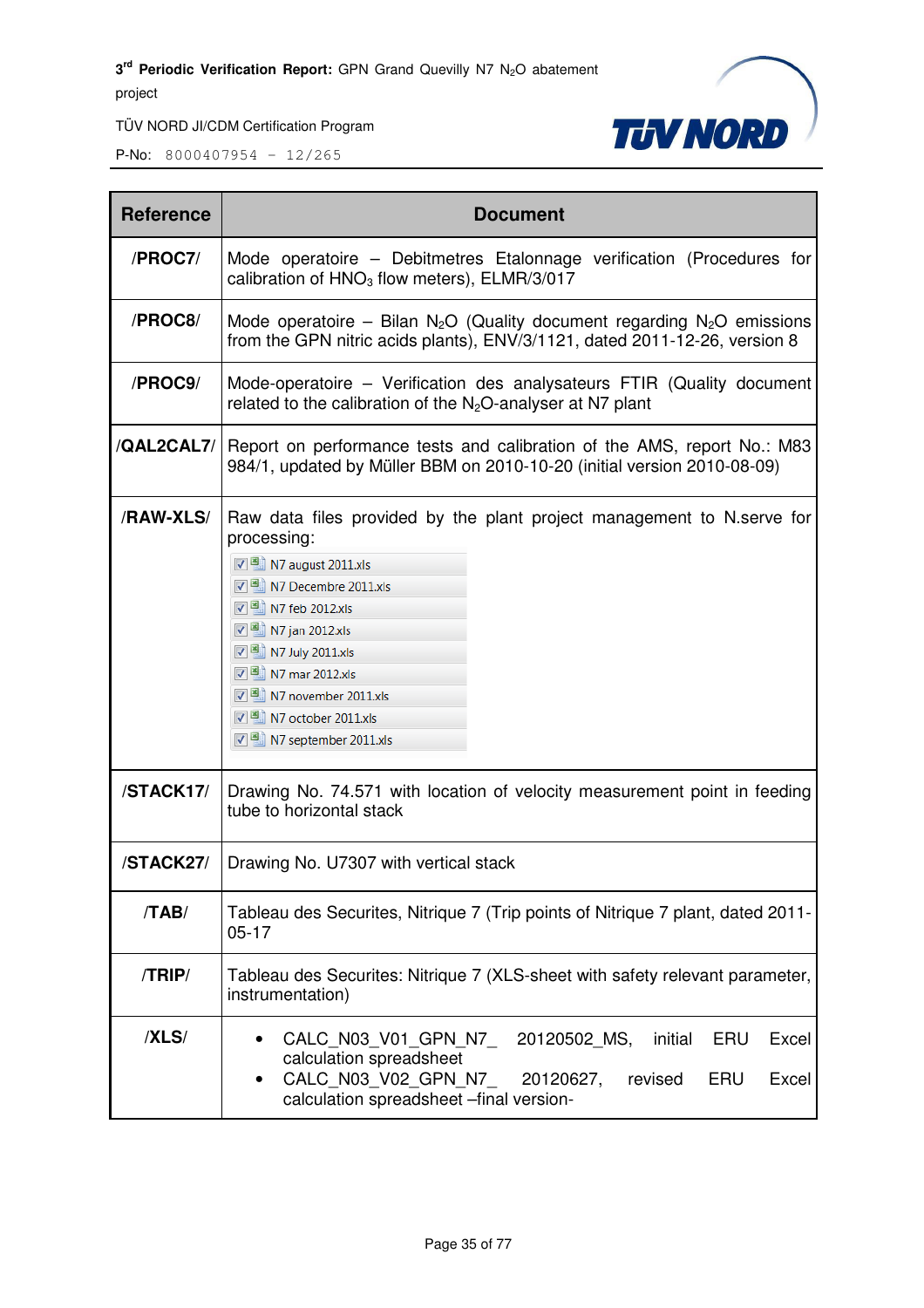| Reference | Document |
|---|---|
| **/PROC7/** | Mode operatoire – Debitmetres Etalonnage verification (Procedures for calibration of $HNO_3$ flow meters), ELMR/3/017 |
| **/PROC8/** | Mode operatoire – Bilan $N_2O$ (Quality document regarding $N_2O$ emissions from the GPN nitric acids plants), ENV/3/1121, dated 2011-12-26, version 8 |
| **/PROC9/** | Mode-operatoire – Verification des analysateurs FTIR (Quality document related to the calibration of the $N_2O$-analyser at N7 plant |
| **/QAL2CAL7/** | Report on performance tests and calibration of the AMS, report No.: M83 984/1, updated by Müller BBM on 2010-10-20 (initial version 2010-08-09) |
| **/RAW-XLS/** | Raw data files provided by the plant project management to N.serve for processing:<br>N7 august 2011.xls<br>N7 Decembre 2011.xls<br>N7 feb 2012.xls<br>N7 jan 2012.xls<br>N7 July 2011.xls<br>N7 mar 2012.xls<br>N7 november 2011.xls<br>N7 october 2011.xls<br>N7 september 2011.xls |
| **/STACK17/** | Drawing No. 74.571 with location of velocity measurement point in feeding tube to horizontal stack |
| **/STACK27/** | Drawing No. U7307 with vertical stack |
| **/TAB/** | Tableau des Securites, Nitrique 7 (Trip points of Nitrique 7 plant, dated 2011-05-17 |
| **/TRIP/** | Tableau des Securites: Nitrique 7 (XLS-sheet with safety relevant parameter, instrumentation) |
| **/XLS/** | • CALC_N03_V01_GPN_N7_ 20120502_MS, initial ERU Excel calculation spreadsheet<br>• CALC_N03_V02_GPN_N7_ 20120627, revised ERU Excel calculation spreadsheet –final version- |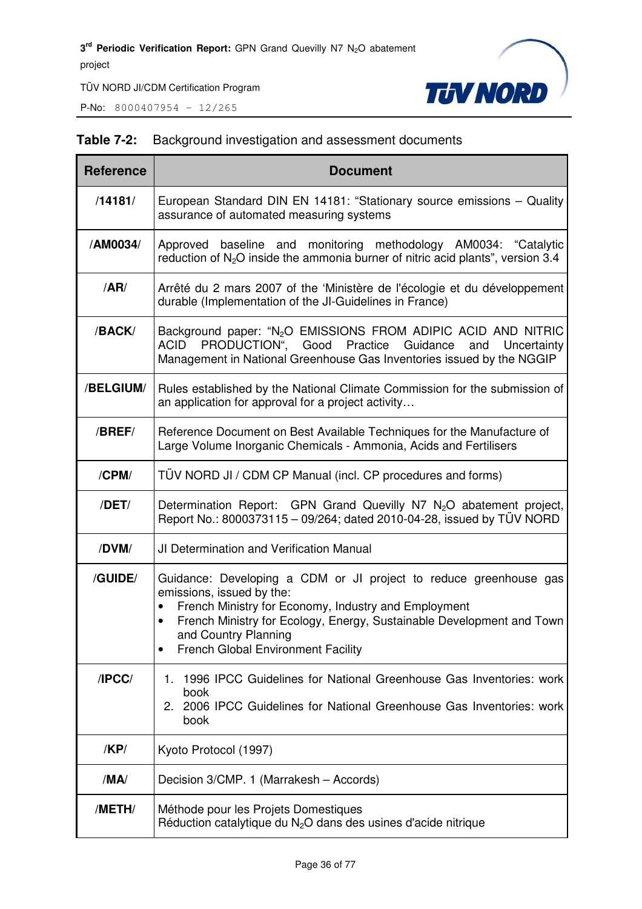**Table 7-2:** Background investigation and assessment documents

| Reference | Document |
|---|---|
| /14181/ | European Standard DIN EN 14181: "Stationary source emissions – Quality assurance of automated measuring systems |
| /AM0034/ | Approved baseline and monitoring methodology AM0034: "Catalytic reduction of $N_2O$ inside the ammonia burner of nitric acid plants", version 3.4 |
| /AR/ | Arrêté du 2 mars 2007 of the 'Ministère de l'écologie et du développement durable (Implementation of the JI-Guidelines in France) |
| /BACK/ | Background paper: "$N_2O$ EMISSIONS FROM ADIPIC ACID AND NITRIC ACID PRODUCTION", Good Practice Guidance and Uncertainty Management in National Greenhouse Gas Inventories issued by the NGGIP |
| /BELGIUM/ | Rules established by the National Climate Commission for the submission of an application for approval for a project activity… |
| /BREF/ | Reference Document on Best Available Techniques for the Manufacture of Large Volume Inorganic Chemicals - Ammonia, Acids and Fertilisers |
| /CPM/ | TÜV NORD JI / CDM CP Manual (incl. CP procedures and forms) |
| /DET/ | Determination Report: GPN Grand Quevilly N7 $N_2O$ abatement project, Report No.: 8000373115 – 09/264; dated 2010-04-28, issued by TÜV NORD |
| /DVM/ | JI Determination and Verification Manual |
| /GUIDE/ | Guidance: Developing a CDM or JI project to reduce greenhouse gas emissions, issued by the:<br>• French Ministry for Economy, Industry and Employment<br>• French Ministry for Ecology, Energy, Sustainable Development and Town and Country Planning<br>• French Global Environment Facility |
| /IPCC/ | 1. 1996 IPCC Guidelines for National Greenhouse Gas Inventories: work book<br>2. 2006 IPCC Guidelines for National Greenhouse Gas Inventories: work book |
| /KP/ | Kyoto Protocol (1997) |
| /MA/ | Decision 3/CMP. 1 (Marrakesh – Accords) |
| /METH/ | Méthode pour les Projets Domestiques<br>Réduction catalytique du $N_2O$ dans des usines d'acide nitrique |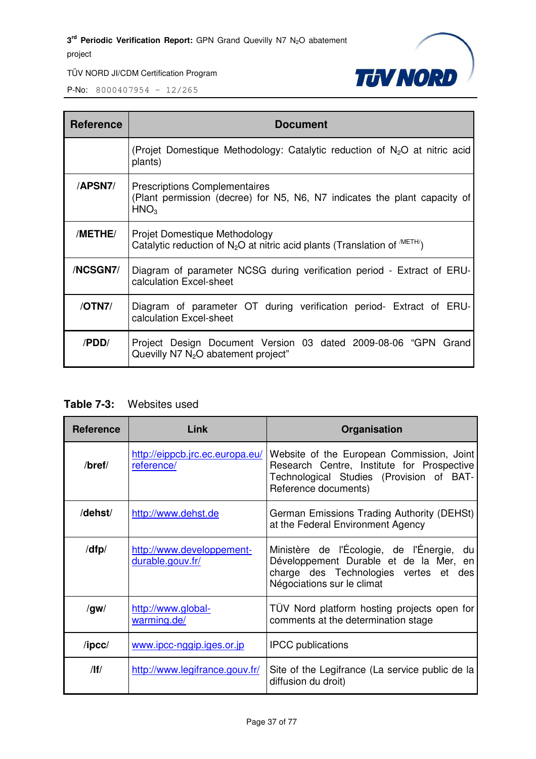| Reference | Document |
|---|---|
| | (Projet Domestique Methodology: Catalytic reduction of $N_2O$ at nitric acid plants) |
| /APSN7/ | Prescriptions Complementaires (Plant permission (decree) for N5, N6, N7 indicates the plant capacity of $HNO_3$ |
| /METHE/ | Projet Domestique Methodology Catalytic reduction of $N_2O$ at nitric acid plants (Translation of /METH/) |
| /NCSGN7/ | Diagram of parameter NCSG during verification period - Extract of ERU-calculation Excel-sheet |
| /OTN7/ | Diagram of parameter OT during verification period- Extract of ERU-calculation Excel-sheet |
| /PDD/ | Project Design Document Version 03 dated 2009-08-06 "GPN Grand Quevilly N7 $N_2O$ abatement project" |

**Table 7-3:** Websites used

| Reference | Link | Organisation |
|---|---|---|
| /bref/ | http://eippcb.jrc.ec.europa.eu/reference/ | Website of the European Commission, Joint Research Centre, Institute for Prospective Technological Studies (Provision of BAT-Reference documents) |
| /dehst/ | http://www.dehst.de | German Emissions Trading Authority (DEHSt) at the Federal Environment Agency |
| /dfp/ | http://www.developpement-durable.gouv.fr/ | Ministère de l'Écologie, de l'Énergie, du Développement Durable et de la Mer, en charge des Technologies vertes et des Négociations sur le climat |
| /gw/ | http://www.global-warming.de/ | TÜV Nord platform hosting projects open for comments at the determination stage |
| /ipcc/ | www.ipcc-nggip.iges.or.jp | IPCC publications |
| /lf/ | http://www.legifrance.gouv.fr/ | Site of the Legifrance (La service public de la diffusion du droit) |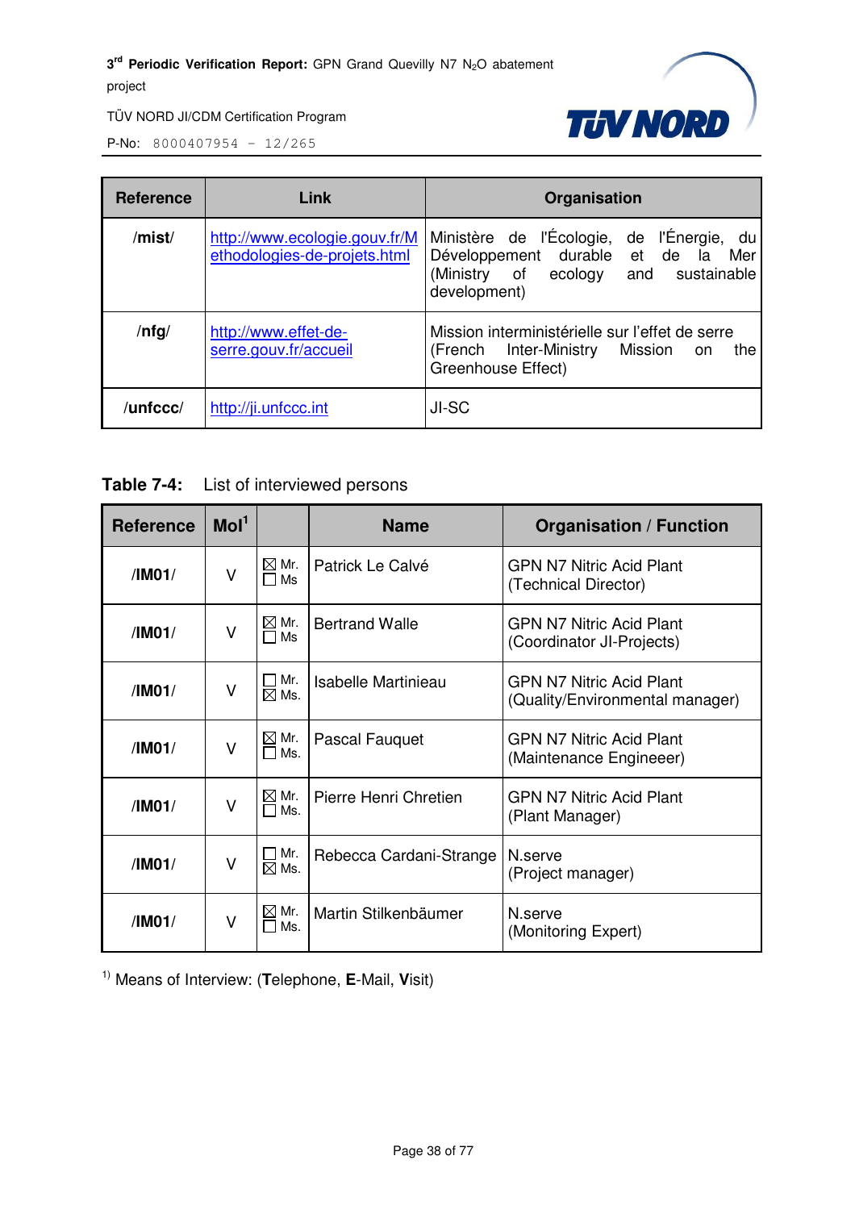| Reference | Link | Organisation |
|---|---|---|
| /mist/ | http://www.ecologie.gouv.fr/Methodologies-de-projets.html | Ministère de l'Écologie, de l'Énergie, du Développement durable et de la Mer (Ministry of ecology and sustainable development) |
| /nfg/ | http://www.effet-de-serre.gouv.fr/accueil | Mission interministérielle sur l'effet de serre (French Inter-Ministry Mission on the Greenhouse Effect) |
| /unfccc/ | http://ji.unfccc.int | JI-SC |

**Table 7-4:** List of interviewed persons

| Reference | MoI[1] | | Name | Organisation / Function |
|---|---|---|---|---|
| /IM01/ | V | ☒ Mr. ☐ Ms | Patrick Le Calvé | GPN N7 Nitric Acid Plant (Technical Director) |
| /IM01/ | V | ☒ Mr. ☐ Ms | Bertrand Walle | GPN N7 Nitric Acid Plant (Coordinator JI-Projects) |
| /IM01/ | V | ☐ Mr. ☒ Ms. | Isabelle Martinieau | GPN N7 Nitric Acid Plant (Quality/Environmental manager) |
| /IM01/ | V | ☒ Mr. ☐ Ms. | Pascal Fauquet | GPN N7 Nitric Acid Plant (Maintenance Engineeer) |
| /IM01/ | V | ☒ Mr. ☐ Ms. | Pierre Henri Chretien | GPN N7 Nitric Acid Plant (Plant Manager) |
| /IM01/ | V | ☐ Mr. ☒ Ms. | Rebecca Cardani-Strange | N.serve (Project manager) |
| /IM01/ | V | ☒ Mr. ☐ Ms. | Martin Stilkenbäumer | N.serve (Monitoring Expert) |

[1]) Means of Interview: (**T**elephone, **E**-Mail, **V**isit)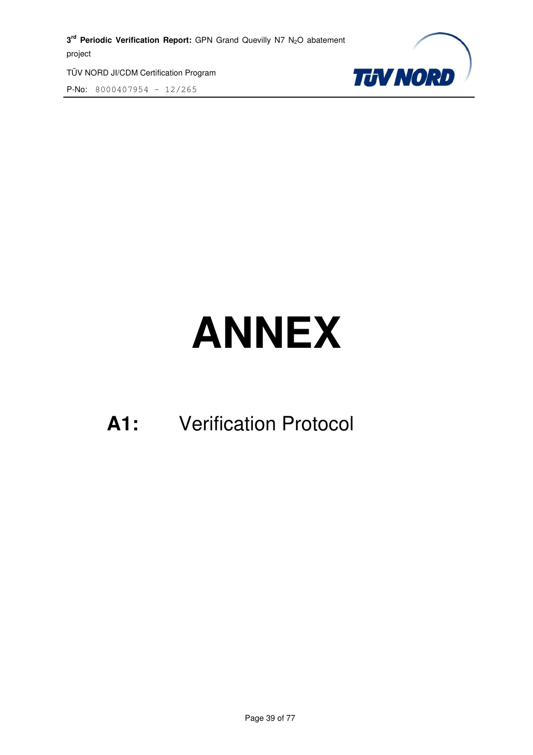# ANNEX

## A1: Verification Protocol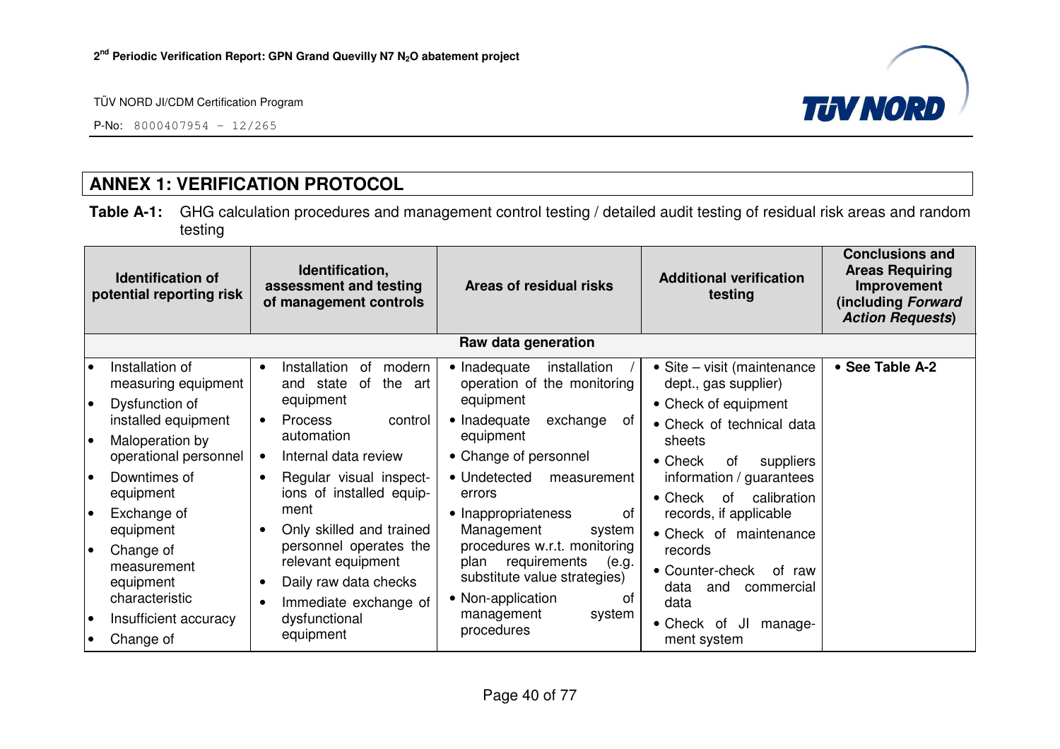## ANNEX 1: VERIFICATION PROTOCOL

**Table A-1:** GHG calculation procedures and management control testing / detailed audit testing of residual risk areas and random testing

| Identification of potential reporting risk | Identification, assessment and testing of management controls | Areas of residual risks | Additional verification testing | Conclusions and Areas Requiring Improvement (including *Forward Action Requests*) |
|---|---|---|---|---|
| **Raw data generation** | | | | |
| • Installation of measuring equipment<br>• Dysfunction of installed equipment<br>• Maloperation by operational personnel<br>• Downtimes of equipment<br>• Exchange of equipment<br>• Change of measurement equipment characteristic<br>• Insufficient accuracy<br>• Change of | • Installation of modern and state of the art equipment<br>• Process control automation<br>• Internal data review<br>• Regular visual inspections of installed equipment<br>• Only skilled and trained personnel operates the relevant equipment<br>• Daily raw data checks<br>• Immediate exchange of dysfunctional equipment | • Inadequate installation / operation of the monitoring equipment<br>• Inadequate exchange of equipment<br>• Change of personnel<br>• Undetected measurement errors<br>• Inappropriateness of Management system procedures w.r.t. monitoring plan requirements (e.g. substitute value strategies)<br>• Non-application of management system procedures | • Site – visit (maintenance dept., gas supplier)<br>• Check of equipment<br>• Check of technical data sheets<br>• Check of suppliers information / guarantees<br>• Check of calibration records, if applicable<br>• Check of maintenance records<br>• Counter-check of raw data and commercial data<br>• Check of JI management system | • **See Table A-2** |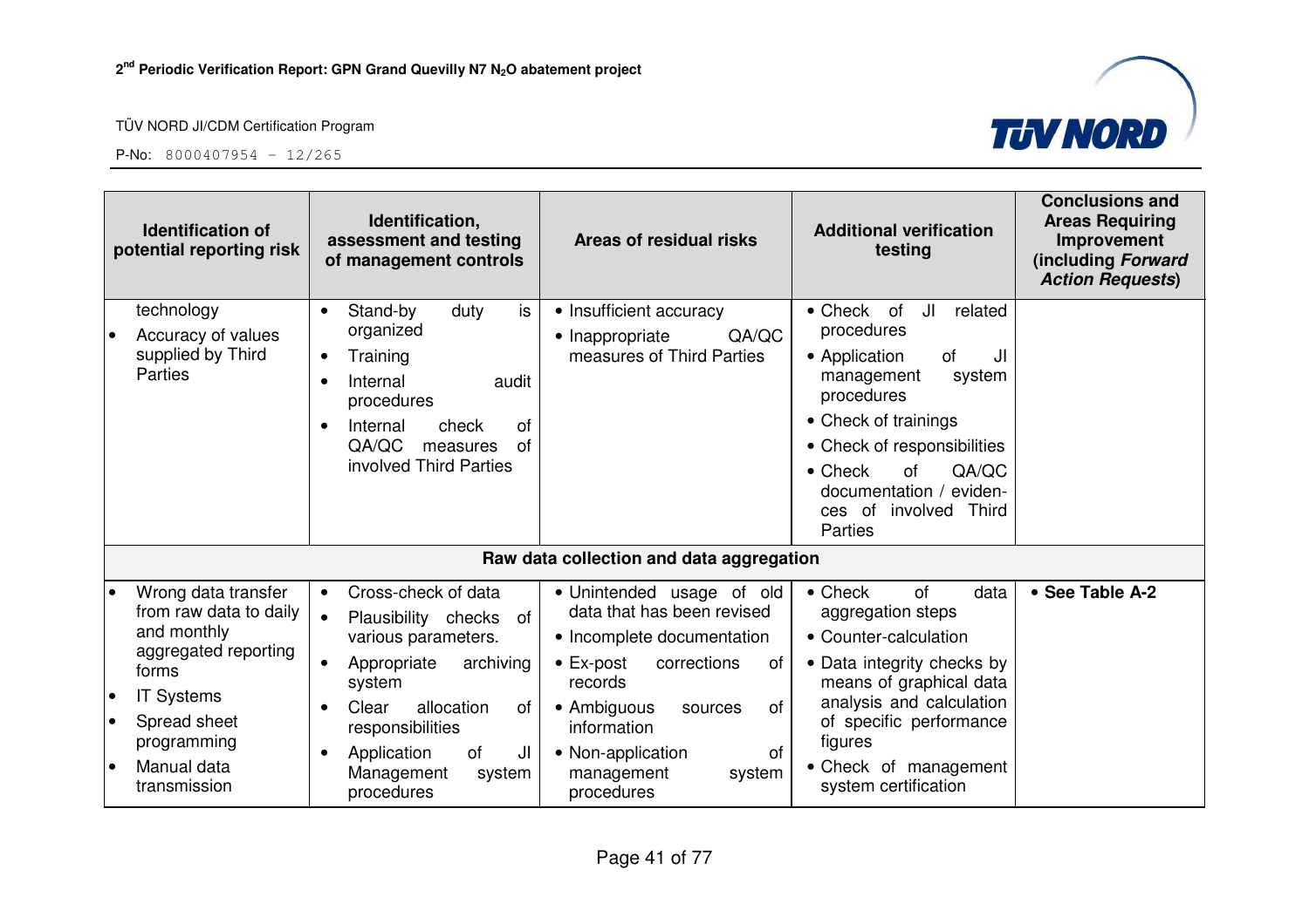| Identification of potential reporting risk | Identification, assessment and testing of management controls | Areas of residual risks | Additional verification testing | Conclusions and Areas Requiring Improvement (including *Forward Action Requests*) |
|---|---|---|---|---|
| technology<br>• Accuracy of values supplied by Third Parties | • Stand-by duty is organized<br>• Training<br>• Internal audit procedures<br>• Internal check of QA/QC measures of involved Third Parties | • Insufficient accuracy<br>• Inappropriate QA/QC measures of Third Parties | • Check of JI related procedures<br>• Application of JI management system procedures<br>• Check of trainings<br>• Check of responsibilities<br>• Check of QA/QC documentation / evidences of involved Third Parties | |
| **Raw data collection and data aggregation** | | | | |
| • Wrong data transfer from raw data to daily and monthly aggregated reporting forms<br>• IT Systems<br>• Spread sheet programming<br>• Manual data transmission | • Cross-check of data<br>• Plausibility checks of various parameters.<br>• Appropriate archiving system<br>• Clear allocation of responsibilities<br>• Application of JI Management system procedures | • Unintended usage of old data that has been revised<br>• Incomplete documentation<br>• Ex-post corrections of records<br>• Ambiguous sources of information<br>• Non-application of management system procedures | • Check of data aggregation steps<br>• Counter-calculation<br>• Data integrity checks by means of graphical data analysis and calculation of specific performance figures<br>• Check of management system certification | • **See Table A-2** |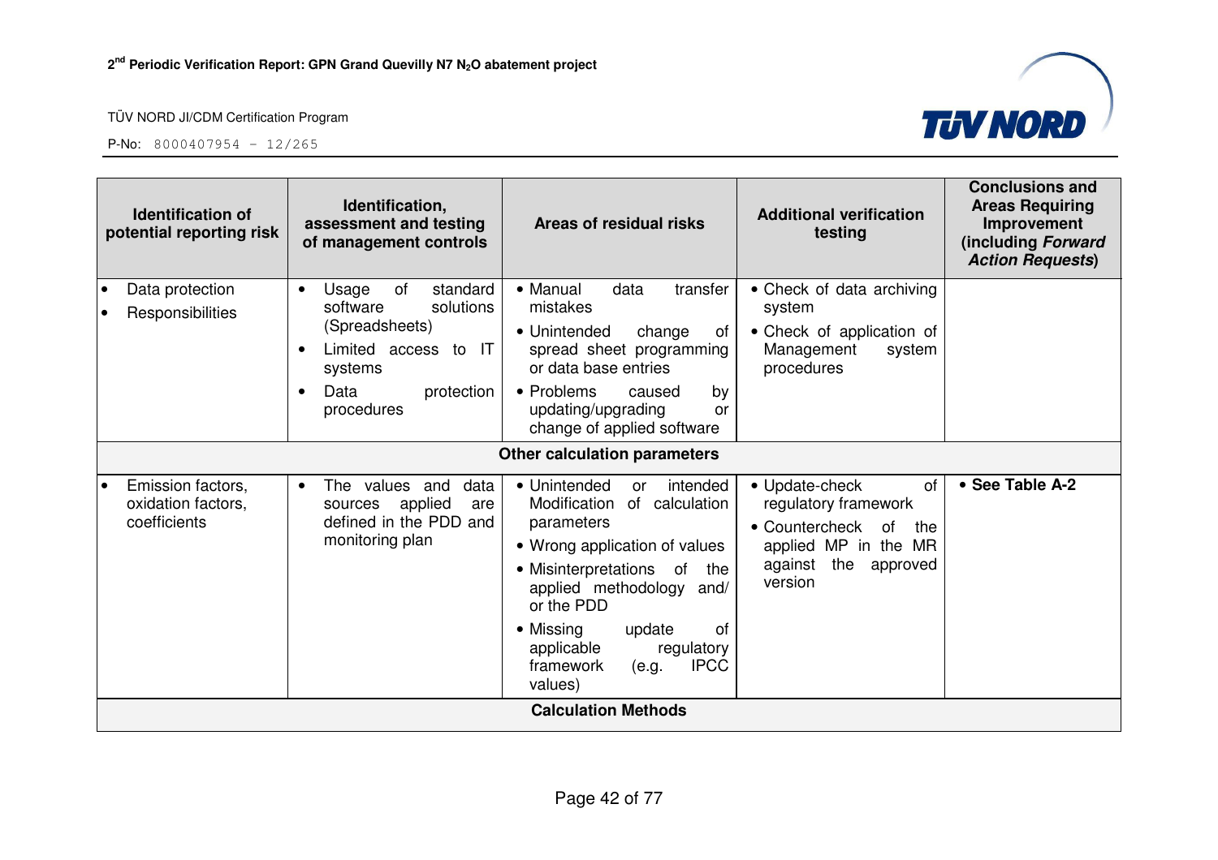| Identification of potential reporting risk | Identification, assessment and testing of management controls | Areas of residual risks | Additional verification testing | Conclusions and Areas Requiring Improvement (including *Forward Action Requests*) |
|---|---|---|---|---|
| • Data protection<br>• Responsibilities | • Usage of standard software solutions (Spreadsheets)<br>• Limited access to IT systems<br>• Data protection procedures | • Manual data transfer mistakes<br>• Unintended change of spread sheet programming or data base entries<br>• Problems caused by updating/upgrading or change of applied software | • Check of data archiving system<br>• Check of application of Management system procedures | |
| **Other calculation parameters** | | | | |
| • Emission factors, oxidation factors, coefficients | • The values and data sources applied are defined in the PDD and monitoring plan | • Unintended or intended Modification of calculation parameters<br>• Wrong application of values<br>• Misinterpretations of the applied methodology and/ or the PDD<br>• Missing update of applicable regulatory framework (e.g. IPCC values) | • Update-check of regulatory framework<br>• Countercheck of the applied MP in the MR against the approved version | • **See Table A-2** |
| **Calculation Methods** | | | | |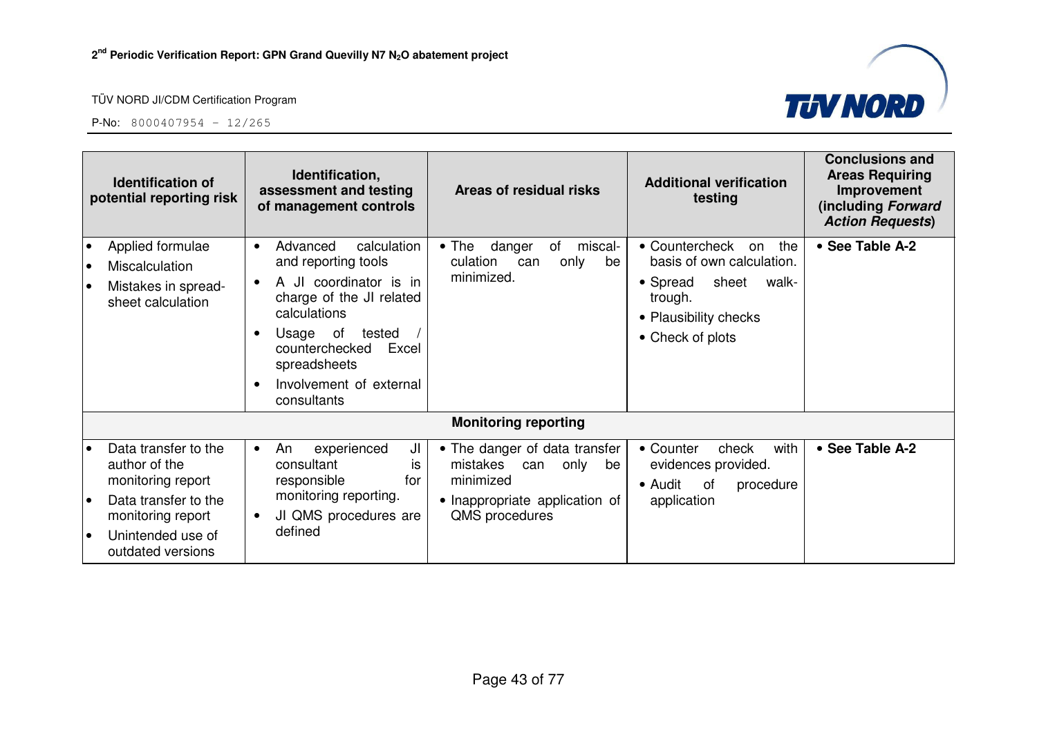| Identification of potential reporting risk | Identification, assessment and testing of management controls | Areas of residual risks | Additional verification testing | Conclusions and Areas Requiring Improvement (including *Forward Action Requests*) |
|---|---|---|---|---|
| • Applied formulae<br>• Miscalculation<br>• Mistakes in spread-sheet calculation | • Advanced calculation and reporting tools<br>• A JI coordinator is in charge of the JI related calculations<br>• Usage of tested / counterchecked Excel spreadsheets<br>• Involvement of external consultants | • The danger of miscal-culation can only be minimized. | • Countercheck on the basis of own calculation.<br>• Spread sheet walk-trough.<br>• Plausibility checks<br>• Check of plots | • **See Table A-2** |
| | | **Monitoring reporting** | | |
| • Data transfer to the author of the monitoring report<br>• Data transfer to the monitoring report<br>• Unintended use of outdated versions | • An experienced JI consultant is responsible for monitoring reporting.<br>• JI QMS procedures are defined | • The danger of data transfer mistakes can only be minimized<br>• Inappropriate application of QMS procedures | • Counter check with evidences provided.<br>• Audit of procedure application | • **See Table A-2** |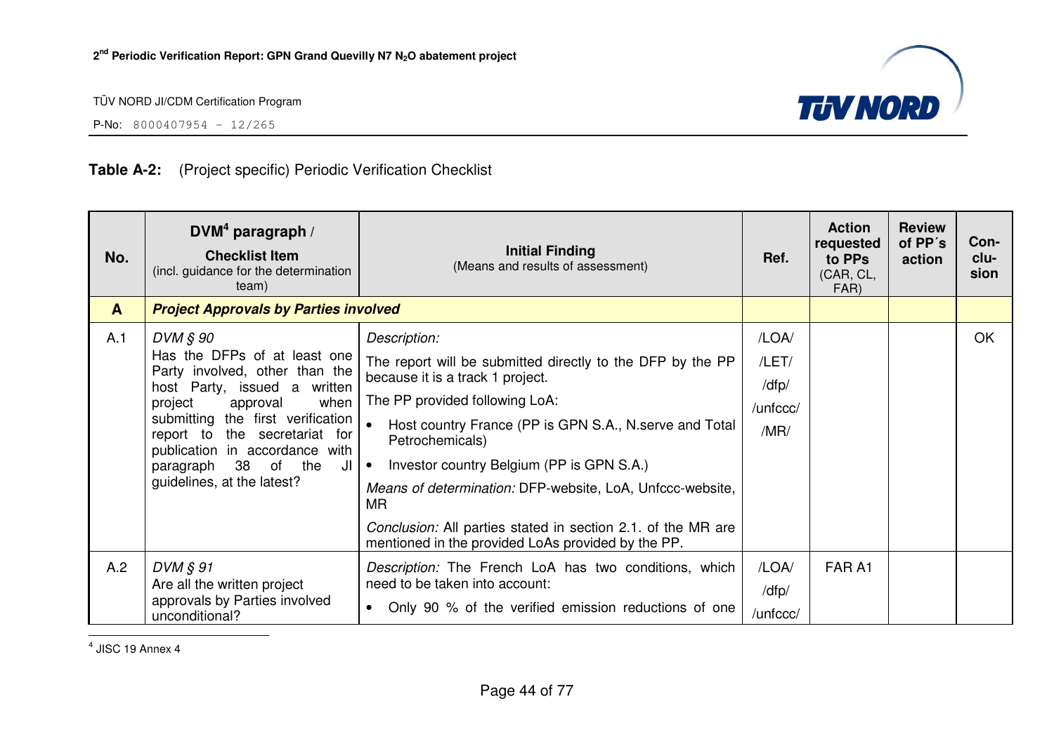**Table A-2:** (Project specific) Periodic Verification Checklist

| No. | DVM[4] paragraph / **Checklist Item** (incl. guidance for the determination team) | **Initial Finding** (Means and results of assessment) | Ref. | Action requested to PPs (CAR, CL, FAR) | Review of PP´s action | Con-clu-sion |
|---|---|---|---|---|---|---|
| **A** | ***Project Approvals by Parties involved*** | | | | | |
| A.1 | *DVM § 90* Has the DFPs of at least one Party involved, other than the host Party, issued a written project approval when submitting the first verification report to the secretariat for publication in accordance with paragraph 38 of the JI guidelines, at the latest? | *Description:* The report will be submitted directly to the DFP by the PP because it is a track 1 project. The PP provided following LoA: • Host country France (PP is GPN S.A., N.serve and Total Petrochemicals) • Investor country Belgium (PP is GPN S.A.) *Means of determination:* DFP-website, LoA, Unfccc-website, MR *Conclusion:* All parties stated in section 2.1. of the MR are mentioned in the provided LoAs provided by the PP. | /LOA/ /LET/ /dfp/ /unfccc/ /MR/ | | | OK |
| A.2 | *DVM § 91* Are all the written project approvals by Parties involved unconditional? | *Description:* The French LoA has two conditions, which need to be taken into account: • Only 90 % of the verified emission reductions of one | /LOA/ /dfp/ /unfccc/ | FAR A1 | | |

[4] JISC 19 Annex 4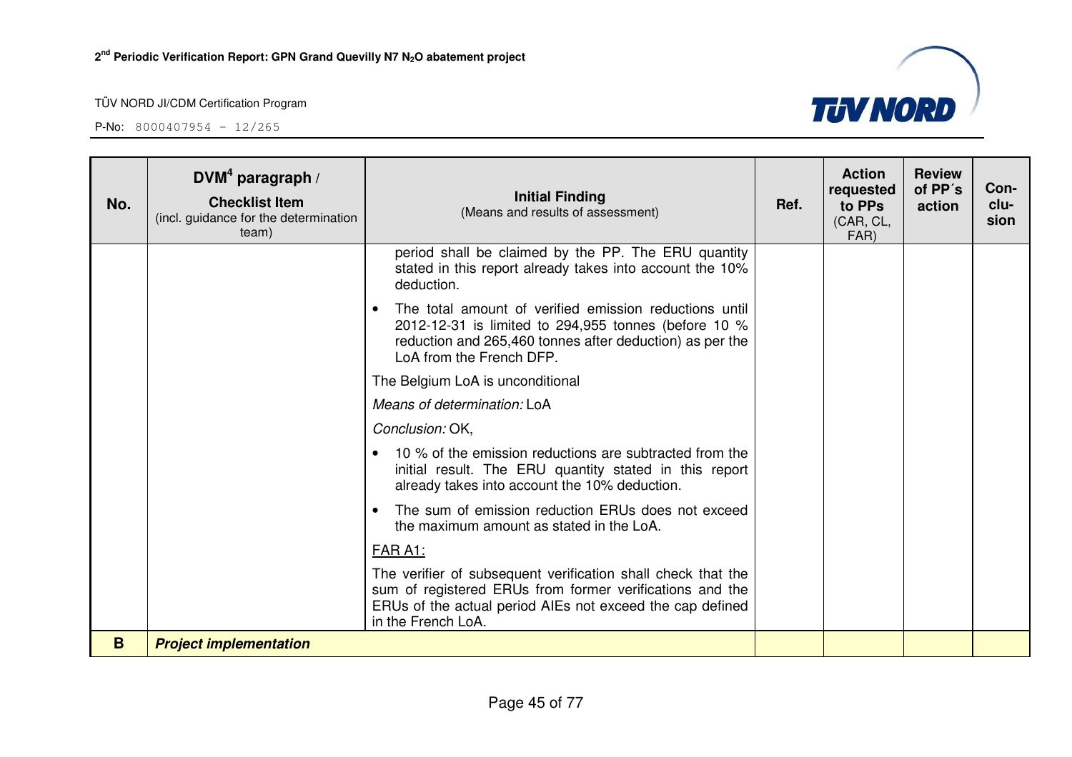| No. | DVM[4] paragraph / Checklist Item (incl. guidance for the determination team) | Initial Finding (Means and results of assessment) | Ref. | Action requested to PPs (CAR, CL, FAR) | Review of PP´s action | Con-clu-sion |
|---|---|---|---|---|---|---|
| | | period shall be claimed by the PP. The ERU quantity stated in this report already takes into account the 10% deduction.<br>• The total amount of verified emission reductions until 2012-12-31 is limited to 294,955 tonnes (before 10 % reduction and 265,460 tonnes after deduction) as per the LoA from the French DFP.<br>The Belgium LoA is unconditional<br>*Means of determination:* LoA<br>*Conclusion:* OK,<br>• 10 % of the emission reductions are subtracted from the initial result. The ERU quantity stated in this report already takes into account the 10% deduction.<br>• The sum of emission reduction ERUs does not exceed the maximum amount as stated in the LoA.<br>FAR A1:<br>The verifier of subsequent verification shall check that the sum of registered ERUs from former verifications and the ERUs of the actual period AIEs not exceed the cap defined in the French LoA. | | | | |
| **B** | ***Project implementation*** | | | | | |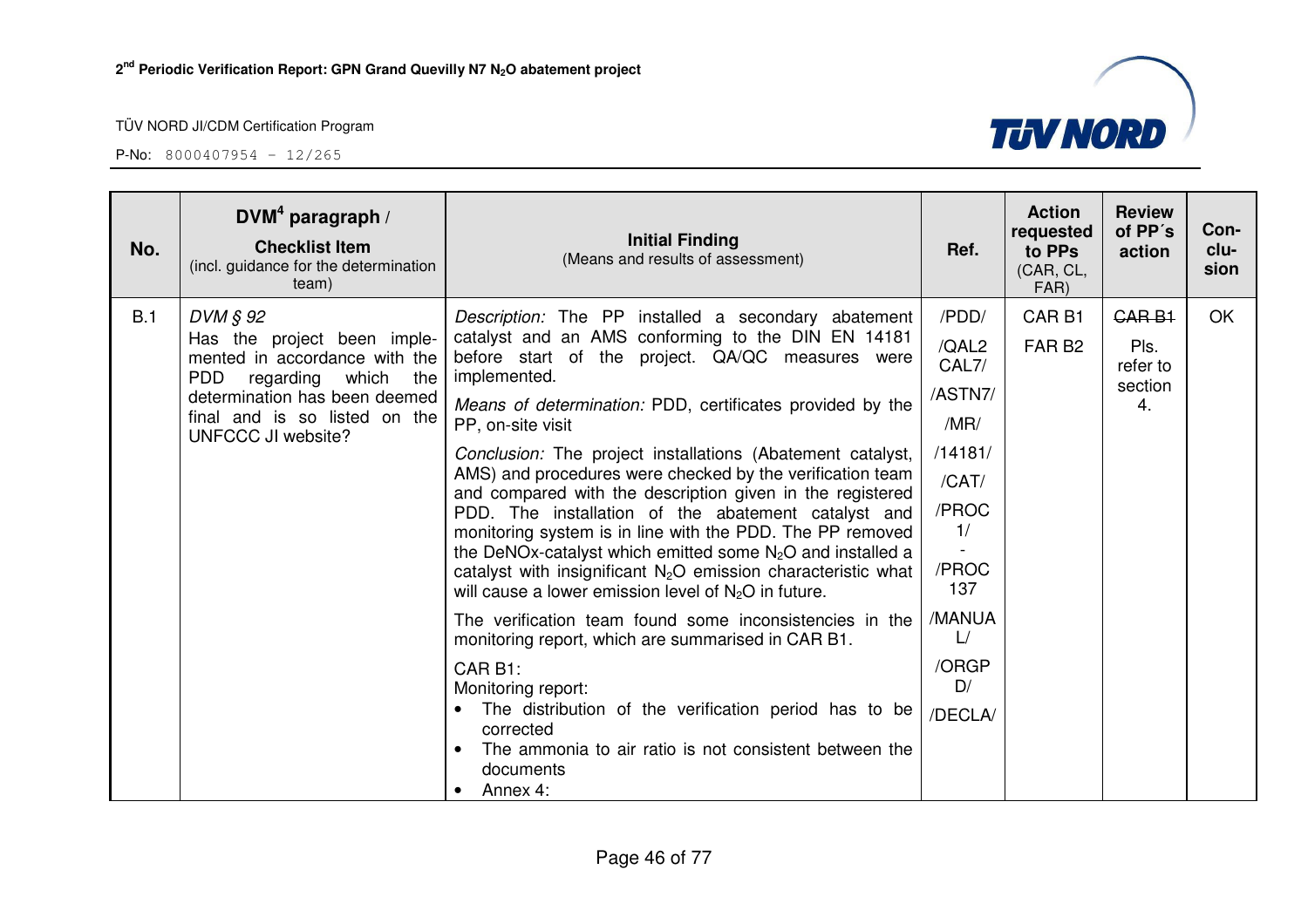| No. | DVM[4] paragraph / **Checklist Item** (incl. guidance for the determination team) | **Initial Finding** (Means and results of assessment) | **Ref.** | **Action requested to PPs** (CAR, CL, FAR) | **Review of PP´s action** | **Con-clu-sion** |
|---|---|---|---|---|---|---|
| B.1 | *DVM § 92*<br>Has the project been implemented in accordance with the PDD regarding which the determination has been deemed final and is so listed on the UNFCCC JI website? | *Description:* The PP installed a secondary abatement catalyst and an AMS conforming to the DIN EN 14181 before start of the project. QA/QC measures were implemented.<br><br>*Means of determination:* PDD, certificates provided by the PP, on-site visit<br><br>*Conclusion:* The project installations (Abatement catalyst, AMS) and procedures were checked by the verification team and compared with the description given in the registered PDD. The installation of the abatement catalyst and monitoring system is in line with the PDD. The PP removed the DeNOx-catalyst which emitted some $N_2O$ and installed a catalyst with insignificant $N_2O$ emission characteristic what will cause a lower emission level of $N_2O$ in future.<br><br>The verification team found some inconsistencies in the monitoring report, which are summarised in CAR B1.<br><br>CAR B1:<br>Monitoring report:<br>• The distribution of the verification period has to be corrected<br>• The ammonia to air ratio is not consistent between the documents<br>• Annex 4: | /PDD/<br>/QAL2 CAL7/<br>/ASTN7/<br>/MR/<br>/14181/<br>/CAT/<br>/PROC 1/<br>-<br>/PROC 137<br>/MANUAL/<br>/ORGPD/<br>/DECLA/ | CAR B1<br>FAR B2 | ~~CAR B1~~<br>Pls. refer to section 4. | OK |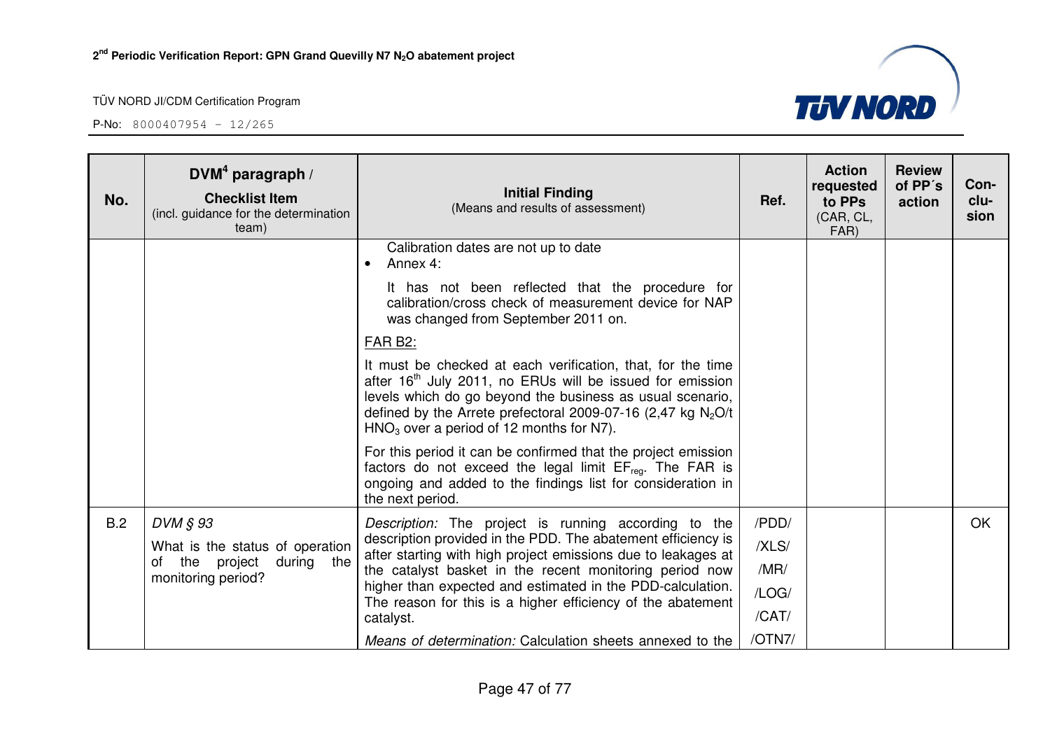| No. | DVM[4] paragraph / **Checklist Item** (incl. guidance for the determination team) | **Initial Finding** (Means and results of assessment) | Ref. | Action requested to PPs (CAR, CL, FAR) | Review of PP´s action | Con-clu-sion |
|---|---|---|---|---|---|---|
| | | Calibration dates are not up to date<br>• Annex 4:<br>It has not been reflected that the procedure for calibration/cross check of measurement device for NAP was changed from September 2011 on.<br><u>FAR B2:</u><br>It must be checked at each verification, that, for the time after 16th July 2011, no ERUs will be issued for emission levels which do go beyond the business as usual scenario, defined by the Arrete prefectoral 2009-07-16 (2,47 kg $N_2O$/t $HNO_3$ over a period of 12 months for N7).<br>For this period it can be confirmed that the project emission factors do not exceed the legal limit $EF_{reg}$. The FAR is ongoing and added to the findings list for consideration in the next period. | | | | |
| B.2 | *DVM § 93*<br>What is the status of operation of the project during the monitoring period? | *Description:* The project is running according to the description provided in the PDD. The abatement efficiency is after starting with high project emissions due to leakages at the catalyst basket in the recent monitoring period now higher than expected and estimated in the PDD-calculation. The reason for this is a higher efficiency of the abatement catalyst.<br>*Means of determination:* Calculation sheets annexed to the | /PDD/<br>/XLS/<br>/MR/<br>/LOG/<br>/CAT/<br>/OTN7/ | | | OK |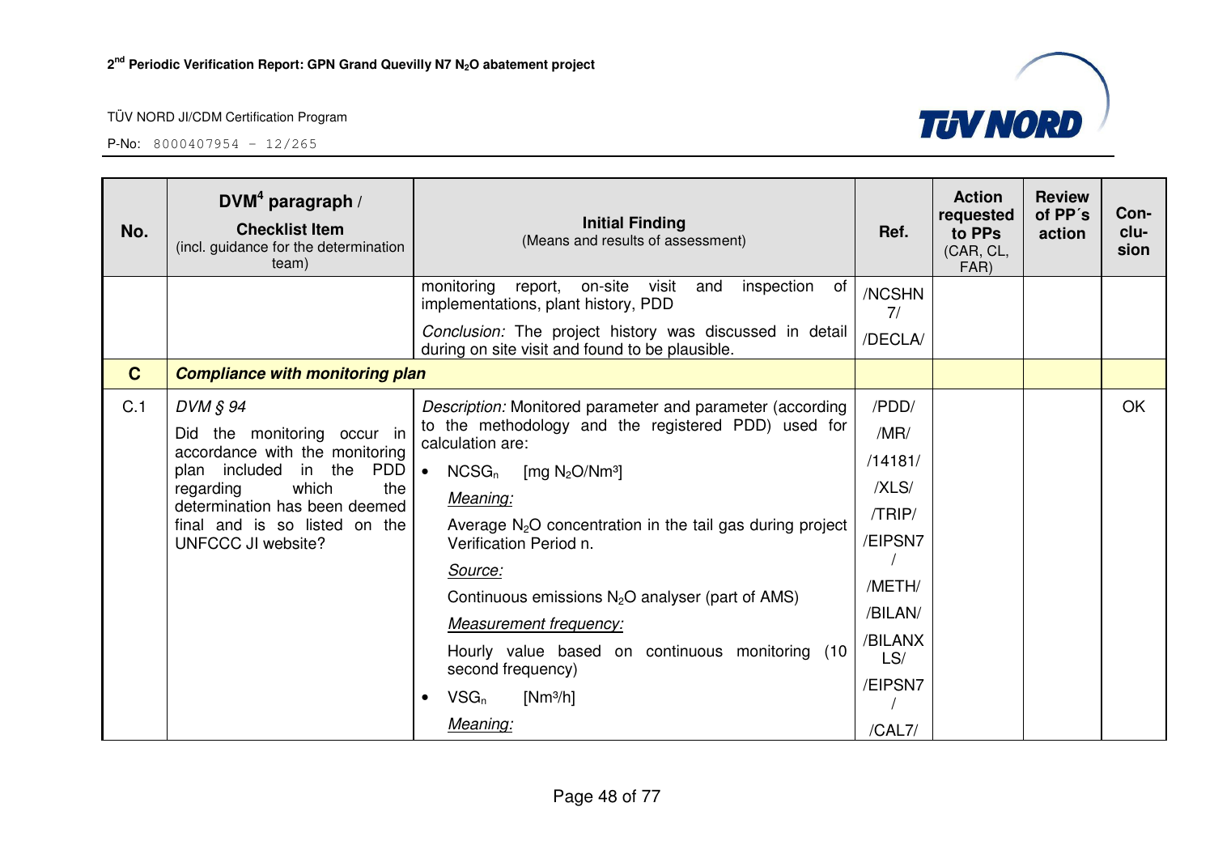| No. | DVM[4] paragraph / **Checklist Item** (incl. guidance for the determination team) | **Initial Finding** (Means and results of assessment) | Ref. | Action requested to PPs (CAR, CL, FAR) | Review of PP´s action | Con-clu-sion |
|---|---|---|---|---|---|---|
| | | monitoring report, on-site visit and inspection of implementations, plant history, PDD<br><br>*Conclusion:* The project history was discussed in detail during on site visit and found to be plausible. | /NCSHN7/<br>/DECLA/ | | | |
| **C** | ***Compliance with monitoring plan*** | | | | | |
| C.1 | *DVM § 94*<br><br>Did the monitoring occur in accordance with the monitoring plan included in the PDD regarding which the determination has deemed final and is so listed on the UNFCCC JI website? | *Description:* Monitored parameter and parameter (according to the methodology and the registered PDD) used for calculation are:<br><br>• $NCSG_n$ [mg $N_2O$/Nm³]<br><br>*Meaning:*<br><br>Average $N_2O$ concentration in the tail gas during project Verification Period n.<br><br>*Source:*<br><br>Continuous emissions $N_2O$ analyser (part of AMS)<br><br>*Measurement frequency:*<br><br>Hourly value based on continuous monitoring (10 second frequency)<br><br>• $VSG_n$ [Nm³/h]<br><br>*Meaning:* | /PDD/<br>/MR/<br>/14181/<br>/XLS/<br>/TRIP/<br>/EIPSN7/<br>/METH/<br>/BILAN/<br>/BILANXLS/<br>/EIPSN7/<br>/CAL7/ | | | OK |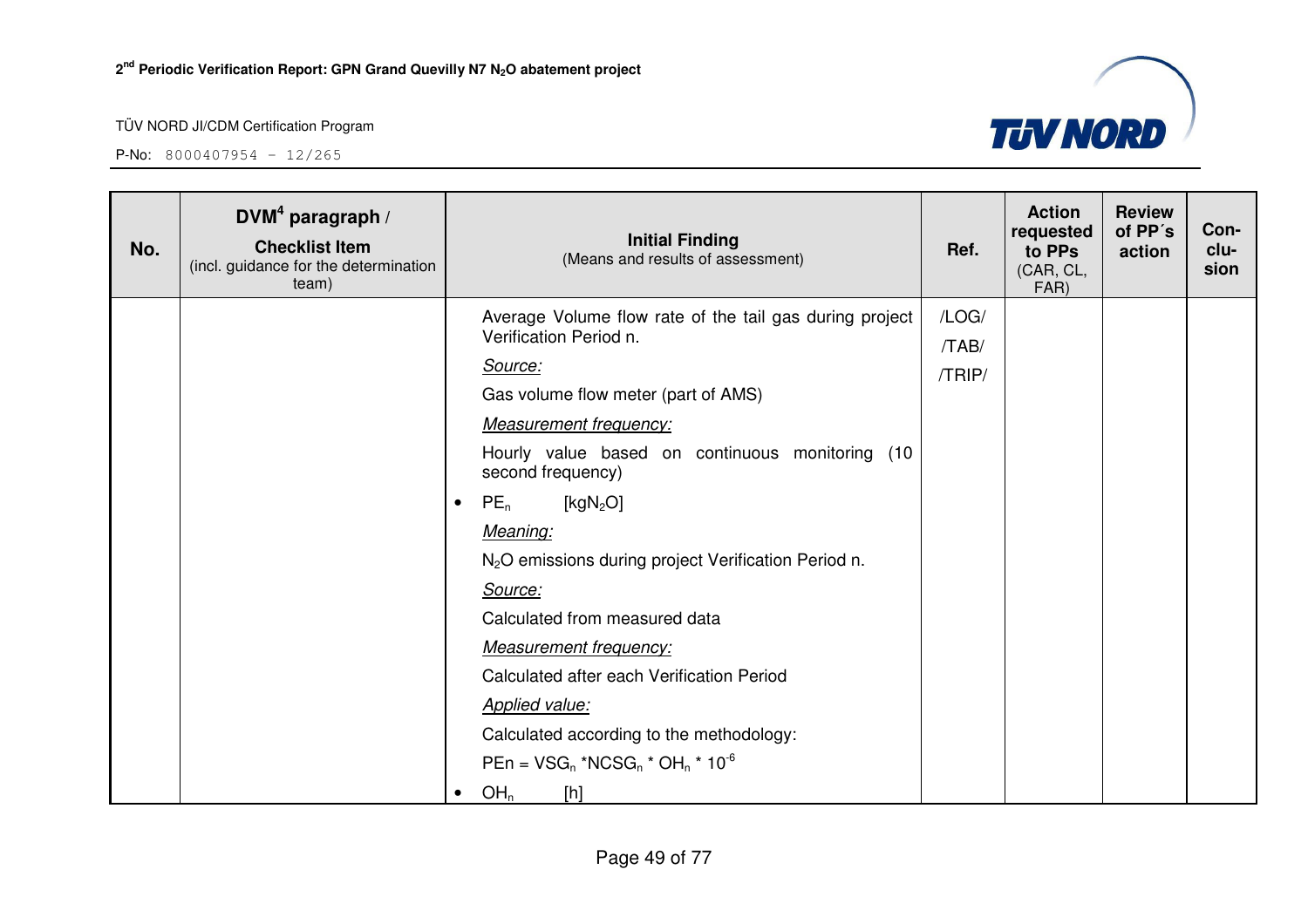| No. | DVM[4] paragraph / **Checklist Item** (incl. guidance for the determination team) | **Initial Finding** (Means and results of assessment) | Ref. | Action requested to PPs (CAR, CL, FAR) | Review of PP´s action | Con-clu-sion |
|---|---|---|---|---|---|---|
| | | Average Volume flow rate of the tail gas during project Verification Period n.<br>*Source:*<br>Gas volume flow meter (part of AMS)<br>*Measurement frequency:*<br>Hourly value based on continuous monitoring (10 second frequency)<br>• $PE_n$ [$kgN_2O$]<br>*Meaning:*<br>$N_2O$ emissions during project Verification Period n.<br>*Source:*<br>Calculated from measured data<br>*Measurement frequency:*<br>Calculated after each Verification Period<br>*Applied value:*<br>Calculated according to the methodology:<br>$PEn = VSG_n * NCSG_n * OH_n * 10^{-6}$<br>• $OH_n$ [h] | /LOG/<br>/TAB/<br>/TRIP/ | | | |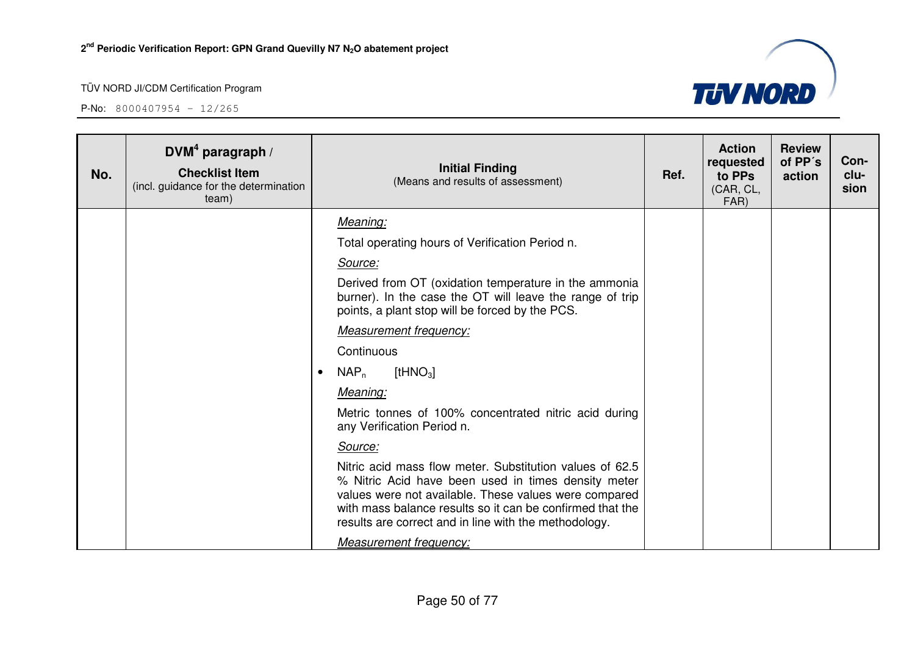| No. | DVM[4] paragraph / Checklist Item (incl. guidance for the determination team) | Initial Finding (Means and results of assessment) | Ref. | Action requested to PPs (CAR, CL, FAR) | Review of PP´s action | Con-clu-sion |
|---|---|---|---|---|---|---|
| | | *Meaning:*<br>Total operating hours of Verification Period n.<br>*Source:*<br>Derived from OT (oxidation temperature in the ammonia burner). In the case the OT will leave the range of trip points, a plant stop will be forced by the PCS.<br>*Measurement frequency:*<br>Continuous<br>• $NAP_n$ [$tHNO_3$]<br>*Meaning:*<br>Metric tonnes of 100% concentrated nitric acid during any Verification Period n.<br>*Source:*<br>Nitric acid mass flow meter. Substitution values of 62.5 % Nitric Acid have been used in times density meter values were not available. These values were compared with mass balance results so it can be confirmed that the results are correct and in line with the methodology.<br>*Measurement frequency:* | | | | |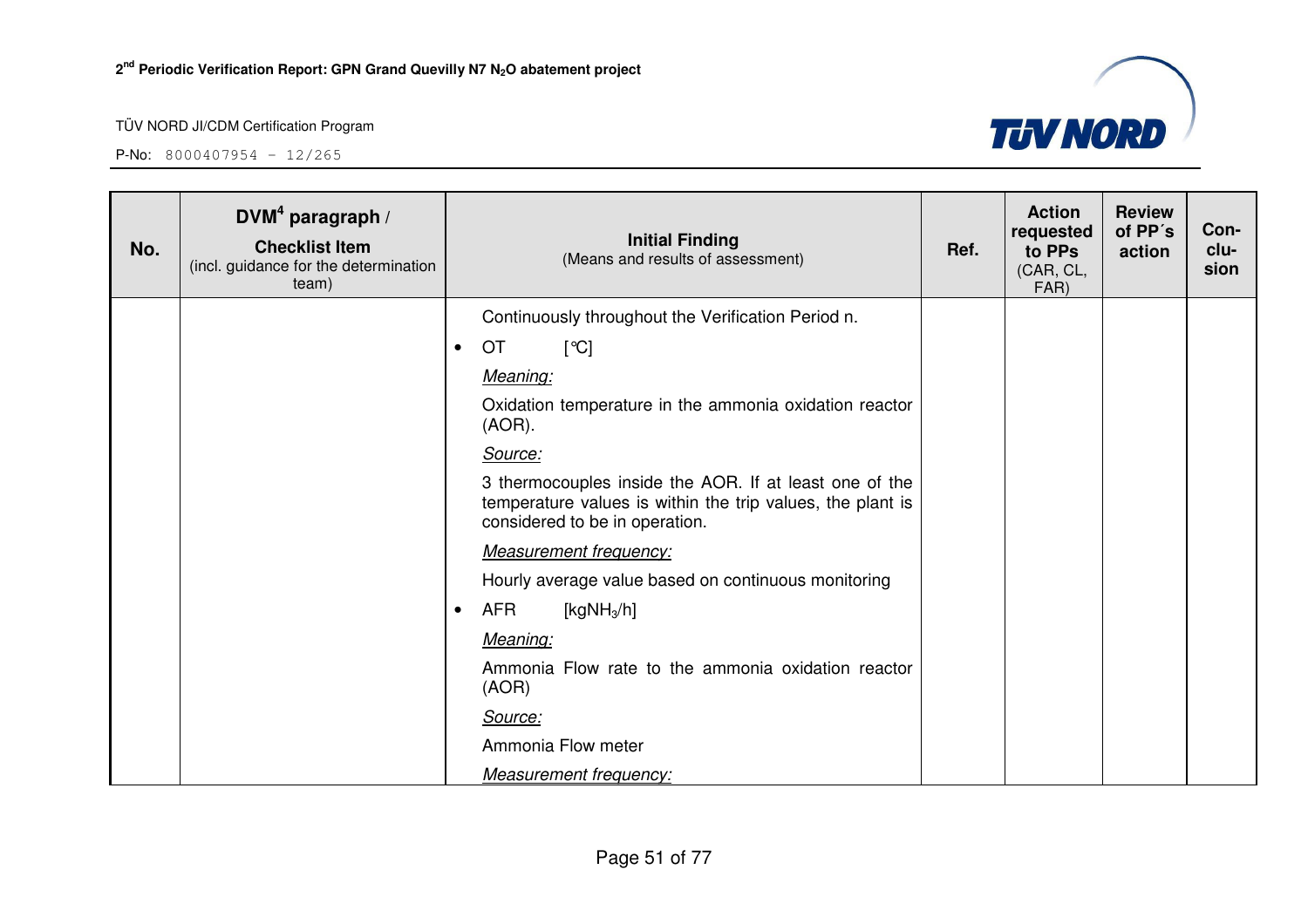| No. | DVM[4] paragraph / **Checklist Item** (incl. guidance for the determination team) | **Initial Finding** (Means and results of assessment) | Ref. | Action requested to PPs (CAR, CL, FAR) | Review of PP´s action | Con-clu-sion |
|---|---|---|---|---|---|---|
| | | Continuously throughout the Verification Period n.<br>• OT [°C]<br>*Meaning:*<br>Oxidation temperature in the ammonia oxidation reactor (AOR).<br>*Source:*<br>3 thermocouples inside the AOR. If at least one of the temperature values is within the trip values, the plant is considered to be in operation.<br>*Measurement frequency:*<br>Hourly average value based on continuous monitoring<br>• AFR [kg$NH_3$/h]<br>*Meaning:*<br>Ammonia Flow rate to the ammonia oxidation reactor (AOR)<br>*Source:*<br>Ammonia Flow meter<br>*Measurement frequency:* | | | | |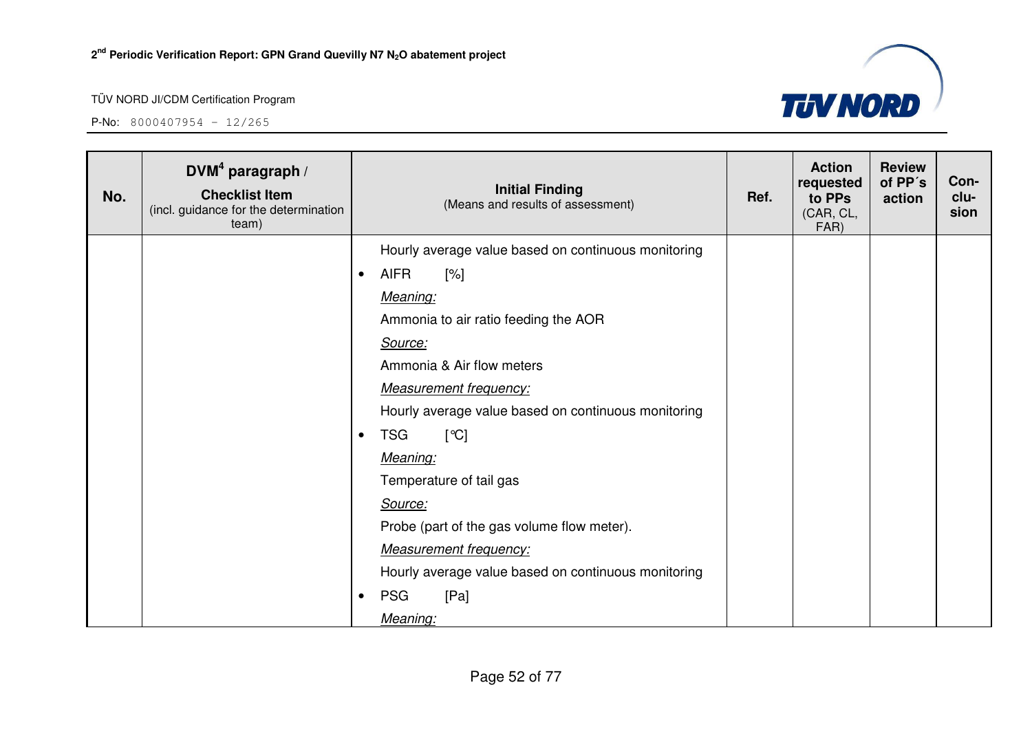| No. | DVM[4] paragraph / Checklist Item (incl. guidance for the determination team) | Initial Finding (Means and results of assessment) | Ref. | Action requested to PPs (CAR, CL, FAR) | Review of PP´s action | Con-clu-sion |
|---|---|---|---|---|---|---|
| | | Hourly average value based on continuous monitoring<br>• AIFR [%]<br>*Meaning:*<br>Ammonia to air ratio feeding the AOR<br>*Source:*<br>Ammonia & Air flow meters<br>*Measurement frequency:*<br>Hourly average value based on continuous monitoring<br>• TSG [°C]<br>*Meaning:*<br>Temperature of tail gas<br>*Source:*<br>Probe (part of the gas volume flow meter).<br>*Measurement frequency:*<br>Hourly average value based on continuous monitoring<br>• PSG [Pa]<br>*Meaning:* | | | | |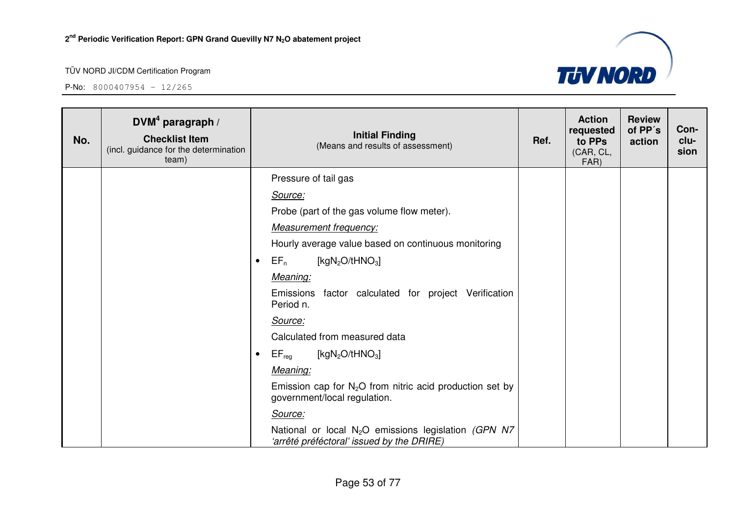| No. | DVM[4] paragraph / Checklist Item (incl. guidance for the determination team) | Initial Finding (Means and results of assessment) | Ref. | Action requested to PPs (CAR, CL, FAR) | Review of PP´s action | Con-clu-sion |
|---|---|---|---|---|---|---|
| | | Pressure of tail gas<br>*Source:*<br>Probe (part of the gas volume flow meter).<br>*Measurement frequency:*<br>Hourly average value based on continuous monitoring<br>• $EF_n$ [kg$N_2O$/t$HNO_3$]<br>*Meaning:*<br>Emissions factor calculated for project Verification Period n.<br>*Source:*<br>Calculated from measured data<br>• $EF_{reg}$ [kg$N_2O$/t$HNO_3$]<br>*Meaning:*<br>Emission cap for $N_2O$ from nitric acid production set by government/local regulation.<br>*Source:*<br>National or local $N_2O$ emissions legislation *(GPN N7 'arrêté préféctoral' issued by the DRIRE)* | | | | |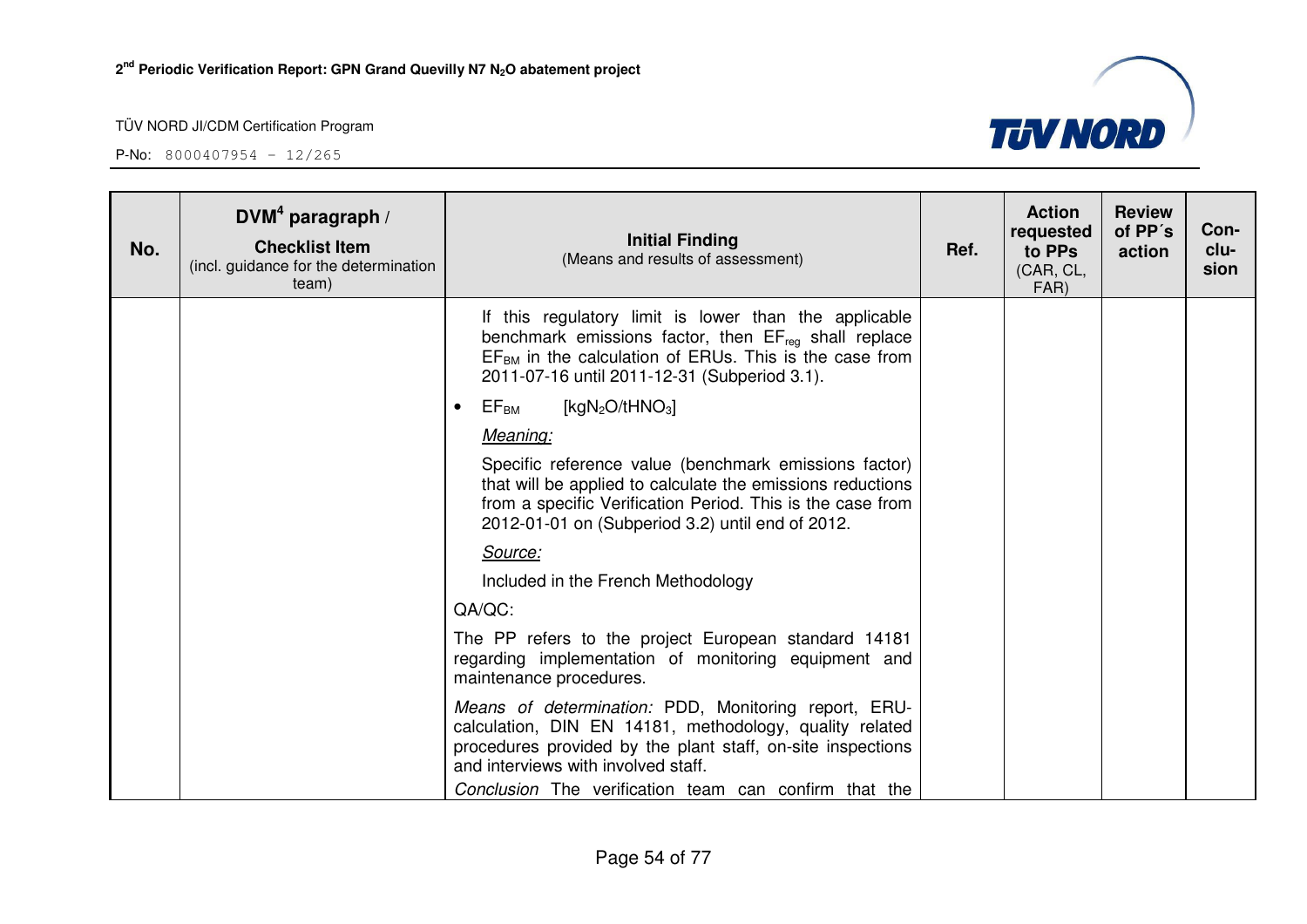| No. | DVM[4] paragraph / **Checklist Item** (incl. guidance for the determination team) | **Initial Finding** (Means and results of assessment) | Ref. | Action requested to PPs (CAR, CL, FAR) | Review of PP´s action | Con-clu-sion |
|---|---|---|---|---|---|---|
| | | If this regulatory limit is lower than the applicable benchmark emissions factor, then $EF_{reg}$ shall replace $EF_{BM}$ in the calculation of ERUs. This is the case from 2011-07-16 until 2011-12-31 (Subperiod 3.1).<br><br>• $EF_{BM}$ [$kgN_2O/tHNO_3$]<br><br>*Meaning:*<br><br>Specific reference value (benchmark emissions factor) that will be applied to calculate the emissions reductions from a specific Verification Period. This is the case from 2012-01-01 on (Subperiod 3.2) until end of 2012.<br><br>*Source:*<br><br>Included in the French Methodology<br><br>QA/QC:<br><br>The PP refers to the project European standard 14181 regarding implementation of monitoring equipment and maintenance procedures.<br><br>*Means of determination:* PDD, Monitoring report, ERU-calculation, DIN EN 14181, methodology, quality related procedures provided by the plant staff, on-site inspections and interviews with involved staff.<br><br>*Conclusion* The verification team can confirm that the | | | | |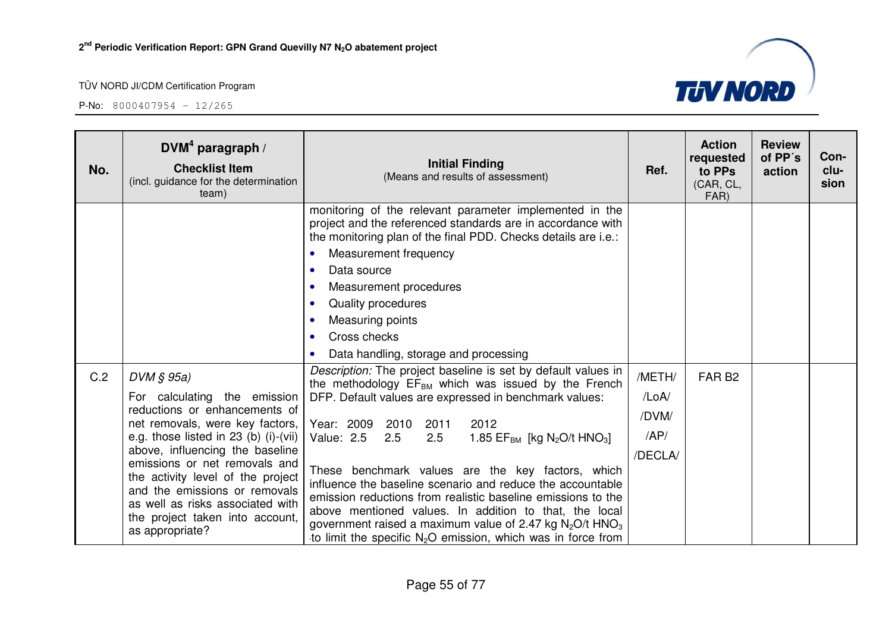| No. | DVM[4] paragraph / **Checklist Item** (incl. guidance for the determination team) | **Initial Finding** (Means and results of assessment) | Ref. | Action requested to PPs (CAR, CL, FAR) | Review of PP´s action | Con-clu-sion |
|---|---|---|---|---|---|---|
| | | monitoring of the relevant parameter implemented in the project and the referenced standards are in accordance with the monitoring plan of the final PDD. Checks details are i.e.: • Measurement frequency • Data source • Measurement procedures • Quality procedures • Measuring points • Cross checks • Data handling, storage and processing | | | | |
| C.2 | *DVM § 95a)* For calculating the emission reductions or enhancements of net removals, were key factors, e.g. those listed in 23 (b) (i)-(vii) above, influencing the baseline emissions or net removals and the activity level of the project and the emissions or removals as well as risks associated with the project taken into account, as appropriate? | *Description:* The project baseline is set by default values in the methodology $EF_{BM}$ which was issued by the French DFP. Default values are expressed in benchmark values: Year: 2009 2010 2011 2012 Value: 2.5 2.5 2.5 1.85 $EF_{BM}$ [kg $N_2O$/t $HNO_3$] These benchmark values are the key factors, which influence the baseline scenario and reduce the accountable emission reductions from realistic baseline emissions to the above mentioned values. In addition to that, the local government raised a maximum value of 2.47 kg $N_2O$/t $HNO_3$ to limit the specific $N_2O$ emission, which was in force from | /METH/ /LoA/ /DVM/ /AP/ /DECLA/ | FAR B2 | | |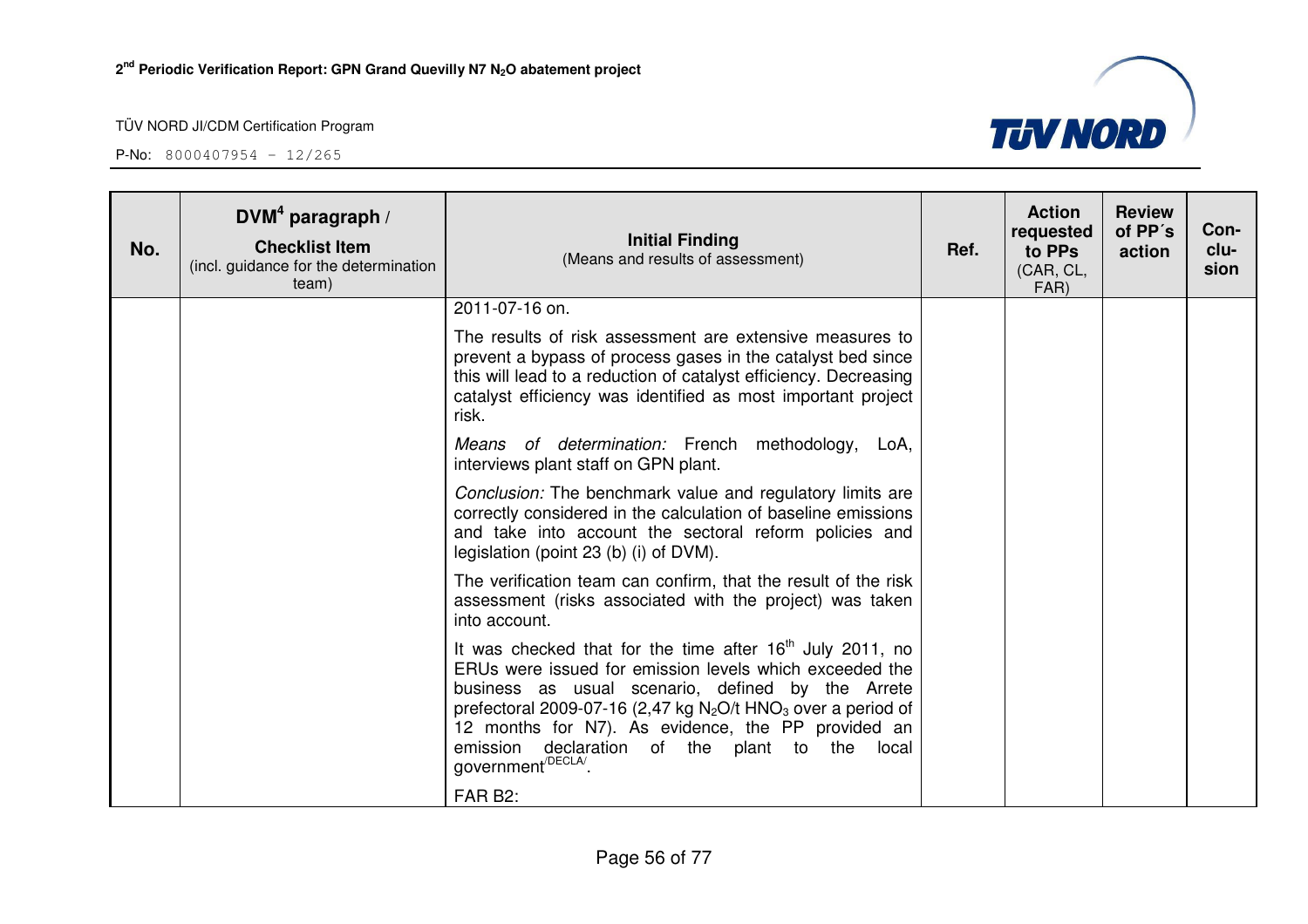| No. | DVM[4] paragraph / Checklist Item (incl. guidance for the determination team) | Initial Finding (Means and results of assessment) | Ref. | Action requested to PPs (CAR, CL, FAR) | Review of PP´s action | Con-clu-sion |
|---|---|---|---|---|---|---|
| | | 2011-07-16 on. | | | | |
| | | The results of risk assessment are extensive measures to prevent a bypass of process gases in the catalyst bed since this will lead to a reduction of catalyst efficiency. Decreasing catalyst efficiency was identified as most important project risk. | | | | |
| | | *Means of determination:* French methodology, LoA, interviews plant staff on GPN plant. | | | | |
| | | *Conclusion:* The benchmark value and regulatory limits are correctly considered in the calculation of baseline emissions and take into account the sectoral reform policies and legislation (point 23 (b) (i) of DVM). | | | | |
| | | The verification team can confirm, that the result of the risk assessment (risks associated with the project) was taken into account. | | | | |
| | | It was checked that for the time after 16th July 2011, no ERUs were issued for emission levels which exceeded the business as usual scenario, defined by the Arrete prefectoral 2009-07-16 (2,47 kg $N_2O$/t $HNO_3$ over a period of 12 months for N7). As evidence, the PP provided an emission declaration of the plant to the local government/DECLA/. | | | | |
| | | FAR B2: | | | | |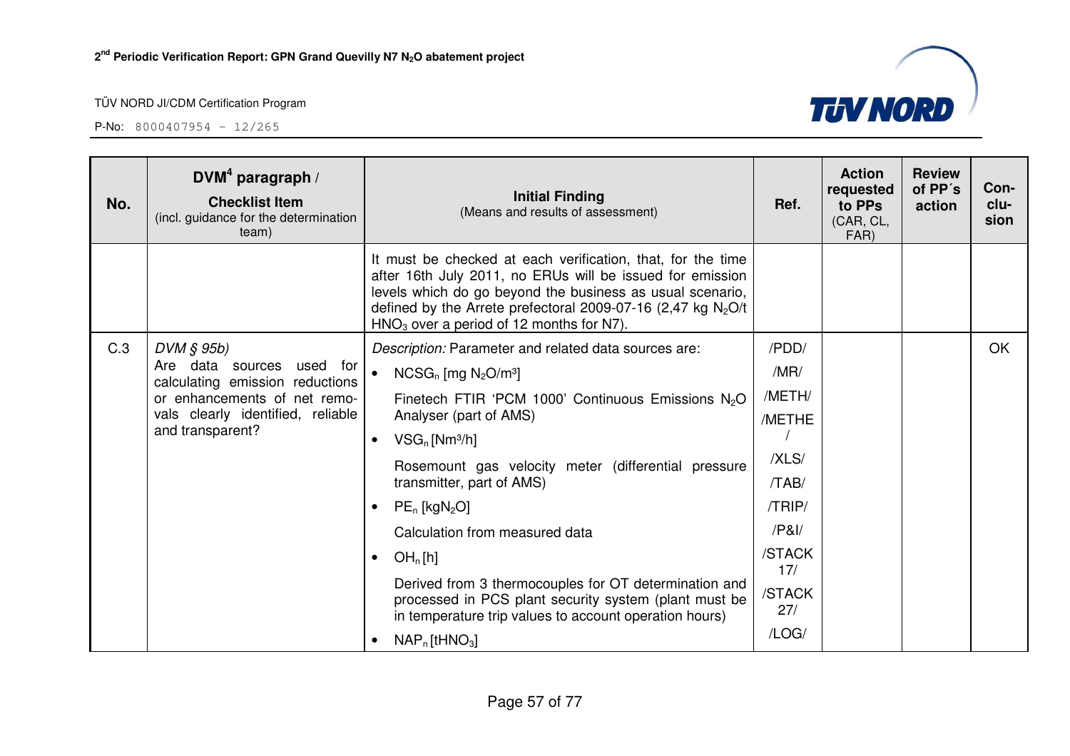| No. | DVM[4] paragraph / **Checklist Item** (incl. guidance for the determination team) | **Initial Finding** (Means and results of assessment) | Ref. | Action requested to PPs (CAR, CL, FAR) | Review of PP´s action | Con-clu-sion |
|---|---|---|---|---|---|---|
| | | It must be checked at each verification, that, for the time after 16th July 2011, no ERUs will be issued for emission levels which do go beyond the business as usual scenario, defined by the Arrete prefectoral 2009-07-16 (2,47 kg $N_2O$/t $HNO_3$ over a period of 12 months for N7). | | | | |
| C.3 | *DVM § 95b)* Are data sources used for calculating emission reductions or enhancements of net removals clearly identified, reliable and transparent? | *Description:* Parameter and related data sources are:<br>• $NCSG_n$ [mg $N_2O$/m³]<br>Finetech FTIR 'PCM 1000' Continuous Emissions $N_2O$ Analyser (part of AMS)<br>• $VSG_n$ [Nm³/h]<br>Rosemount gas velocity meter (differential pressure transmitter, part of AMS)<br>• $PE_n$ [kg$N_2O$]<br>Calculation from measured data<br>• $OH_n$ [h]<br>Derived from 3 thermocouples for OT determination and processed in PCS plant security system (plant must be in temperature trip values to account operation hours)<br>• $NAP_n$ [t$HNO_3$] | /PDD/<br>/MR/<br>/METH/<br>/METHE/<br>/XLS/<br>/TAB/<br>/TRIP/<br>/P&I/<br>/STACK 17/<br>/STACK 27/<br>/LOG/ | | | OK |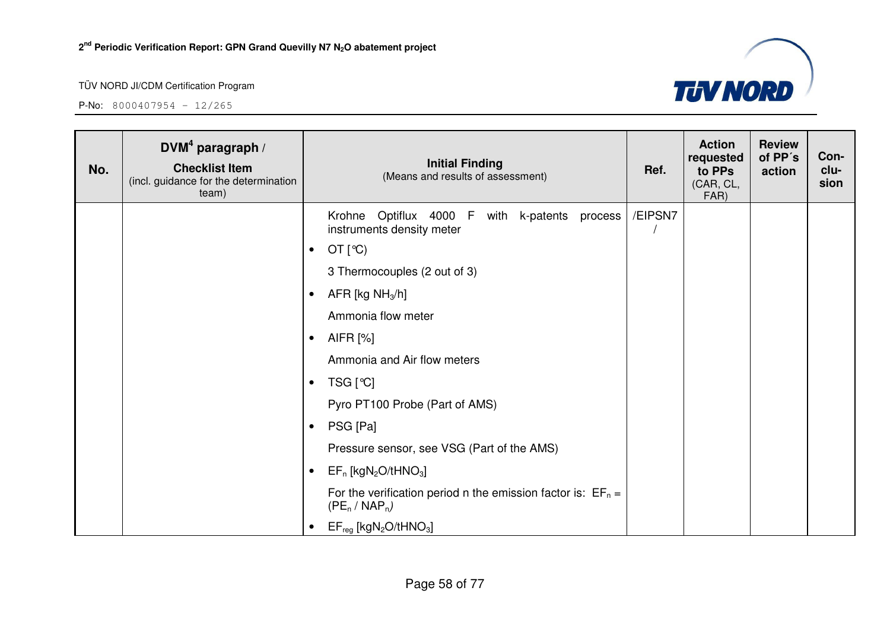| No. | DVM[4] paragraph / **Checklist Item** (incl. guidance for the determination team) | Initial Finding (Means and results of assessment) | Ref. | Action requested to PPs (CAR, CL, FAR) | Review of PP´s action | Con-clu-sion |
|---|---|---|---|---|---|---|
| | | Krohne Optiflux 4000 F with k-patents process instruments density meter<br>• OT [°C)<br>3 Thermocouples (2 out of 3)<br>• AFR [kg $NH_3$/h]<br>Ammonia flow meter<br>• AIFR [%]<br>Ammonia and Air flow meters<br>• TSG [°C]<br>Pyro PT100 Probe (Part of AMS)<br>• PSG [Pa]<br>Pressure sensor, see VSG (Part of the AMS)<br>• $EF_n$ [kg$N_2O$/t$HNO_3$]<br>For the verification period n the emission factor is: $EF_n$ = ($PE_n$ / $NAP_n$)<br>• $EF_{reg}$ [kg$N_2O$/t$HNO_3$] | /EIPSN7/ | | | |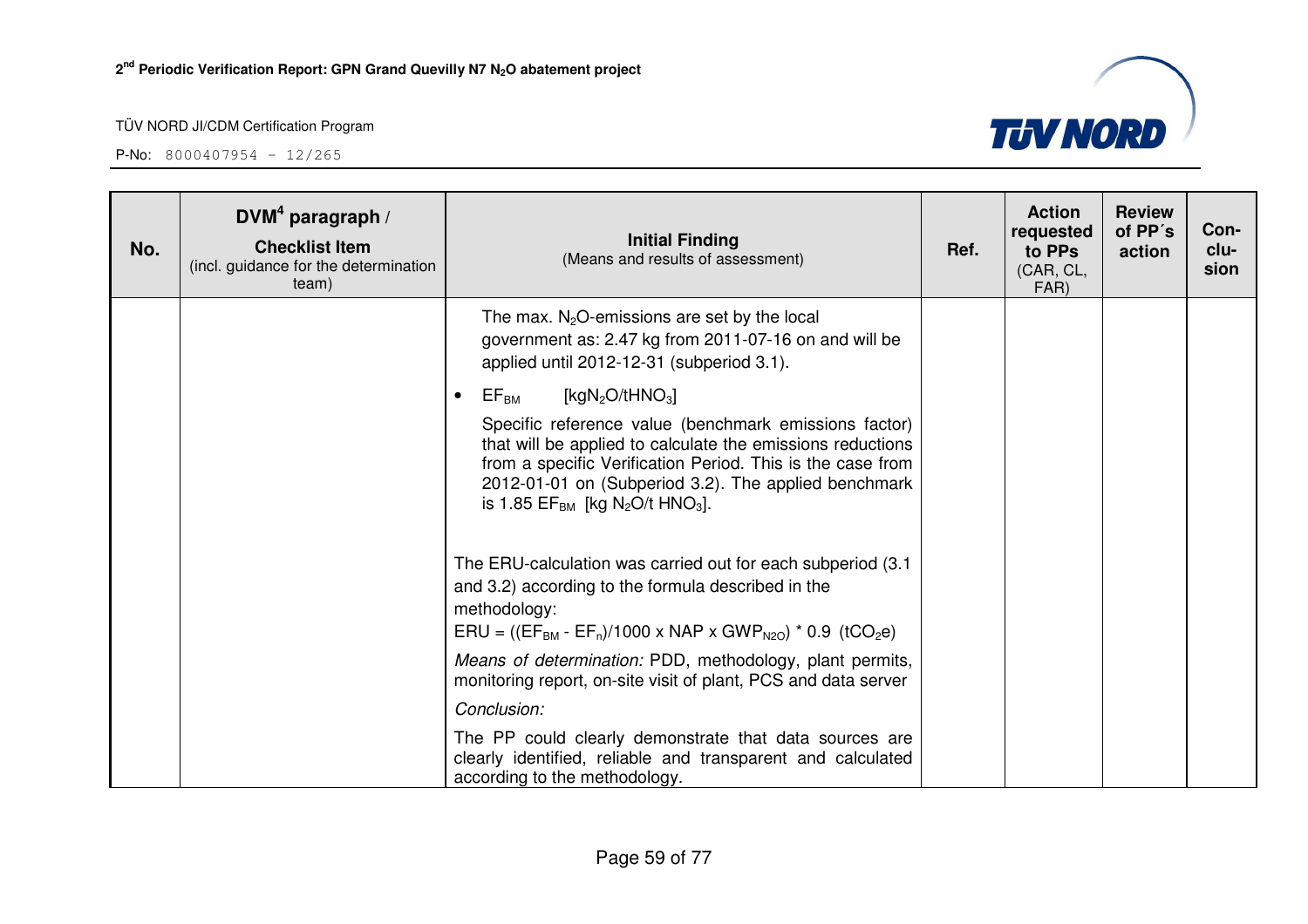| No. | DVM[4] paragraph / Checklist Item (incl. guidance for the determination team) | Initial Finding (Means and results of assessment) | Ref. | Action requested to PPs (CAR, CL, FAR) | Review of PP´s action | Con-clu-sion |
|---|---|---|---|---|---|---|
| | | The max. $N_2O$-emissions are set by the local government as: 2.47 kg from 2011-07-16 on and will be applied until 2012-12-31 (subperiod 3.1).<br><br>• $EF_{BM}$ [$kgN_2O/tHNO_3$]<br><br>Specific reference value (benchmark emissions factor) that will be applied to calculate the emissions reductions from a specific Verification Period. This is the case from 2012-01-01 on (Subperiod 3.2). The applied benchmark is 1.85 $EF_{BM}$ [kg $N_2O$/t $HNO_3$].<br><br>The ERU-calculation was carried out for each subperiod (3.1 and 3.2) according to the formula described in the methodology:<br>ERU = $((EF_{BM} - EF_n)/1000 \times NAP \times GWP_{N2O}) * 0.9$ ($tCO_2e$)<br><br>*Means of determination:* PDD, methodology, plant permits, monitoring report, on-site visit of plant, PCS and data server<br><br>*Conclusion:*<br><br>The PP could clearly demonstrate that data sources are clearly identified, reliable and transparent and calculated according to the methodology. | | | | |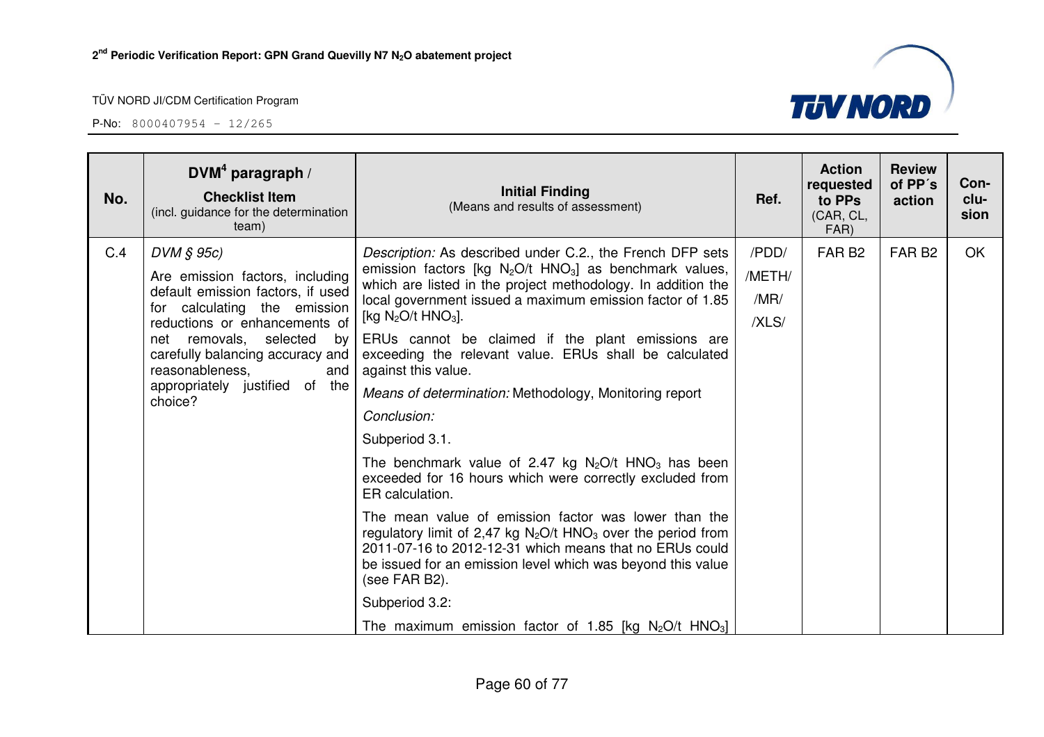| No. | DVM[4] paragraph / **Checklist Item** (incl. guidance for the determination team) | **Initial Finding** (Means and results of assessment) | Ref. | Action requested to PPs (CAR, CL, FAR) | Review of PP´s action | Con-clu-sion |
|---|---|---|---|---|---|---|
| C.4 | *DVM § 95c)* Are emission factors, including default emission factors, if used for calculating the emission reductions or enhancements of net removals, selected by carefully balancing accuracy and reasonableness, and appropriately justified of the choice? | *Description:* As described under C.2., the French DFP sets emission factors [kg $N_2O$/t $HNO_3$] as benchmark values, which are listed in the project methodology. In addition the local government issued a maximum emission factor of 1.85 [kg $N_2O$/t $HNO_3$]. ERUs cannot be claimed if the plant emissions are exceeding the relevant value. ERUs shall be calculated against this value. *Means of determination:* Methodology, Monitoring report *Conclusion:* Subperiod 3.1. The benchmark value of 2.47 kg $N_2O$/t $HNO_3$ has been exceeded for 16 hours which were correctly excluded from ER calculation. The mean value of emission factor was lower than the regulatory limit of 2,47 kg $N_2O$/t $HNO_3$ over the period from 2011-07-16 to 2012-12-31 which means that no ERUs could be issued for an emission level which was beyond this value (see FAR B2). Subperiod 3.2: The maximum emission factor of 1.85 [kg $N_2O$/t $HNO_3$] | /PDD/ /METH/ /MR/ /XLS/ | FAR B2 | FAR B2 | OK |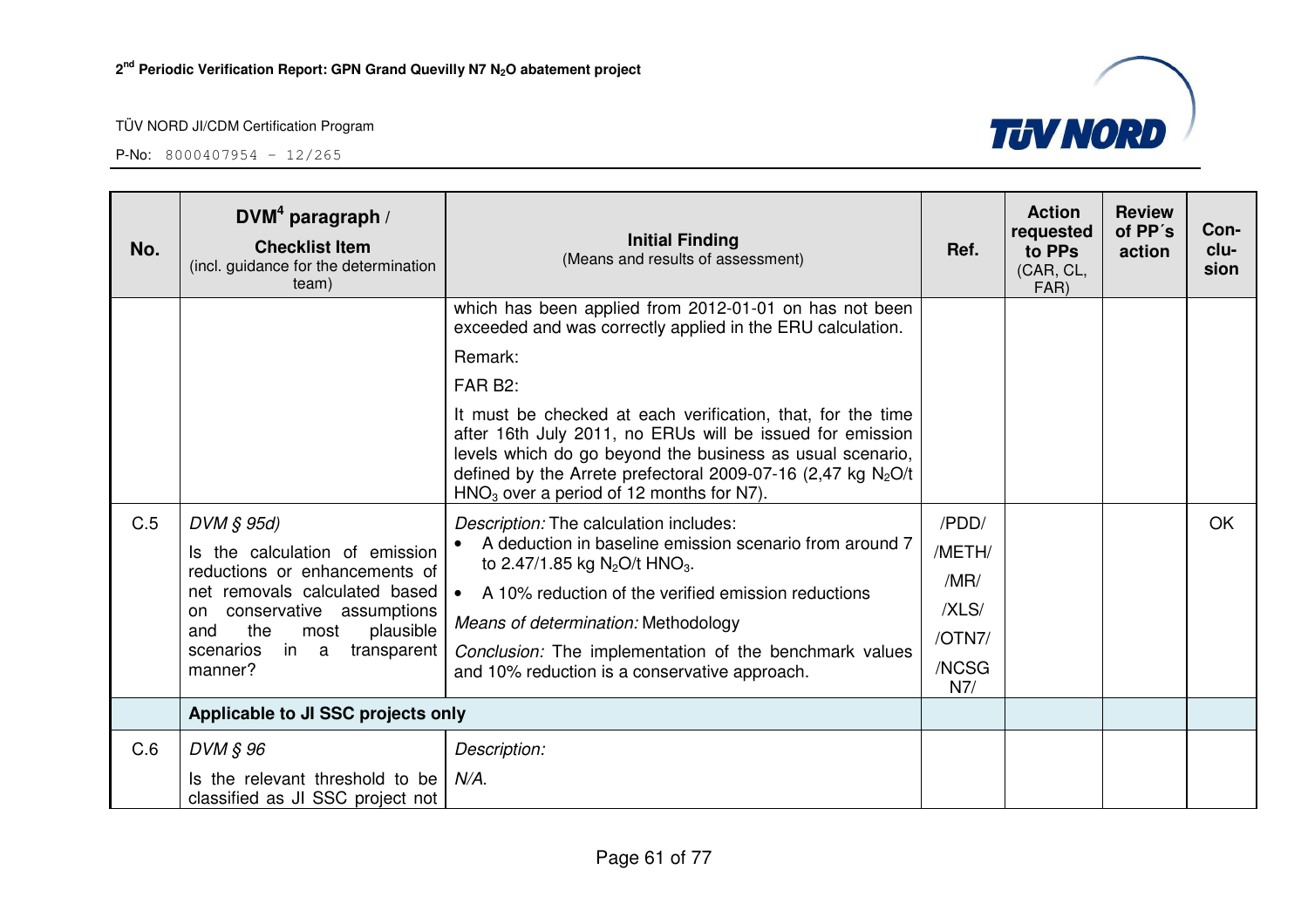| No. | DVM[4] paragraph / **Checklist Item** (incl. guidance for the determination team) | **Initial Finding** (Means and results of assessment) | Ref. | Action requested to PPs (CAR, CL, FAR) | Review of PP´s action | Con-clu-sion |
|---|---|---|---|---|---|---|
| | | which has been applied from 2012-01-01 on has not been exceeded and was correctly applied in the ERU calculation.<br>Remark:<br>FAR B2:<br>It must be checked at each verification, that, for the time after 16th July 2011, no ERUs will be issued for emission levels which do go beyond the business as usual scenario, defined by the Arrete prefectoral 2009-07-16 (2,47 kg $N_2O$/t $HNO_3$ over a period of 12 months for N7). | | | | |
| C.5 | *DVM § 95d)*<br>Is the calculation of emission reductions or enhancements of net removals calculated based on conservative assumptions and the most plausible scenarios in a transparent manner? | *Description:* The calculation includes:<br>• A deduction in baseline emission scenario from around 7 to 2.47/1.85 kg $N_2O$/t $HNO_3$.<br>• A 10% reduction of the verified emission reductions<br>*Means of determination:* Methodology<br>*Conclusion:* The implementation of the benchmark values and 10% reduction is a conservative approach. | /PDD/<br>/METH/<br>/MR/<br>/XLS/<br>/OTN7/<br>/NCSG N7/ | | | OK |
| | **Applicable to JI SSC projects only** | | | | | |
| C.6 | *DVM § 96*<br>Is the relevant threshold to be classified as JI SSC project not | *Description:*<br>*N/A.* | | | | |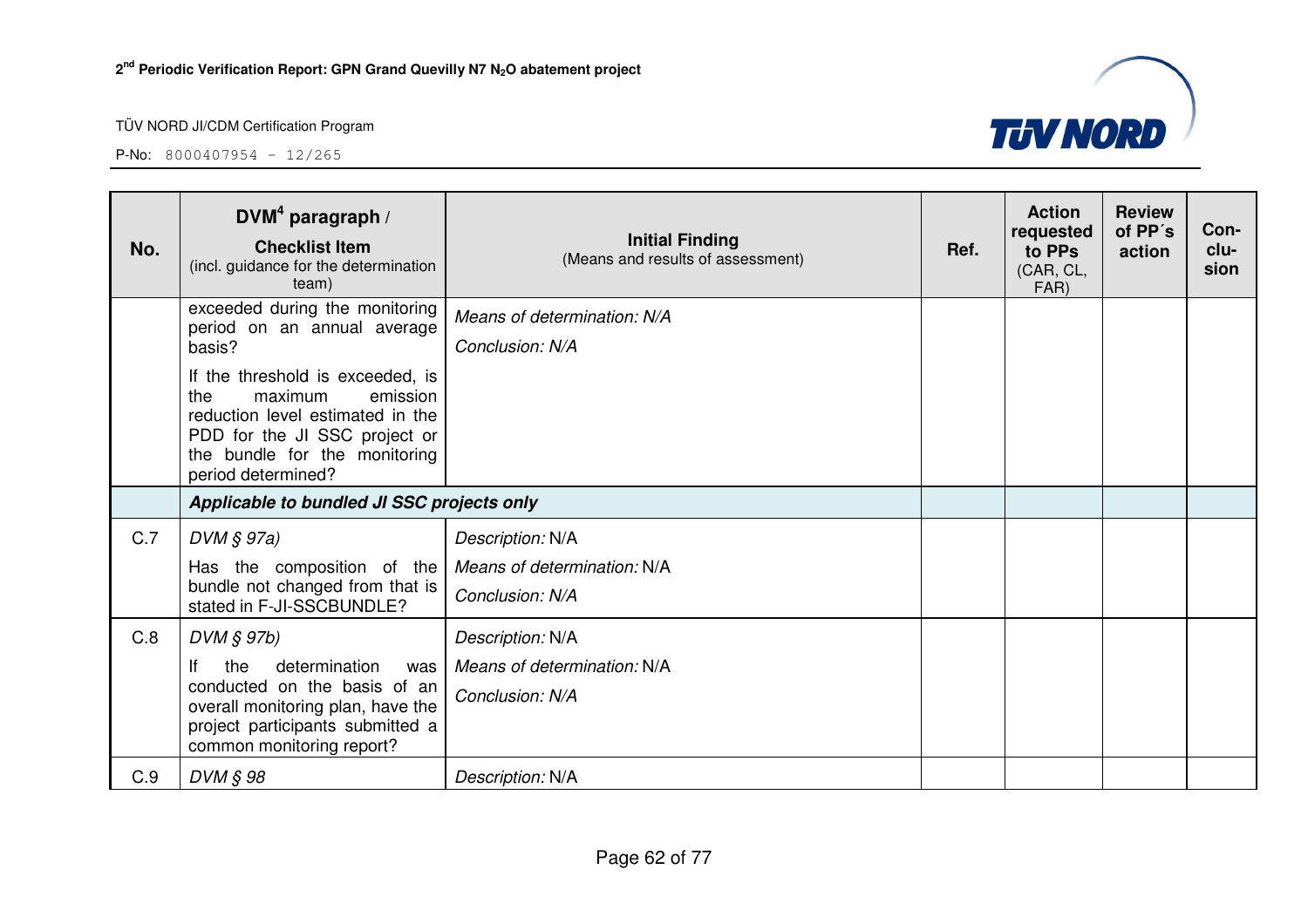| No. | DVM[4] paragraph / **Checklist Item** (incl. guidance for the determination team) | **Initial Finding** (Means and results of assessment) | Ref. | Action requested to PPs (CAR, CL, FAR) | Review of PP´s action | Con-clu-sion |
|---|---|---|---|---|---|---|
| | exceeded during the monitoring period on an annual average basis?<br><br>If the threshold is exceeded, is the maximum emission reduction level estimated in the PDD for the JI SSC project or the bundle for the monitoring period determined? | *Means of determination: N/A*<br><br>*Conclusion: N/A* | | | | |
| | ***Applicable to bundled JI SSC projects only*** | | | | | |
| C.7 | *DVM § 97a)*<br><br>Has the composition of the bundle not changed from that is stated in F-JI-SSCBUNDLE? | *Description:* N/A<br><br>*Means of determination:* N/A<br><br>*Conclusion: N/A* | | | | |
| C.8 | *DVM § 97b)*<br><br>If the determination was conducted on the basis of an overall monitoring plan, have the project participants submitted a common monitoring report? | *Description:* N/A<br><br>*Means of determination:* N/A<br><br>*Conclusion: N/A* | | | | |
| C.9 | *DVM § 98* | *Description:* N/A | | | | |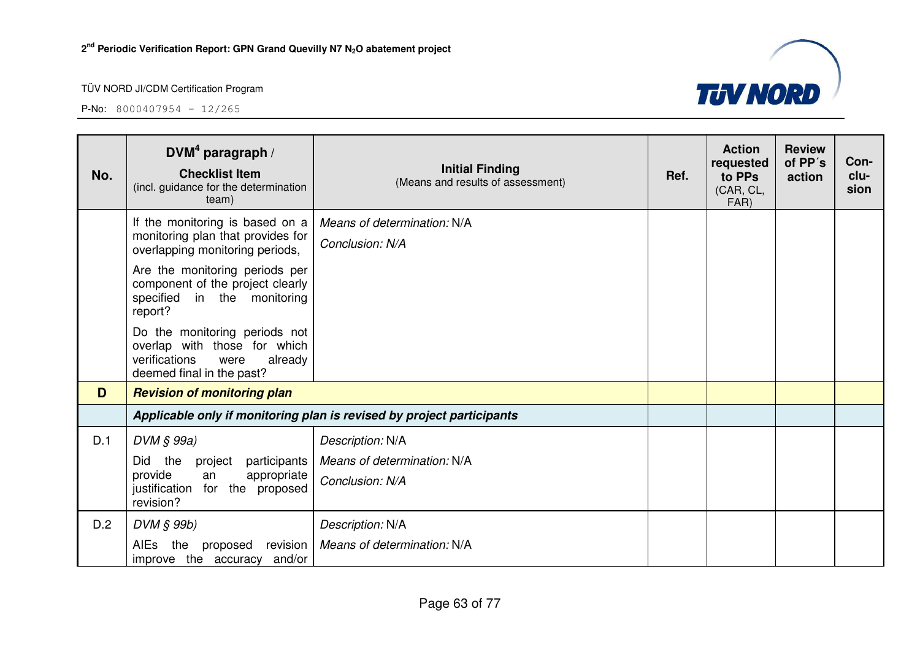| No. | DVM[4] paragraph / **Checklist Item** (incl. guidance for the determination team) | **Initial Finding** (Means and results of assessment) | Ref. | Action requested to PPs (CAR, CL, FAR) | Review of PP´s action | Con-clu-sion |
|---|---|---|---|---|---|---|
| | If the monitoring is based on a monitoring plan that provides for overlapping monitoring periods, Are the monitoring periods per component of the project clearly specified in the monitoring report? Do the monitoring periods not overlap with those for which verifications were already deemed final in the past? | *Means of determination:* N/A *Conclusion: N/A* | | | | |
| **D** | ***Revision of monitoring plan*** | | | | | |
| | ***Applicable only if monitoring plan is revised by project participants*** | | | | | |
| D.1 | *DVM § 99a)* Did the project participants provide an appropriate justification for the proposed revision? | *Description:* N/A *Means of determination:* N/A *Conclusion: N/A* | | | | |
| D.2 | *DVM § 99b)* AIEs the proposed revision improve the accuracy and/or | *Description:* N/A *Means of determination:* N/A | | | | |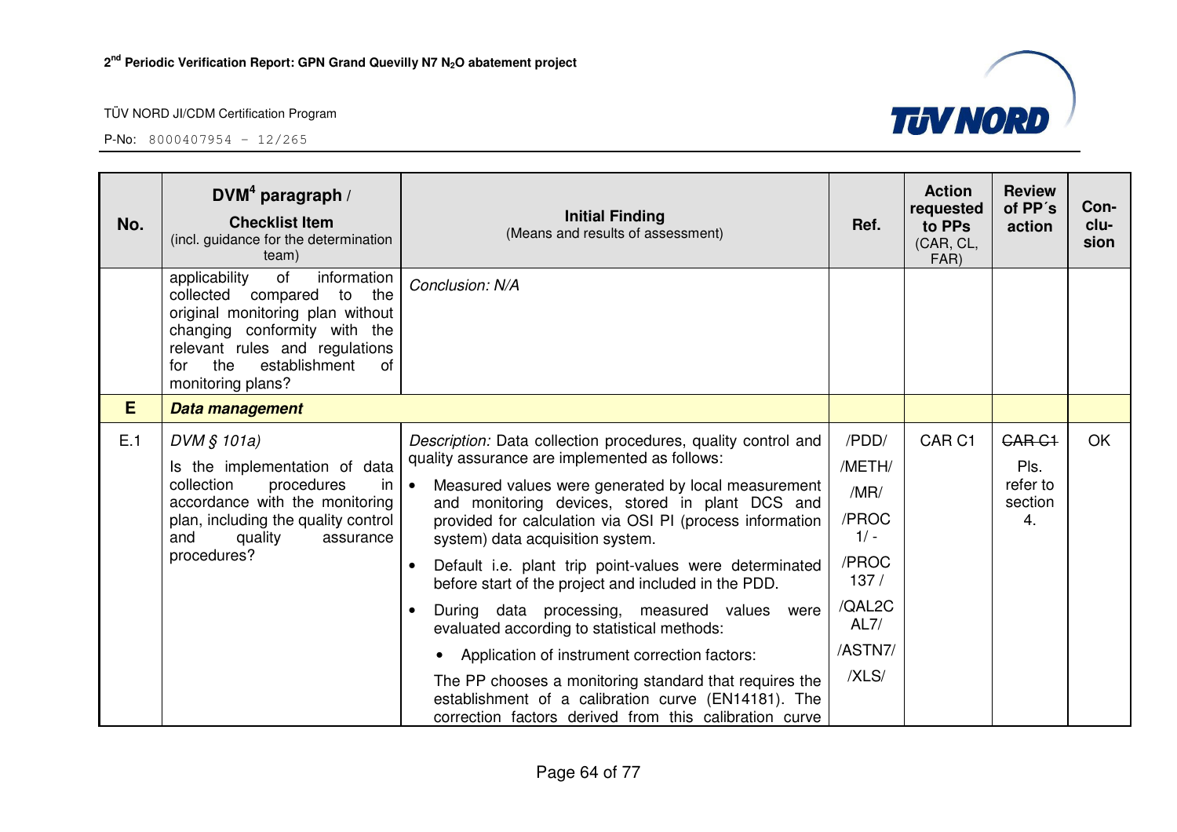| No. | DVM[4] paragraph / **Checklist Item** (incl. guidance for the determination team) | **Initial Finding** (Means and results of assessment) | Ref. | Action requested to PPs (CAR, CL, FAR) | Review of PP´s action | Con-clu-sion |
|---|---|---|---|---|---|---|
| | applicability of information collected compared to the original monitoring plan without changing conformity with the relevant rules and regulations for the establishment of monitoring plans? | *Conclusion: N/A* | | | | |
| **E** | ***Data management*** | | | | | |
| E.1 | *DVM § 101a)* Is the implementation of data collection procedures in accordance with the monitoring plan, including the quality control and quality assurance procedures? | *Description:* Data collection procedures, quality control and quality assurance are implemented as follows: • Measured values were generated by local measurement and monitoring devices, stored in plant DCS and provided for calculation via OSI PI (process information system) data acquisition system. • Default i.e. plant trip point-values were determinated before start of the project and included in the PDD. • During data processing, measured values were evaluated according to statistical methods: • Application of instrument correction factors: The PP chooses a monitoring standard that requires the establishment of a calibration curve (EN14181). The correction factors derived from this calibration curve | /PDD/ /METH/ /MR/ /PROC 1/ - /PROC 137 / /QAL2C AL7/ /ASTN7/ /XLS/ | CAR C1 | ~~CAR C1~~ Pls. refer to section 4. | OK |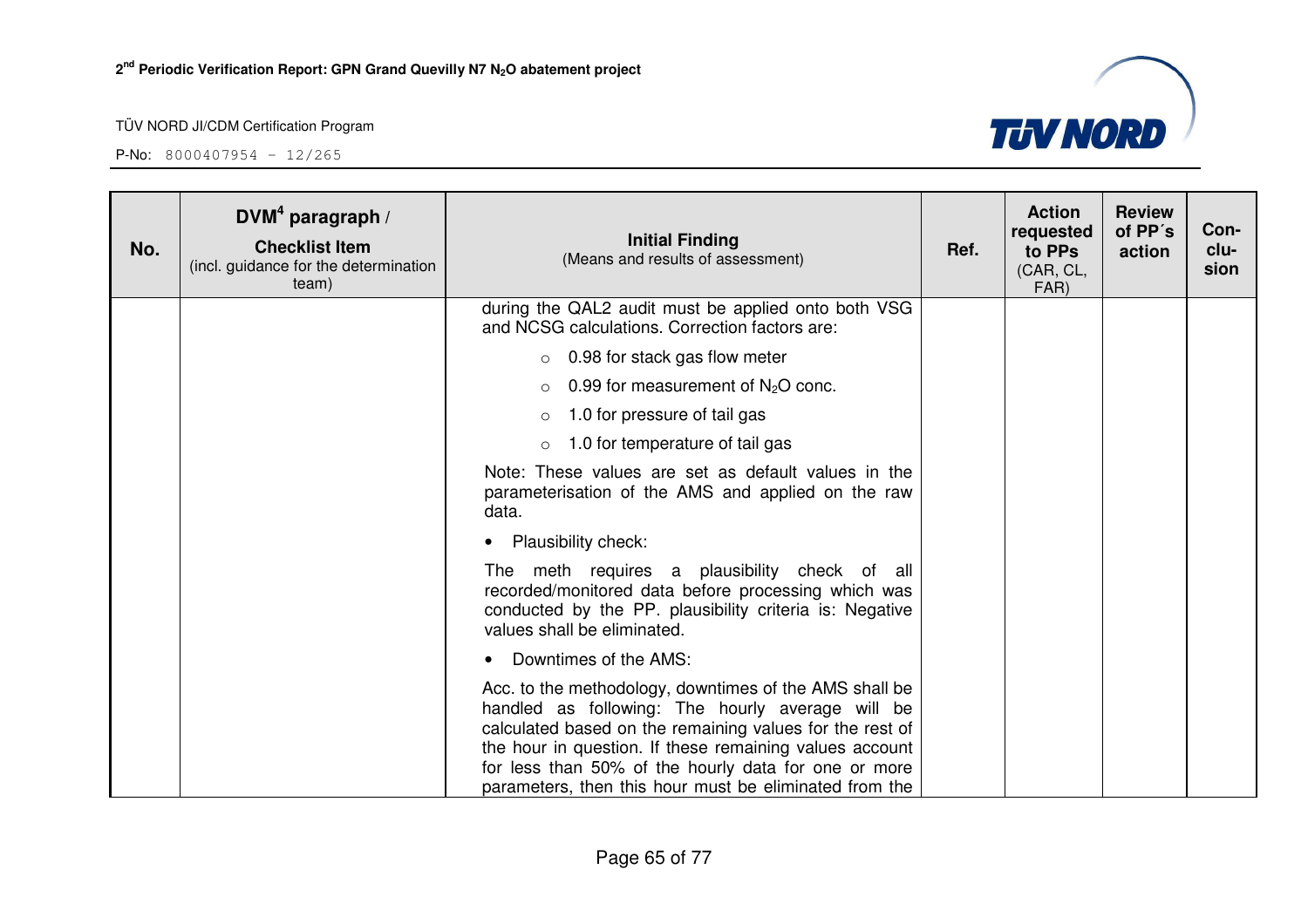| No. | DVM[4] paragraph / Checklist Item (incl. guidance for the determination team) | Initial Finding (Means and results of assessment) | Ref. | Action requested to PPs (CAR, CL, FAR) | Review of PP´s action | Con-clu-sion |
|---|---|---|---|---|---|---|
| | | during the QAL2 audit must be applied onto both VSG and NCSG calculations. Correction factors are:<br>○ 0.98 for stack gas flow meter<br>○ 0.99 for measurement of $N_2O$ conc.<br>○ 1.0 for pressure of tail gas<br>○ 1.0 for temperature of tail gas<br>Note: These values are set as default values in the parameterisation of the AMS and applied on the raw data.<br>• Plausibility check:<br>The meth requires a plausibility check of all recorded/monitored data before processing which was conducted by the PP. plausibility criteria is: Negative values shall be eliminated.<br>• Downtimes of the AMS:<br>Acc. to the methodology, downtimes of the AMS shall be handled as following: The hourly average will be calculated based on the remaining values for the rest of the hour in question. If these remaining values account for less than 50% of the hourly data for one or more parameters, then this hour must be eliminated from the | | | | |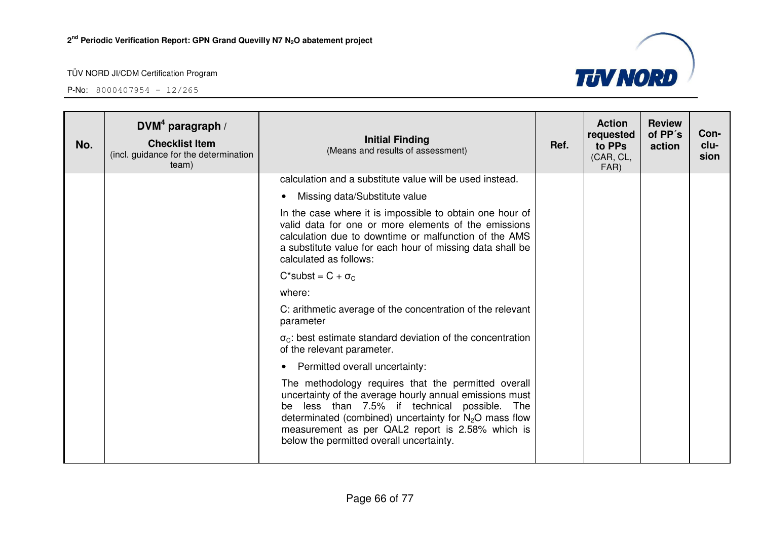| No. | DVM[4] paragraph / Checklist Item (incl. guidance for the determination team) | Initial Finding (Means and results of assessment) | Ref. | Action requested to PPs (CAR, CL, FAR) | Review of PP´s action | Con-clu-sion |
|---|---|---|---|---|---|---|
| | | calculation and a substitute value will be used instead.<br><br>• Missing data/Substitute value<br><br>In the case where it is impossible to obtain one hour of valid data for one or more elements of the emissions calculation due to downtime or malfunction of the AMS a substitute value for each hour of missing data shall be calculated as follows:<br><br>$C^{*}subst = C + \sigma_C$<br><br>where:<br><br>C: arithmetic average of the concentration of the relevant parameter<br><br>$\sigma_C$: best estimate standard deviation of the concentration of the relevant parameter.<br><br>• Permitted overall uncertainty:<br><br>The methodology requires that the permitted overall uncertainty of the average hourly annual emissions must be less than 7.5% if technical possible. The determinated (combined) uncertainty for $N_2O$ mass flow measurement as per QAL2 report is 2.58% which is below the permitted overall uncertainty. | | | | |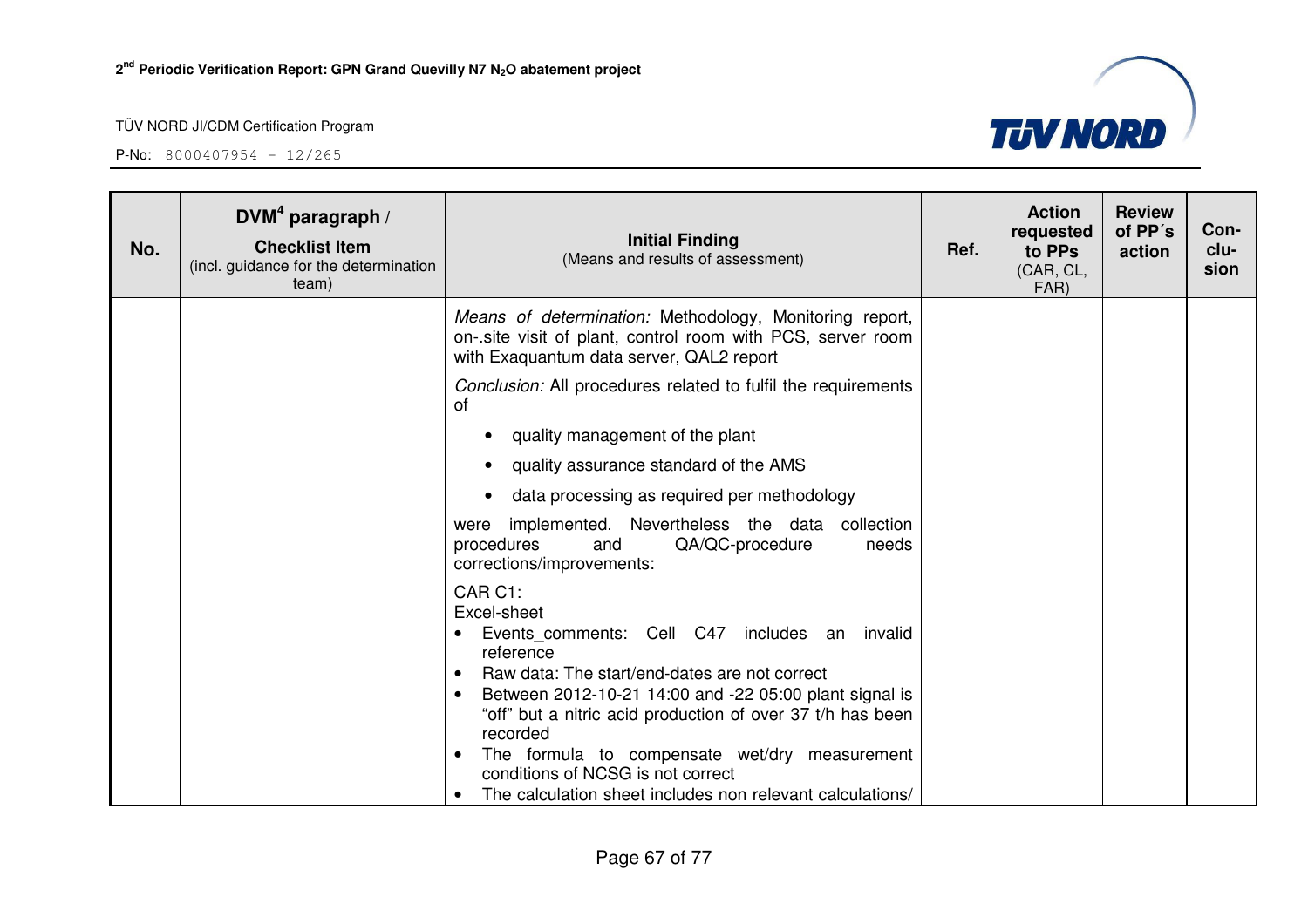| No. | DVM[4] paragraph / **Checklist Item** (incl. guidance for the determination team) | **Initial Finding** (Means and results of assessment) | Ref. | Action requested to PPs (CAR, CL, FAR) | Review of PP´s action | Con-clu-sion |
|---|---|---|---|---|---|---|
| | | *Means of determination:* Methodology, Monitoring report, on-.site visit of plant, control room with PCS, server room with Exaquantum data server, QAL2 report<br><br>*Conclusion:* All procedures related to fulfil the requirements of<br><br>• quality management of the plant<br>• quality assurance standard of the AMS<br>• data processing as required per methodology<br><br>were implemented. Nevertheless the data collection procedures and QA/QC-procedure needs corrections/improvements:<br><br><u>CAR C1:</u><br>Excel-sheet<br>• Events_comments: Cell C47 includes an invalid reference<br>• Raw data: The start/end-dates are not correct<br>• Between 2012-10-21 14:00 and -22 05:00 plant signal is “off” but a nitric acid production of over 37 t/h has been recorded<br>• The formula to compensate wet/dry measurement conditions of NCSG is not correct<br>• The calculation sheet includes non relevant calculations/ | | | | |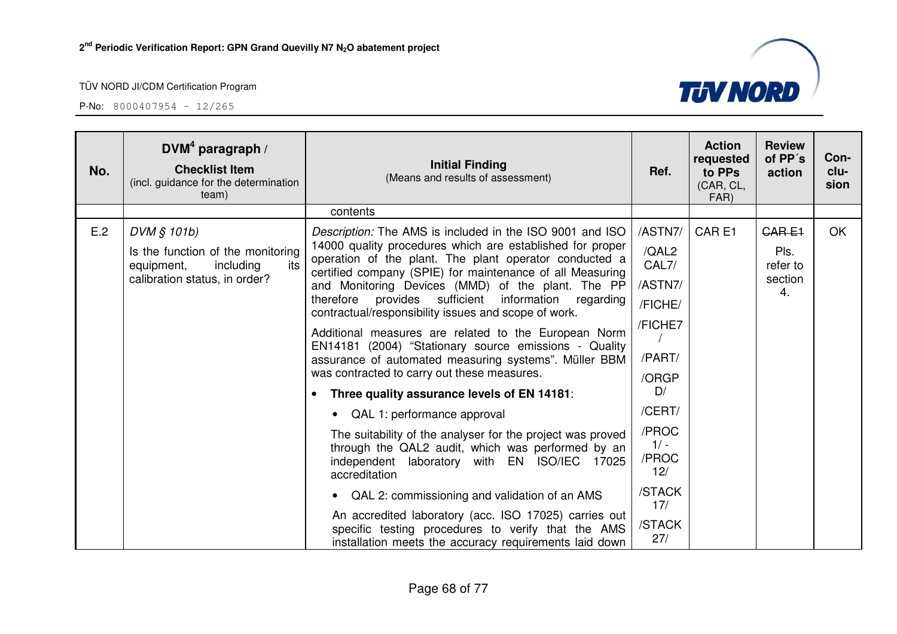| No. | DVM[4] paragraph / Checklist Item (incl. guidance for the determination team) | Initial Finding (Means and results of assessment) | Ref. | Action requested to PPs (CAR, CL, FAR) | Review of PP´s action | Con-clu-sion |
|---|---|---|---|---|---|---|
| | | contents | | | | |
| E.2 | *DVM § 101b)*<br>Is the function of the monitoring equipment, including its calibration status, in order? | *Description:* The AMS is included in the ISO 9001 and ISO 14000 quality procedures which are established for proper operation of the plant. The plant operator conducted a certified company (SPIE) for maintenance of all Measuring and Monitoring Devices (MMD) of the plant. The PP therefore provides sufficient information regarding contractual/responsibility issues and scope of work.<br>Additional measures are related to the European Norm EN14181 (2004) "Stationary source emissions - Quality assurance of automated measuring systems". Müller BBM was contracted to carry out these measures.<br>• **Three quality assurance levels of EN 14181**:<br>• QAL 1: performance approval<br>The suitability of the analyser for the project was proved through the QAL2 audit, which was performed by an independent laboratory with EN ISO/IEC 17025 accreditation<br>• QAL 2: commissioning and validation of an AMS<br>An accredited laboratory (acc. ISO 17025) carries out specific testing procedures to verify that the AMS installation meets the accuracy requirements laid down | /ASTN7/<br>/QAL2 CAL7/<br>/ASTN7/<br>/FICHE/<br>/FICHE7/<br>/PART/<br>/ORGPD/<br>/CERT/<br>/PROC 1/ - /PROC 12/<br>/STACK 17/<br>/STACK 27/ | CAR E1 | ~~CAR E1~~<br>Pls. refer to section 4. | OK |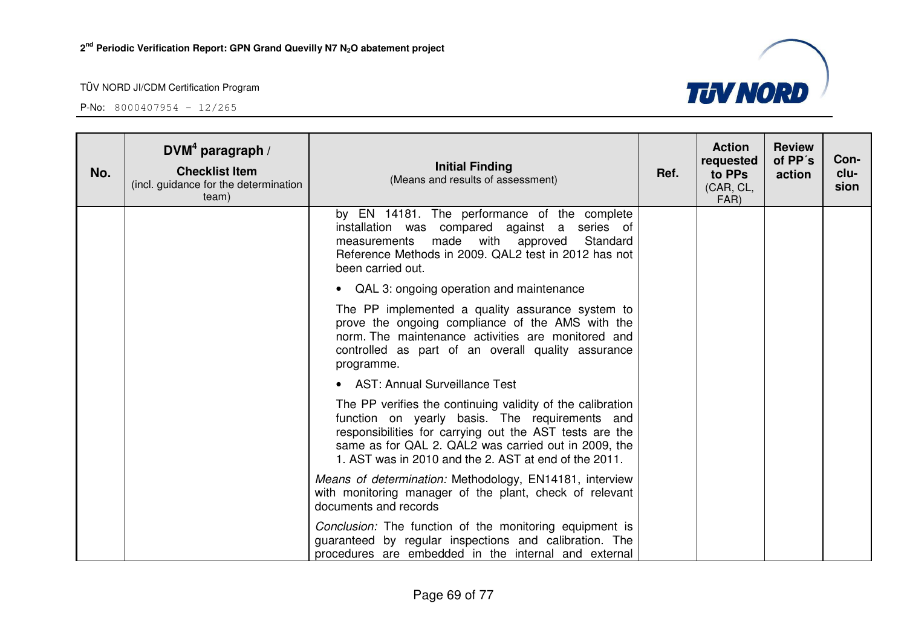| No. | DVM[4] paragraph / **Checklist Item** (incl. guidance for the determination team) | **Initial Finding** (Means and results of assessment) | Ref. | Action requested to PPs (CAR, CL, FAR) | Review of PP´s action | Con-clu-sion |
|---|---|---|---|---|---|---|
| | | by EN 14181. The performance of the complete installation was compared against a series of measurements made with approved Standard Reference Methods in 2009. QAL2 test in 2012 has not been carried out.<br><br>• QAL 3: ongoing operation and maintenance<br><br>The PP implemented a quality assurance system to prove the ongoing compliance of the AMS with the norm. The maintenance activities are monitored and controlled as part of an overall quality assurance programme.<br><br>• AST: Annual Surveillance Test<br><br>The PP verifies the continuing validity of the calibration function on yearly basis. The requirements and responsibilities for carrying out the AST tests are the same as for QAL 2. QAL2 was carried out in 2009, the 1. AST was in 2010 and the 2. AST at end of the 2011.<br><br>*Means of determination:* Methodology, EN14181, interview with monitoring manager of the plant, check of relevant documents and records<br><br>*Conclusion:* The function of the monitoring equipment is guaranteed by regular inspections and calibration. The procedures are embedded in the internal and external | | | | |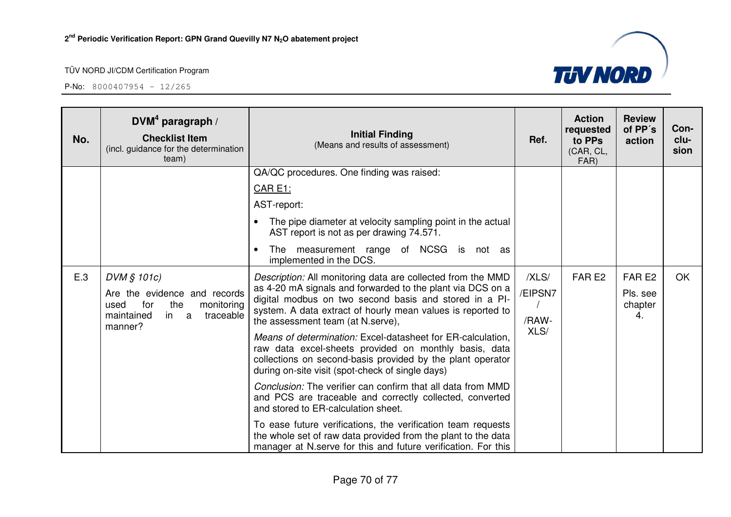| No. | DVM[4] paragraph / **Checklist Item** (incl. guidance for the determination team) | **Initial Finding** (Means and results of assessment) | **Ref.** | **Action requested to PPs** (CAR, CL, FAR) | **Review of PP´s action** | **Con-clu-sion** |
|---|---|---|---|---|---|---|
| | | QA/QC procedures. One finding was raised:<br><br><u>CAR E1:</u><br><br>AST-report:<br><br>• The pipe diameter at velocity sampling point in the actual AST report is not as per drawing 74.571.<br><br>• The measurement range of NCSG is not as implemented in the DCS. | | | | |
| E.3 | *DVM § 101c)*<br><br>Are the evidence and records used for the monitoring maintained in a traceable manner? | *Description:* All monitoring data are collected from the MMD as 4-20 mA signals and forwarded to the plant via DCS on a digital modbus on two second basis and stored in a PI-system. A data extract of hourly mean values is reported to the assessment team (at N.serve),<br><br>*Means of determination:* Excel-datasheet for ER-calculation, raw data excel-sheets provided on monthly basis, data collections on second-basis provided by the plant operator during on-site visit (spot-check of single days)<br><br>*Conclusion:* The verifier can confirm that all data from MMD and PCS are traceable and correctly collected, converted and stored to ER-calculation sheet.<br><br>To ease future verifications, the verification team requests the whole set of raw data provided from the plant to the data manager at N.serve for this and future verification. For this | /XLS/<br><br>/EIPSN7/<br><br>/RAW-XLS/ | FAR E2 | FAR E2<br><br>Pls. see chapter 4. | OK |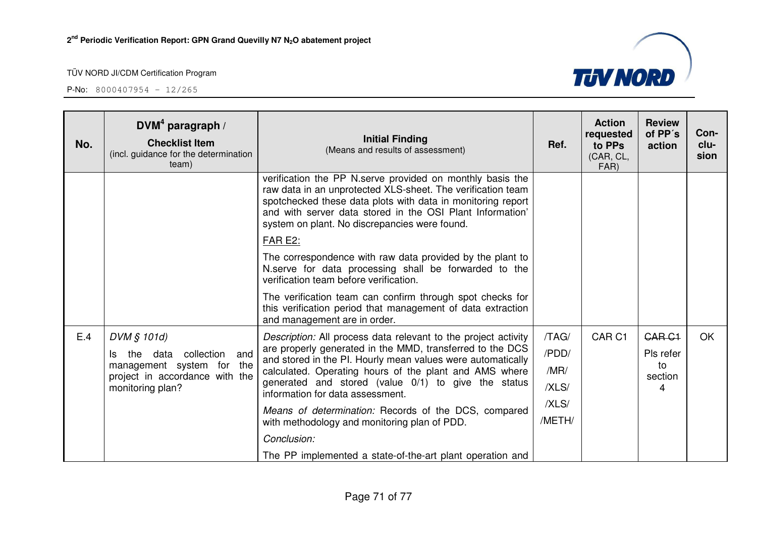| No. | DVM[4] paragraph / **Checklist Item** (incl. guidance for the determination team) | **Initial Finding** (Means and results of assessment) | Ref. | Action requested to PPs (CAR, CL, FAR) | Review of PP´s action | Con-clu-sion |
|---|---|---|---|---|---|---|
| | | verification the PP N.serve provided on monthly basis the raw data in an unprotected XLS-sheet. The verification team spotchecked these data plots with data in monitoring report and with server data stored in the OSI Plant Information' system on plant. No discrepancies were found.<br><br><u>FAR E2:</u><br><br>The correspondence with raw data provided by the plant to N.serve for data processing shall be forwarded to the verification team before verification.<br><br>The verification team can confirm through spot checks for this verification period that management of data extraction and management are in order. | | | | |
| E.4 | *DVM § 101d)*<br><br>Is the data collection and management system for the project in accordance with the monitoring plan? | *Description:* All process data relevant to the project activity are properly generated in the MMD, transferred to the DCS and stored in the PI. Hourly mean values were automatically calculated. Operating hours of the plant and AMS where generated and stored (value 0/1) to give the status information for data assessment.<br><br>*Means of determination:* Records of the DCS, compared with methodology and monitoring plan of PDD.<br><br>*Conclusion:*<br><br>The PP implemented a state-of-the-art plant operation and | /TAG/<br>/PDD/<br>/MR/<br>/XLS/<br>/XLS/<br>/METH/ | CAR C1 | ~~CAR C1~~<br><br>Pls refer to section 4 | OK |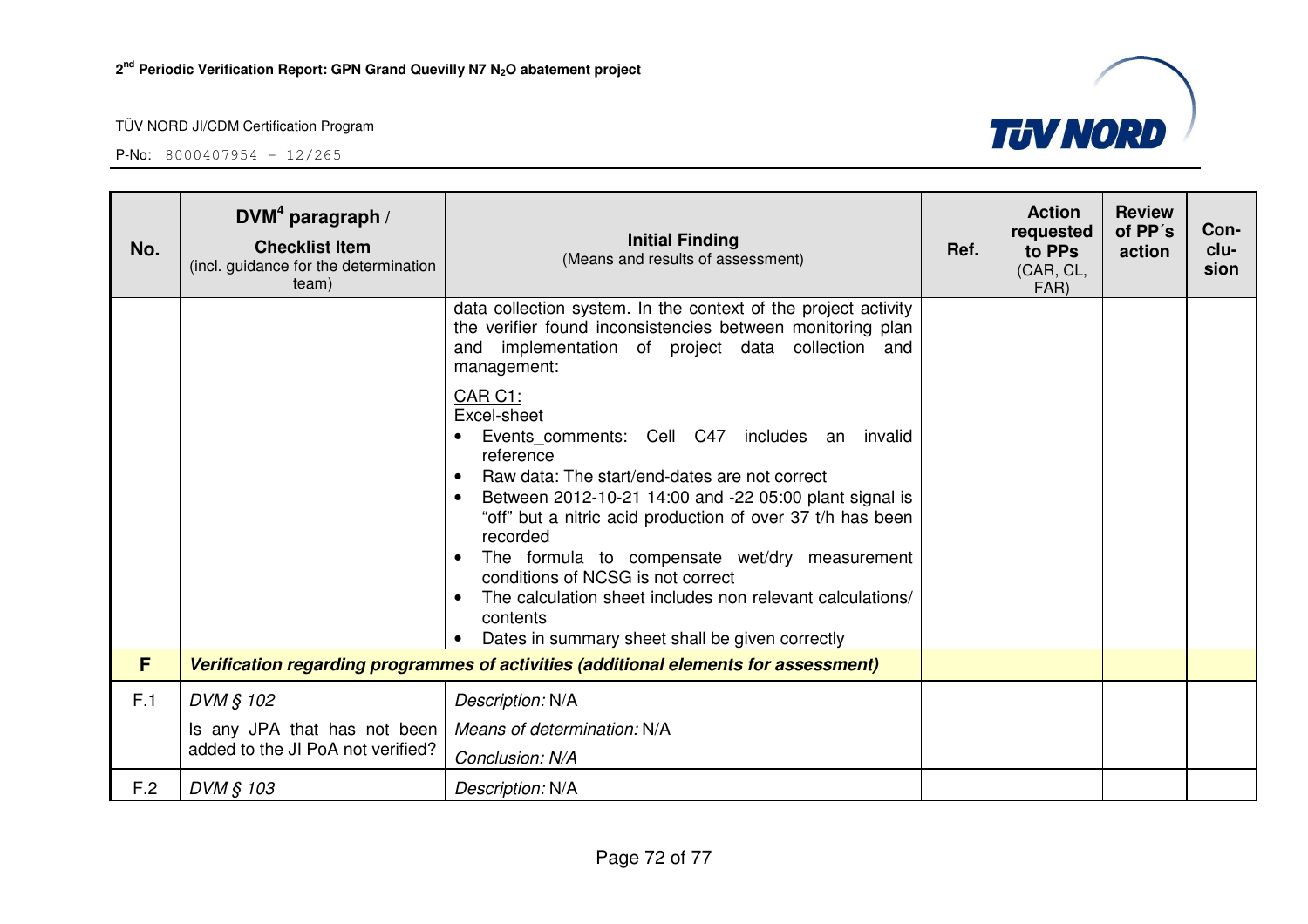| No. | DVM[4] paragraph / Checklist Item (incl. guidance for the determination team) | Initial Finding (Means and results of assessment) | Ref. | Action requested to PPs (CAR, CL, FAR) | Review of PP´s action | Con-clu-sion |
|---|---|---|---|---|---|---|
| | | data collection system. In the context of the project activity the verifier found inconsistencies between monitoring plan and implementation of project data collection and management:<br><br><u>CAR C1:</u><br>Excel-sheet<br>• Events_comments: Cell C47 includes an invalid reference<br>• Raw data: The start/end-dates are not correct<br>• Between 2012-10-21 14:00 and -22 05:00 plant signal is "off" but a nitric acid production of over 37 t/h has been recorded<br>• The formula to compensate wet/dry measurement conditions of NCSG is not correct<br>• The calculation sheet includes non relevant calculations/ contents<br>• Dates in summary sheet shall be given correctly | | | | |
| **F** | ***Verification regarding programmes of activities (additional elements for assessment)*** | | | | | |
| F.1 | *DVM § 102*<br>Is any JPA that has not been added to the JI PoA not verified? | *Description:* N/A<br>*Means of determination:* N/A<br>*Conclusion: N/A* | | | | |
| F.2 | *DVM § 103* | *Description:* N/A | | | | |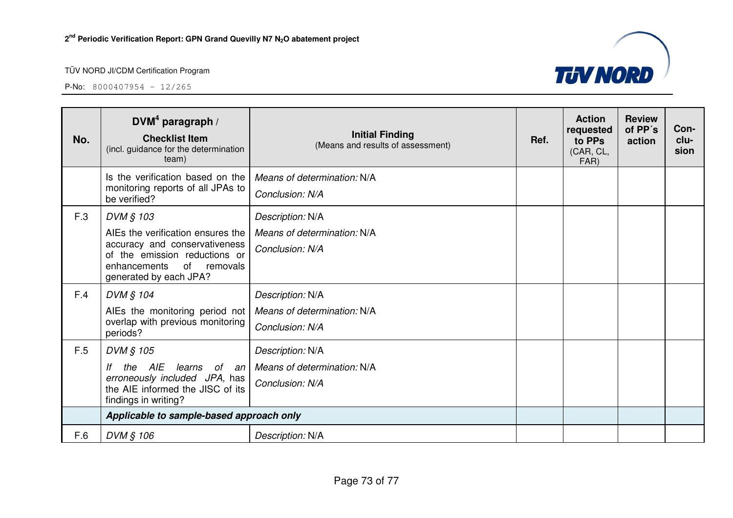| No. | DVM[4] paragraph / **Checklist Item** (incl. guidance for the determination team) | **Initial Finding** (Means and results of assessment) | Ref. | Action requested to PPs (CAR, CL, FAR) | Review of PP´s action | Con-clu-sion |
|---|---|---|---|---|---|---|
| | Is the verification based on the monitoring reports of all JPAs to be verified? | *Means of determination:* N/A<br>*Conclusion: N/A* | | | | |
| F.3 | *DVM § 103*<br>AIEs the verification ensures the accuracy and conservativeness of the emission reductions or enhancements of removals generated by each JPA? | *Description:* N/A<br>*Means of determination:* N/A<br>*Conclusion: N/A* | | | | |
| F.4 | *DVM § 104*<br>AIEs the monitoring period not overlap with previous monitoring periods? | *Description:* N/A<br>*Means of determination:* N/A<br>*Conclusion: N/A* | | | | |
| F.5 | *DVM § 105*<br>*If the AIE learns of an erroneously included JPA,* has the AIE informed the JISC of its findings in writing? | *Description:* N/A<br>*Means of determination:* N/A<br>*Conclusion: N/A* | | | | |
| | ***Applicable to sample-based approach only*** | | | | | |
| F.6 | *DVM § 106* | *Description:* N/A | | | | |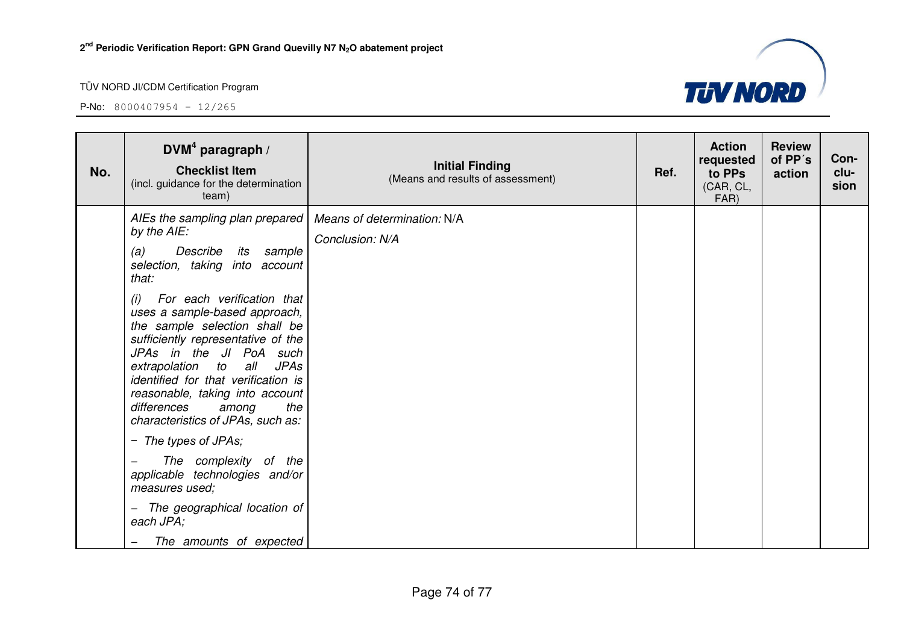| No. | DVM[4] paragraph / **Checklist Item** (incl. guidance for the determination team) | **Initial Finding** (Means and results of assessment) | **Ref.** | **Action requested to PPs** (CAR, CL, FAR) | **Review of PP´s action** | **Con-clu-sion** |
|---|---|---|---|---|---|---|
| | *AIEs the sampling plan prepared by the AIE:* *(a) Describe its sample selection, taking into account that:* *(i) For each verification that uses a sample-based approach, the sample selection shall be sufficiently representative of the JPAs in the JI PoA such extrapolation to all JPAs identified for that verification is reasonable, taking into account differences among the characteristics of JPAs, such as:* *− The types of JPAs;* *– The complexity of the applicable technologies and/or measures used;* *– The geographical location of each JPA;* *– The amounts of expected* | *Means of determination:* N/A *Conclusion: N/A* | | | | |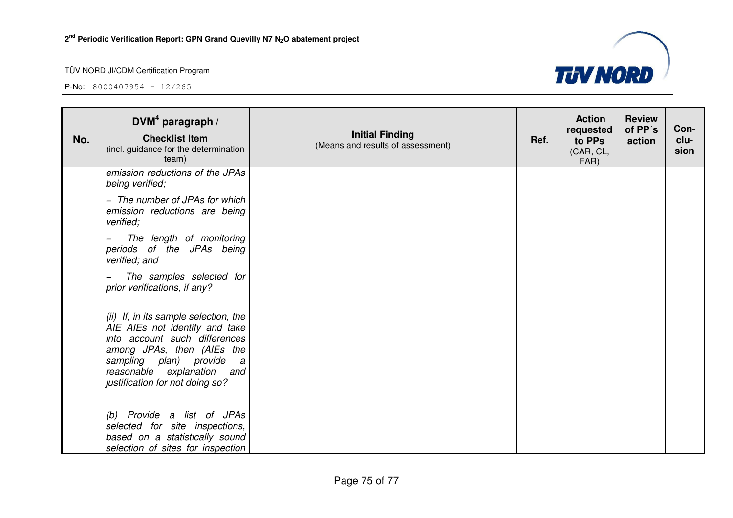| No. | DVM[4] paragraph / **Checklist Item** (incl. guidance for the determination team) | **Initial Finding** (Means and results of assessment) | Ref. | Action requested to PPs (CAR, CL, FAR) | Review of PP´s action | Con-clu-sion |
|---|---|---|---|---|---|---|
| | *emission reductions of the JPAs being verified;*<br><br>*– The number of JPAs for which emission reductions are being verified;*<br><br>*– The length of monitoring periods of the JPAs being verified; and*<br><br>*– The samples selected for prior verifications, if any?*<br><br>*(ii) If, in its sample selection, the AIE AIEs not identify and take into account such differences among JPAs, then (AIEs the sampling plan) provide a reasonable explanation and justification for not doing so?*<br><br>*(b) Provide a list of JPAs selected for site inspections, based on a statistically sound selection of sites for inspection* | | | | | |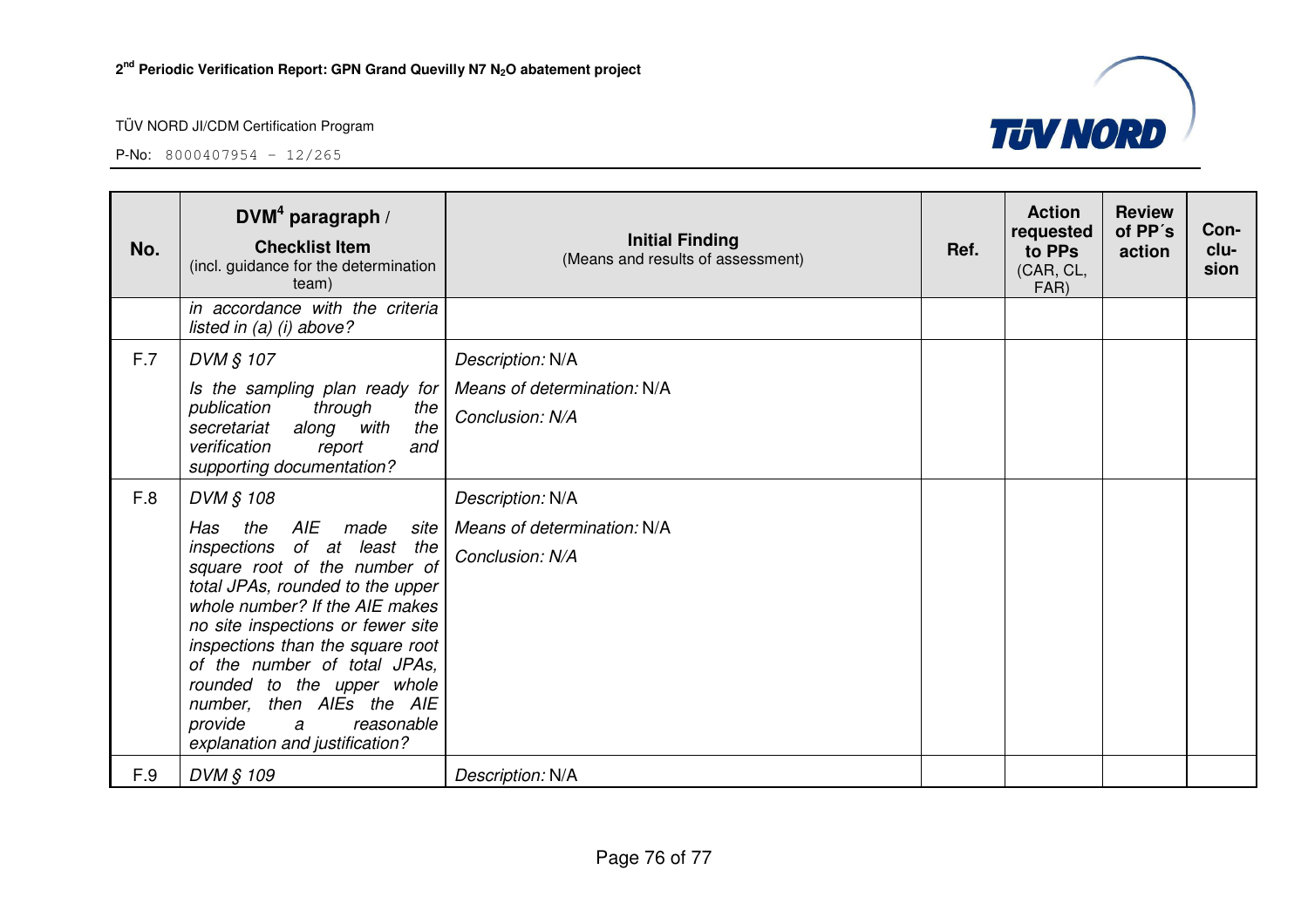| No. | DVM[4] paragraph / **Checklist Item** (incl. guidance for the determination team) | **Initial Finding** (Means and results of assessment) | Ref. | Action requested to PPs (CAR, CL, FAR) | Review of PP´s action | Con-clu-sion |
|---|---|---|---|---|---|---|
| | *in accordance with the criteria listed in (a) (i) above?* | | | | | |
| F.7 | *DVM § 107* <br> *Is the sampling plan ready for publication through the secretariat along with the verification report and supporting documentation?* | *Description:* N/A <br> *Means of determination:* N/A <br> *Conclusion: N/A* | | | | |
| F.8 | *DVM § 108* <br> *Has the AIE made site inspections of at least the square root of the number of total JPAs, rounded to the upper whole number? If the AIE makes no site inspections or fewer site inspections than the square root of the number of total JPAs, rounded to the upper whole number, then AIEs the AIE provide a reasonable explanation and justification?* | *Description:* N/A <br> *Means of determination:* N/A <br> *Conclusion: N/A* | | | | |
| F.9 | *DVM § 109* | *Description:* N/A | | | | |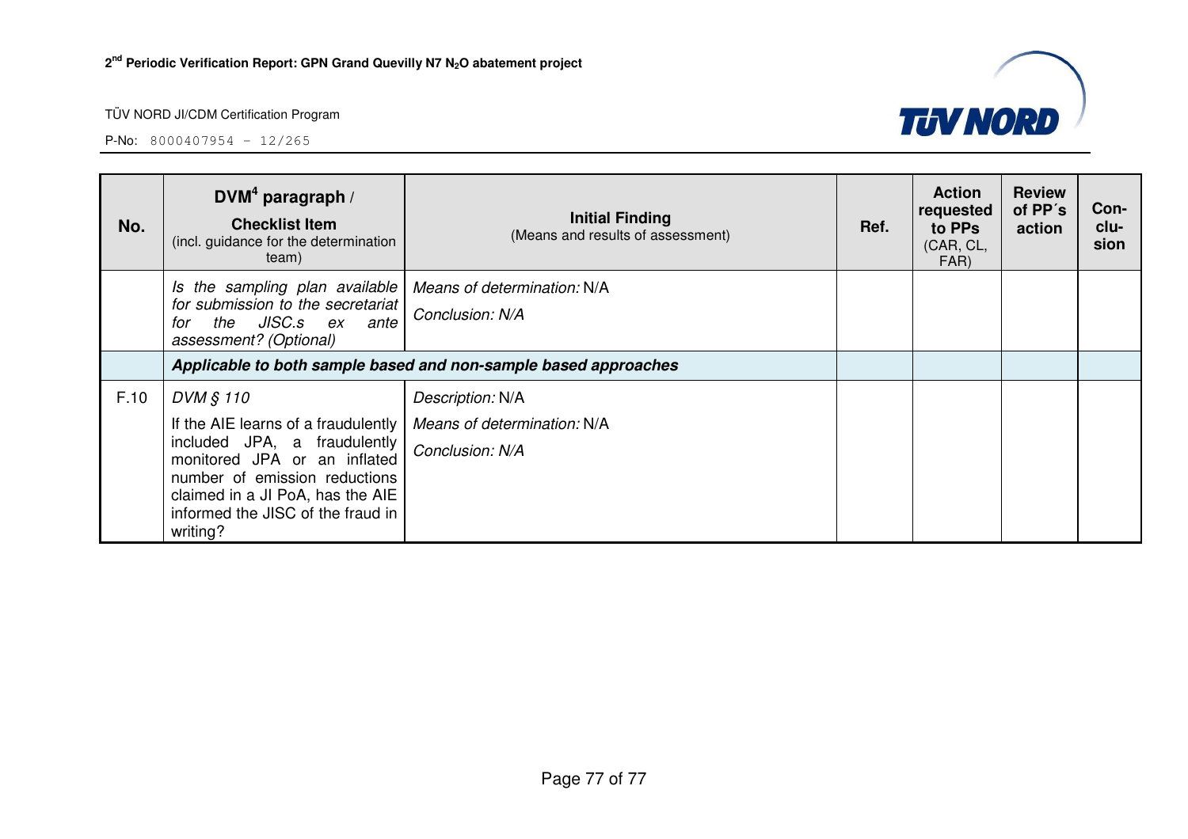| No. | DVM[4] paragraph / **Checklist Item** (incl. guidance for the determination team) | **Initial Finding** (Means and results of assessment) | **Ref.** | **Action requested to PPs** (CAR, CL, FAR) | **Review of PP´s action** | **Con-clu-sion** |
|---|---|---|---|---|---|---|
| | *Is the sampling plan available for submission to the secretariat for the JISC.s ex ante assessment? (Optional)* | *Means of determination:* N/A<br>*Conclusion: N/A* | | | | |
| | ***Applicable to both sample based and non-sample based approaches*** | | | | | |
| F.10 | *DVM § 110*<br>If the AIE learns of a fraudulently included JPA, a fraudulently monitored JPA or an inflated number of emission reductions claimed in a JI PoA, has the AIE informed the JISC of the fraud in writing? | *Description:* N/A<br>*Means of determination:* N/A<br>*Conclusion: N/A* | | | | |